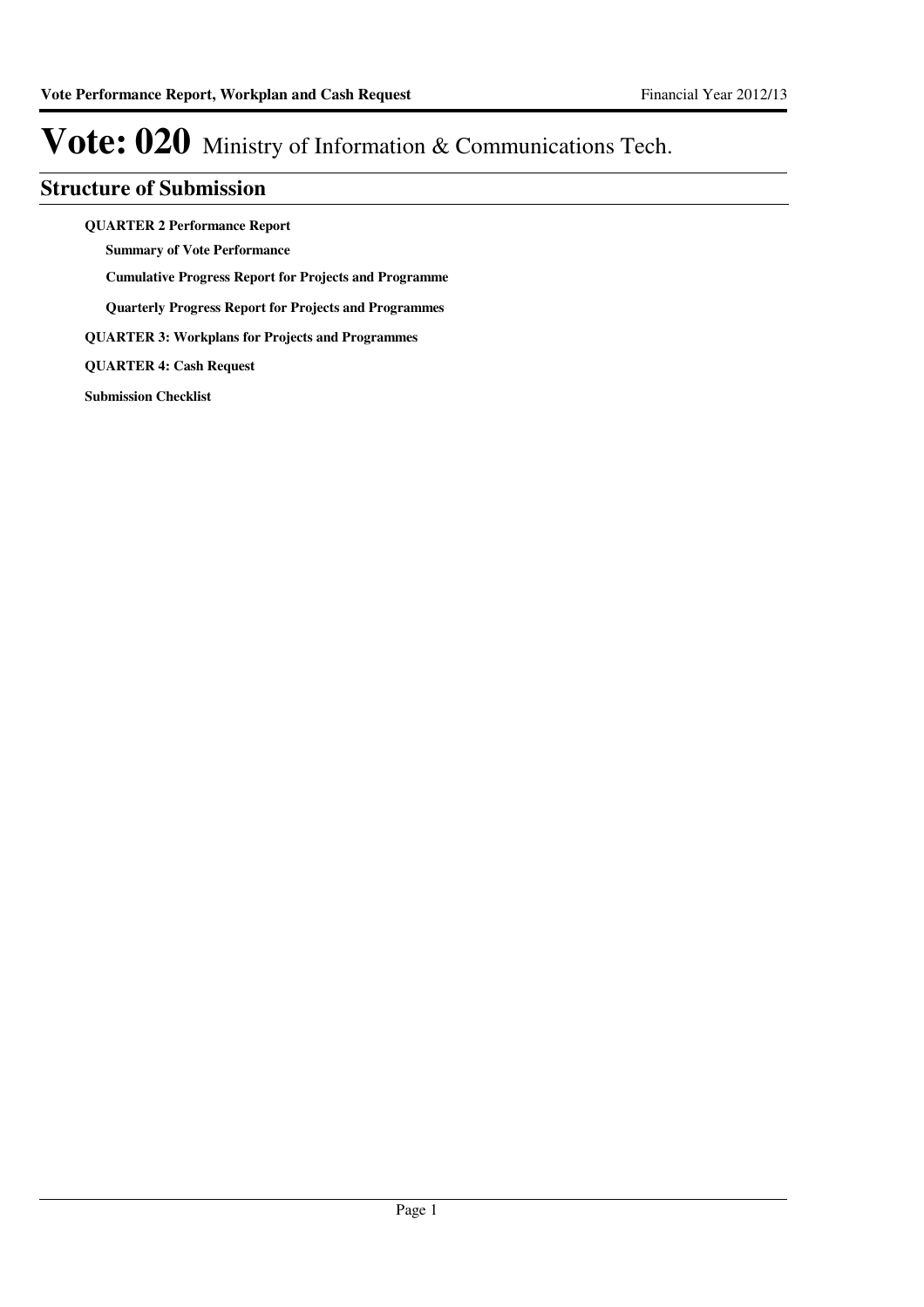# Vote: 020 Ministry of Information & Communications Tech.

## Structure of Submission

**QUARTER 2 Performance Report**

- **Summary of Vote Performance**
- **Cumulative Progress Report for Projects and Programme**
- **Quarterly Progress Report for Projects and Programmes**

**QUARTER 3: Workplans for Projects and Programmes**

**QUARTER 4: Cash Request**

**Submission Checklist**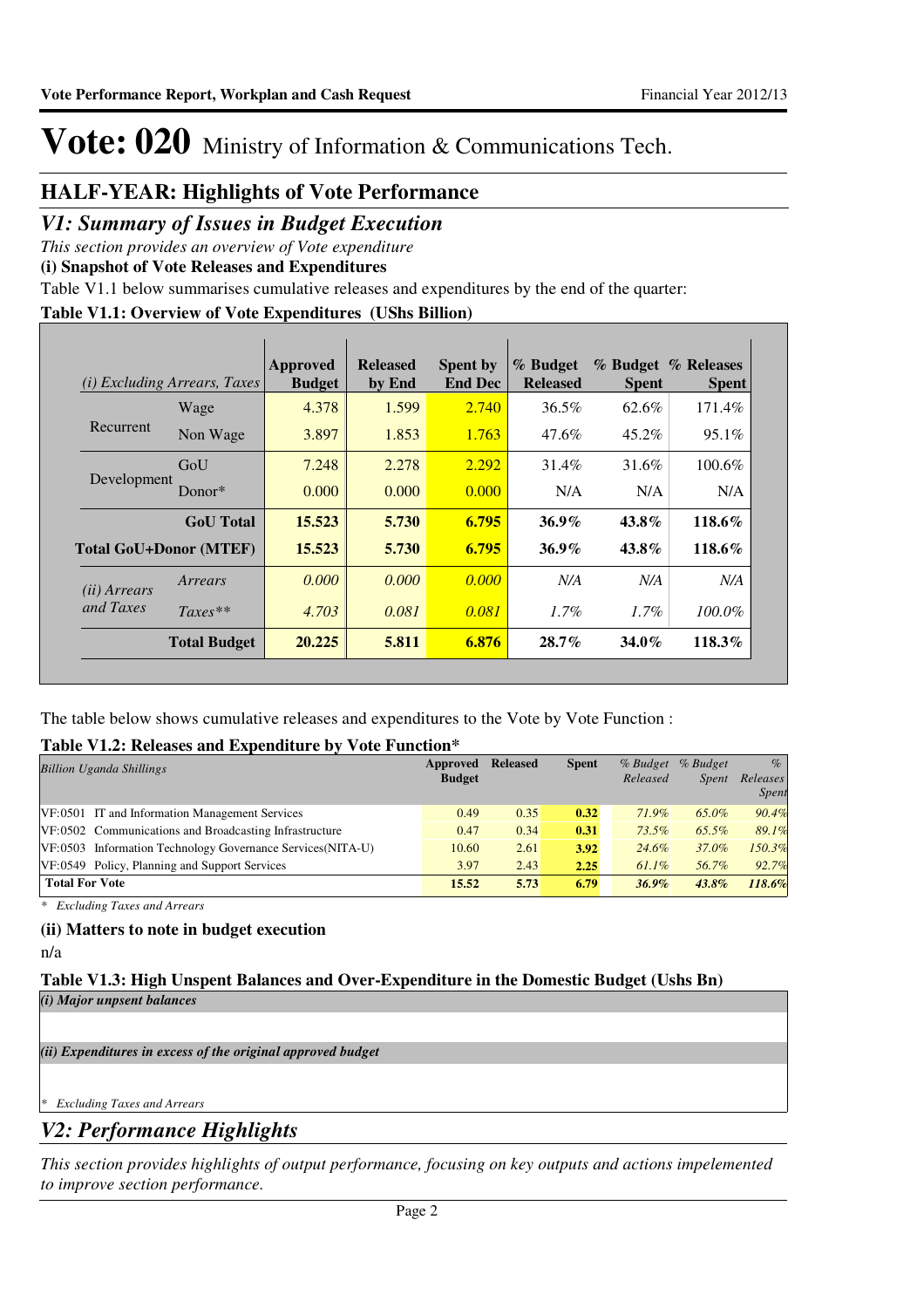# Vote: 020 Ministry of Information & Communications Tech.

## HALF-YEAR: Highlights of Vote Performance

## *V1: Summary of Issues in Budget Execution*

*This section provides an overview of Vote expenditure*

**(i) Snapshot of Vote Releases and Expenditures**

Table V1.1 below summarises cumulative releases and expenditures by the end of the quarter:

**Table V1.1: Overview of Vote Expenditures (UShs Billion)**

| *(i) Excluding Arrears, Taxes* | | Approved Budget | Released by End | Spent by End Dec | % Budget Released | % Budget Spent | % Releases Spent |
|---|---|---|---|---|---|---|---|
| Recurrent | Wage | 4.378 | 1.599 | 2.740 | 36.5% | 62.6% | 171.4% |
| | Non Wage | 3.897 | 1.853 | 1.763 | 47.6% | 45.2% | 95.1% |
| Development | GoU | 7.248 | 2.278 | 2.292 | 31.4% | 31.6% | 100.6% |
| | Donor* | 0.000 | 0.000 | 0.000 | N/A | N/A | N/A |
| | **GoU Total** | **15.523** | **5.730** | **6.795** | **36.9%** | **43.8%** | **118.6%** |
| **Total GoU+Donor (MTEF)** | | **15.523** | **5.730** | **6.795** | **36.9%** | **43.8%** | **118.6%** |
| *(ii) Arrears and Taxes* | *Arrears* | *0.000* | *0.000* | *0.000* | *N/A* | *N/A* | *N/A* |
| | *Taxes*** | *4.703* | *0.081* | *0.081* | *1.7%* | *1.7%* | *100.0%* |
| | **Total Budget** | **20.225** | **5.811** | **6.876** | **28.7%** | **34.0%** | **118.3%** |

The table below shows cumulative releases and expenditures to the Vote by Vote Function :

**Table V1.2: Releases and Expenditure by Vote Function***

| *Billion Uganda Shillings* | Approved Budget | Released | Spent | *% Budget Released* | *% Budget Spent* | *% Releases Spent* |
|---|---|---|---|---|---|---|
| VF:0501 IT and Information Management Services | 0.49 | 0.35 | **0.32** | *71.9%* | *65.0%* | *90.4%* |
| VF:0502 Communications and Broadcasting Infrastructure | 0.47 | 0.34 | **0.31** | *73.5%* | *65.5%* | *89.1%* |
| VF:0503 Information Technology Governance Services(NITA-U) | 10.60 | 2.61 | **3.92** | *24.6%* | *37.0%* | *150.3%* |
| VF:0549 Policy, Planning and Support Services | 3.97 | 2.43 | **2.25** | *61.1%* | *56.7%* | *92.7%* |
| **Total For Vote** | **15.52** | **5.73** | **6.79** | ***36.9%*** | ***43.8%*** | ***118.6%*** |

*\* Excluding Taxes and Arrears*

**(ii) Matters to note in budget execution**

n/a

**Table V1.3: High Unspent Balances and Over-Expenditure in the Domestic Budget (Ushs Bn)**

***(i) Major unpsent balances***

***(ii) Expenditures in excess of the original approved budget***

*\* Excluding Taxes and Arrears*

## *V2: Performance Highlights*

*This section provides highlights of output performance, focusing on key outputs and actions impelemented to improve section performance.*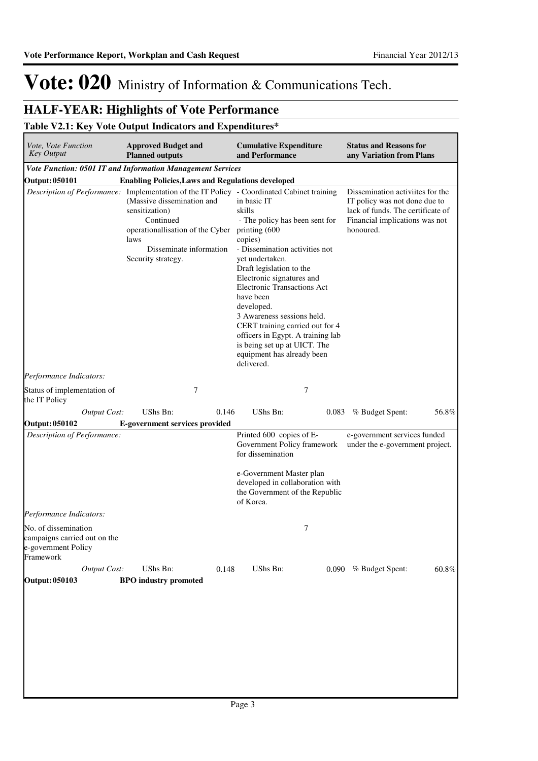# Vote: 020 Ministry of Information & Communications Tech.

## HALF-YEAR: Highlights of Vote Performance

### Table V2.1: Key Vote Output Indicators and Expenditures*

| *Vote, Vote Function Key Output* | **Approved Budget and Planned outputs** | **Cumulative Expenditure and Performance** | **Status and Reasons for any Variation from Plans** |
|---|---|---|---|
| ***Vote Function: 0501 IT and Information Management Services*** | | | |
| **Output: 050101** | **Enabling Policies,Laws and Regulations developed** | | |
| *Description of Performance:* | Implementation of the IT Policy (Massive dissemination and sensitization) Continued operationallisation of the Cyber laws Disseminate information Security strategy. | - Coordinated Cabinet training in basic IT skills - The policy has been sent for printing (600 copies) - Dissemination activities not yet undertaken. Draft legislation to the Electronic signatures and Electronic Transactions Act have been developed. 3 Awareness sessions held. CERT training carried out for 4 officers in Egypt. A training lab is being set up at UICT. The equipment has already been delivered. | Dissemination activiites for the IT policy was not done due to lack of funds. The certificate of Financial implications was not honoured. |
| *Performance Indicators:* | | | |
| Status of implementation of the IT Policy | 7 | 7 | |
| *Output Cost:* | UShs Bn: 0.146 | UShs Bn: 0.083 | % Budget Spent: 56.8% |
| **Output: 050102** | **E-government services provided** | | |
| *Description of Performance:* | | Printed 600 copies of E-Government Policy framework for dissemination<br><br>e-Government Master plan developed in collaboration with the Government of the Republic of Korea. | e-government services funded under the e-government project. |
| *Performance Indicators:* | | | |
| No. of dissemination campaigns carried out on the e-government Policy Framework | | 7 | |
| *Output Cost:* | UShs Bn: 0.148 | UShs Bn: 0.090 | % Budget Spent: 60.8% |
| **Output: 050103** | **BPO industry promoted** | | |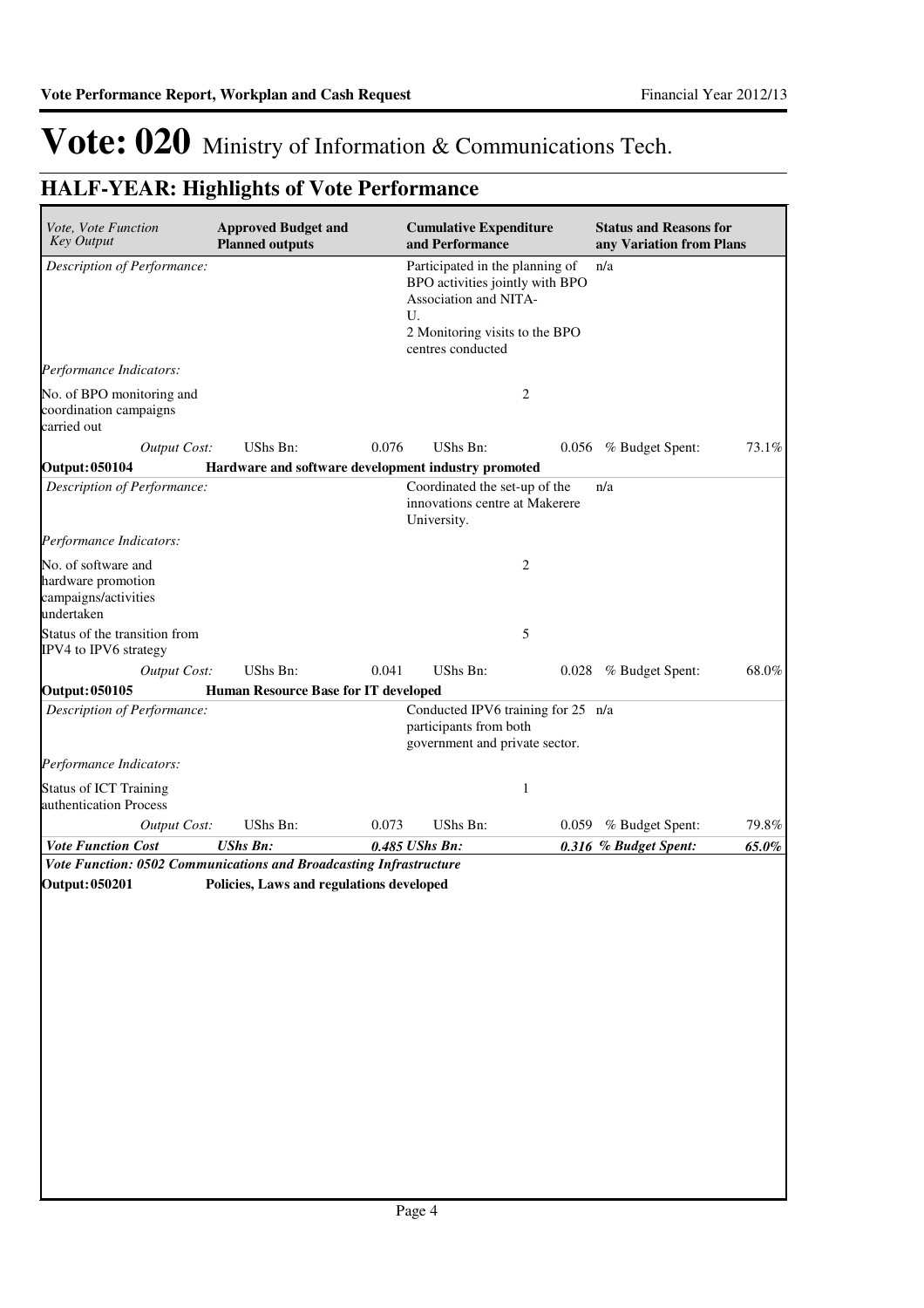# Vote: 020 Ministry of Information & Communications Tech.

## HALF-YEAR: Highlights of Vote Performance

| *Vote, Vote Function Key Output* | **Approved Budget and Planned outputs** | | **Cumulative Expenditure and Performance** | | **Status and Reasons for any Variation from Plans** | |
|---|---|---|---|---|---|---|
| *Description of Performance:* | | | Participated in the planning of BPO activities jointly with BPO Association and NITA-U. 2 Monitoring visits to the BPO centres conducted | | n/a | |
| *Performance Indicators:* | | | | | | |
| No. of BPO monitoring and coordination campaigns carried out | | | | 2 | | |
| *Output Cost:* | UShs Bn: | 0.076 | UShs Bn: | 0.056 | % Budget Spent: | 73.1% |
| **Output: 050104** | **Hardware and software development industry promoted** | | | | | |
| *Description of Performance:* | | | Coordinated the set-up of the innovations centre at Makerere University. | | n/a | |
| *Performance Indicators:* | | | | | | |
| No. of software and hardware promotion campaigns/activities undertaken | | | | 2 | | |
| Status of the transition from IPV4 to IPV6 strategy | | | | 5 | | |
| *Output Cost:* | UShs Bn: | 0.041 | UShs Bn: | 0.028 | % Budget Spent: | 68.0% |
| **Output: 050105** | **Human Resource Base for IT developed** | | | | | |
| *Description of Performance:* | | | Conducted IPV6 training for 25 participants from both government and private sector. | | n/a | |
| *Performance Indicators:* | | | | | | |
| Status of ICT Training authentication Process | | | | 1 | | |
| *Output Cost:* | UShs Bn: | 0.073 | UShs Bn: | 0.059 | % Budget Spent: | 79.8% |
| ***Vote Function Cost*** | ***UShs Bn:*** | ***0.485*** | ***UShs Bn:*** | ***0.316*** | ***% Budget Spent:*** | ***65.0%*** |
| ***Vote Function: 0502 Communications and Broadcasting Infrastructure*** | | | | | | |
| **Output: 050201** | **Policies, Laws and regulations developed** | | | | | |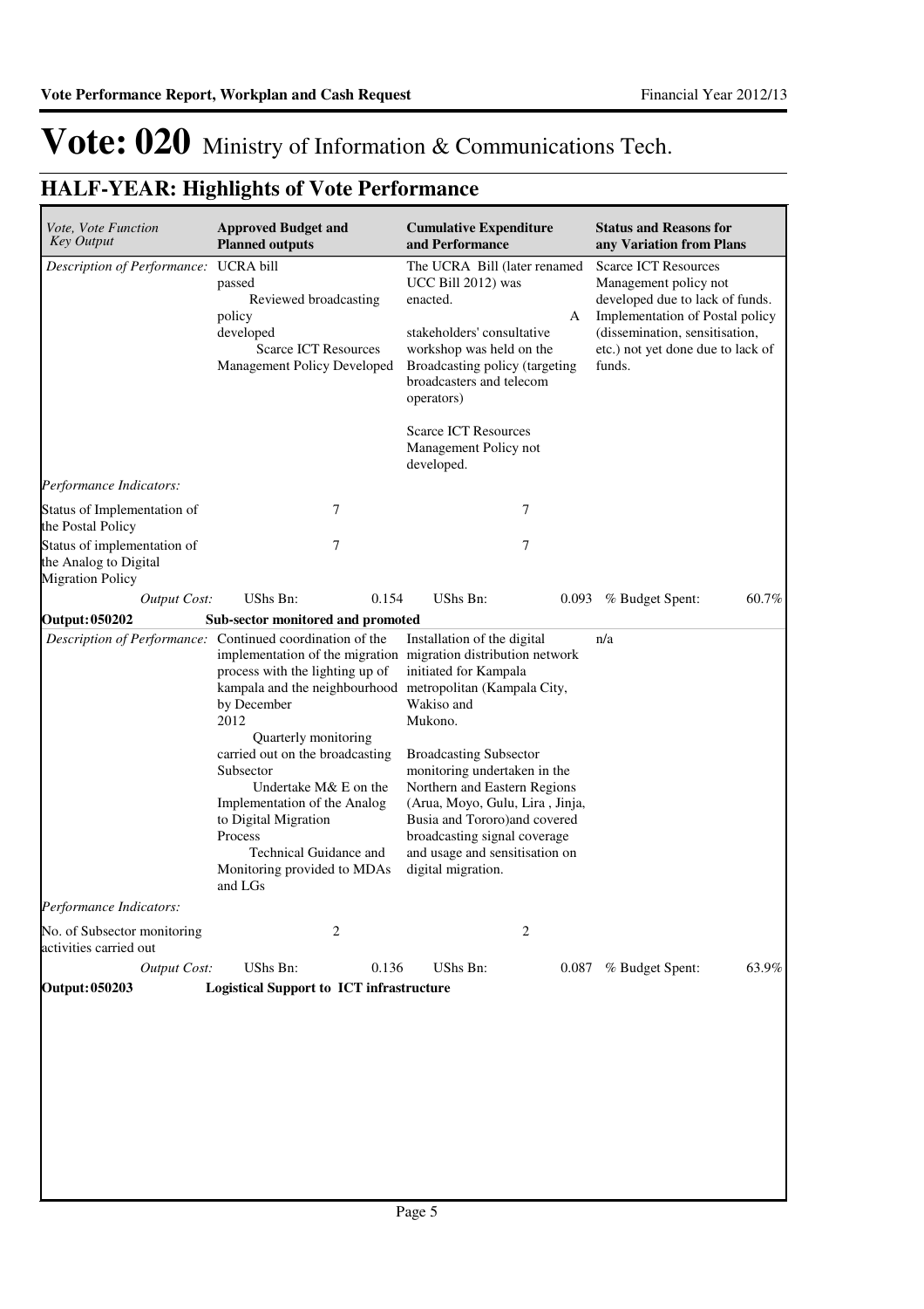# Vote: 020 Ministry of Information & Communications Tech.

## HALF-YEAR: Highlights of Vote Performance

| *Vote, Vote Function Key Output* | **Approved Budget and Planned outputs** | | **Cumulative Expenditure and Performance** | | **Status and Reasons for any Variation from Plans** | |
|---|---|---|---|---|---|---|
| *Description of Performance:* | UCRA bill passed<br>Reviewed broadcasting policy developed<br>Scarce ICT Resources Management Policy Developed | | The UCRA Bill (later renamed UCC Bill 2012) was enacted.<br>A stakeholders' consultative workshop was held on the Broadcasting policy (targeting broadcasters and telecom operators)<br>Scarce ICT Resources Management Policy not developed. | | Scarce ICT Resources Management policy not developed due to lack of funds. Implementation of Postal policy (dissemination, sensitisation, etc.) not yet done due to lack of funds. | |
| *Performance Indicators:* | | | | | | |
| Status of Implementation of the Postal Policy | | 7 | | 7 | | |
| Status of implementation of the Analog to Digital Migration Policy | | 7 | | 7 | | |
| *Output Cost:* | UShs Bn: | 0.154 | UShs Bn: | 0.093 | % Budget Spent: | 60.7% |
| **Output: 050202** | **Sub-sector monitored and promoted** | | | | | |
| *Description of Performance:* | Continued coordination of the implementation of the migration process with the lighting up of kampala and the neighbourhood by December 2012<br>Quarterly monitoring carried out on the broadcasting Subsector<br>Undertake M& E on the Implementation of the Analog to Digital Migration Process<br>Technical Guidance and Monitoring provided to MDAs and LGs | | Installation of the digital migration distribution network initiated for Kampala metropolitan (Kampala City, Wakiso and Mukono.<br>Broadcasting Subsector monitoring undertaken in the Northern and Eastern Regions (Arua, Moyo, Gulu, Lira , Jinja, Busia and Tororo)and covered broadcasting signal coverage and usage and sensitisation on digital migration. | | n/a | |
| *Performance Indicators:* | | | | | | |
| No. of Subsector monitoring activities carried out | | 2 | | 2 | | |
| *Output Cost:* | UShs Bn: | 0.136 | UShs Bn: | 0.087 | % Budget Spent: | 63.9% |
| **Output: 050203** | **Logistical Support to ICT infrastructure** | | | | | |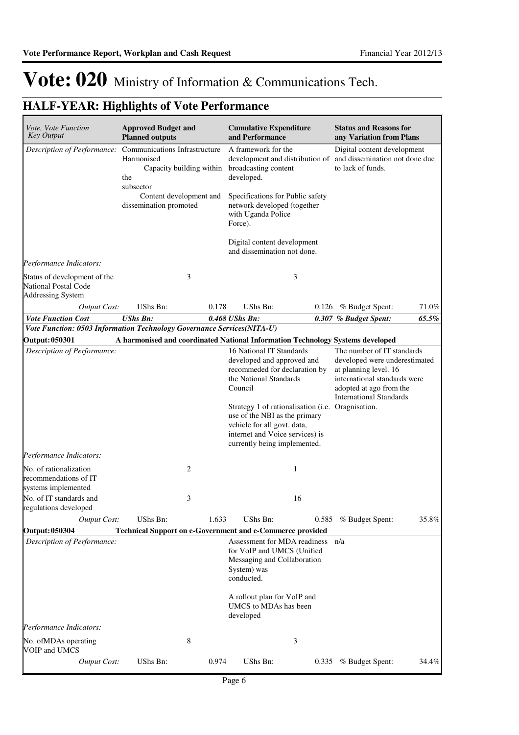# Vote: 020 Ministry of Information & Communications Tech.

## HALF-YEAR: Highlights of Vote Performance

| *Vote, Vote Function Key Output* | **Approved Budget and Planned outputs** | | **Cumulative Expenditure and Performance** | | **Status and Reasons for any Variation from Plans** | |
|---|---|---|---|---|---|---|
| *Description of Performance:* | Communications Infrastructure Harmonised<br>Capacity building within the subsector<br>Content development and dissemination promoted | | A framework for the development and distribution of broadcasting content developed.<br><br>Specifications for Public safety network developed (together with Uganda Police Force).<br><br>Digital content development and dissemination not done. | | Digital content development and dissemination not done due to lack of funds. | |
| *Performance Indicators:* | | | | | | |
| Status of development of the National Postal Code Addressing System | | 3 | | 3 | | |
| *Output Cost:* | UShs Bn: | 0.178 | UShs Bn: | 0.126 | % Budget Spent: | 71.0% |
| ***Vote Function Cost*** | ***UShs Bn:*** | | ***0.468 UShs Bn:*** | | ***0.307 % Budget Spent:*** | ***65.5%*** |
| ***Vote Function: 0503 Information Technology Governance Services(NITA-U)*** | | | | | | |
| **Output: 050301** | **A harmonised and coordinated National Information Technology Systems developed** | | | | | |
| *Description of Performance:* | | | 16 National IT Standards developed and approved and recommeded for declaration by the National Standards Council<br><br>Strategy 1 of rationalisation (i.e. use of the NBI as the primary vehicle for all govt. data, internet and Voice services) is currently being implemented. | | The number of IT standards developed were underestimated at planning level. 16 international standards were adopted at ago from the International Standards Oragnisation. | |
| *Performance Indicators:* | | | | | | |
| No. of rationalization recommendations of IT systems implemented | | 2 | | 1 | | |
| No. of IT standards and regulations developed | | 3 | | 16 | | |
| *Output Cost:* | UShs Bn: | 1.633 | UShs Bn: | 0.585 | % Budget Spent: | 35.8% |
| **Output: 050304** | **Technical Support on e-Government and e-Commerce provided** | | | | | |
| *Description of Performance:* | | | Assessment for MDA readiness for VoIP and UMCS (Unified Messaging and Collaboration System) was conducted.<br><br>A rollout plan for VoIP and UMCS to MDAs has been developed | | n/a | |
| *Performance Indicators:* | | | | | | |
| No. ofMDAs operating VOIP and UMCS | | 8 | | 3 | | |
| *Output Cost:* | UShs Bn: | 0.974 | UShs Bn: | 0.335 | % Budget Spent: | 34.4% |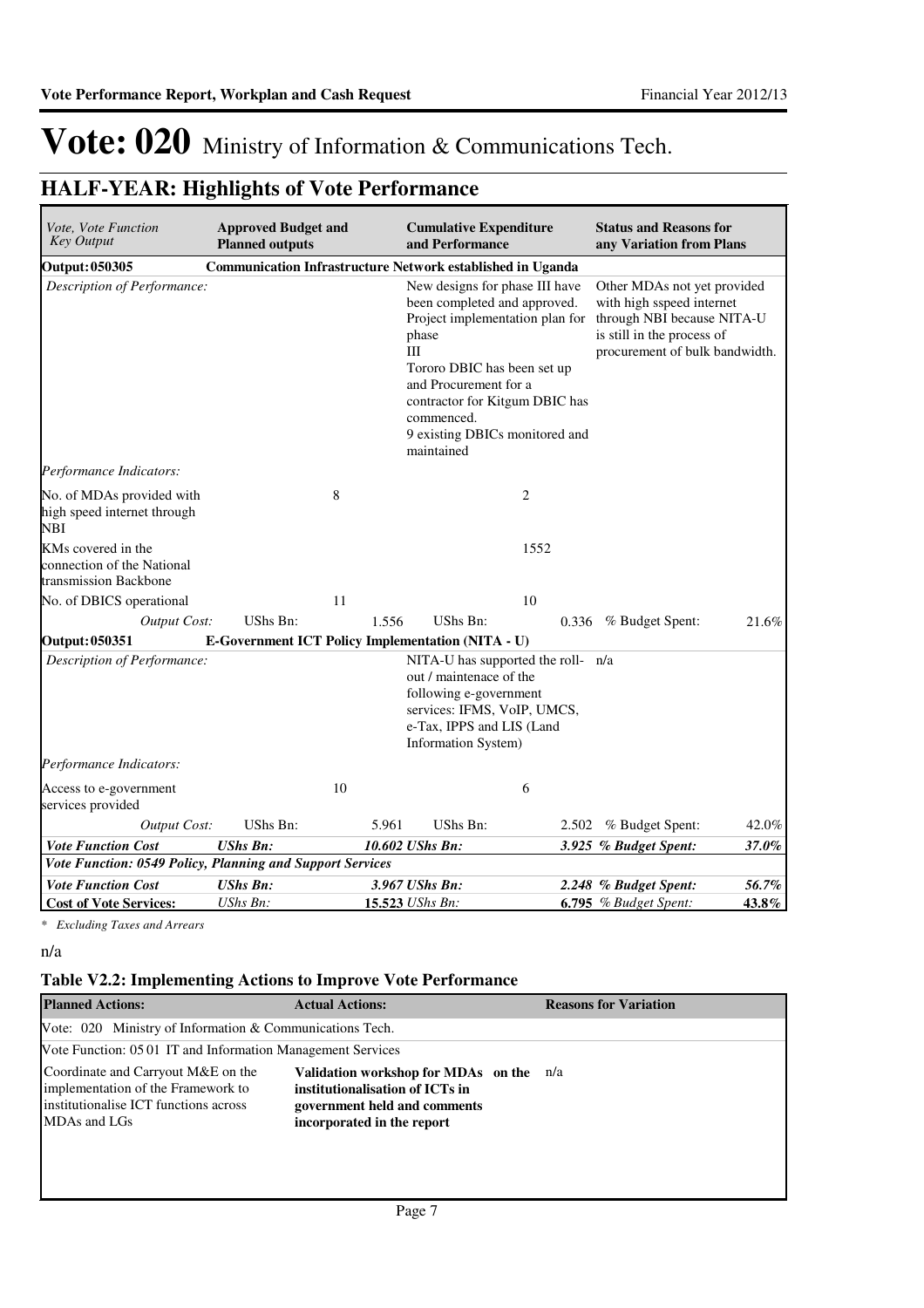# Vote: 020 Ministry of Information & Communications Tech.

## HALF-YEAR: Highlights of Vote Performance

| *Vote, Vote Function Key Output* | **Approved Budget and Planned outputs** | | **Cumulative Expenditure and Performance** | | **Status and Reasons for any Variation from Plans** | |
|---|---|---|---|---|---|---|
| **Output: 050305** | **Communication Infrastructure Network established in Uganda** | | | | | |
| *Description of Performance:* | | | New designs for phase III have been completed and approved. Project implementation plan for phase III<br>Tororo DBIC has been set up and Procurement for a contractor for Kitgum DBIC has commenced.<br>9 existing DBICs monitored and maintained | | Other MDAs not yet provided with high sspeed internet through NBI because NITA-U is still in the process of procurement of bulk bandwidth. | |
| *Performance Indicators:* | | | | | | |
| No. of MDAs provided with high speed internet through NBI | | 8 | | 2 | | |
| KMs covered in the connection of the National transmission Backbone | | | | 1552 | | |
| No. of DBICS operational | | 11 | | 10 | | |
| *Output Cost:* | UShs Bn: | 1.556 | UShs Bn: | 0.336 | % Budget Spent: | 21.6% |
| **Output: 050351** | **E-Government ICT Policy Implementation (NITA - U)** | | | | | |
| *Description of Performance:* | | | NITA-U has supported the roll-out / maintenace of the following e-government services: IFMS, VoIP, UMCS, e-Tax, IPPS and LIS (Land Information System) | | n/a | |
| *Performance Indicators:* | | | | | | |
| Access to e-government services provided | | 10 | | 6 | | |
| *Output Cost:* | UShs Bn: | 5.961 | UShs Bn: | 2.502 | % Budget Spent: | 42.0% |
| ***Vote Function Cost*** | ***UShs Bn:*** | ***10.602*** | ***UShs Bn:*** | ***3.925*** | ***% Budget Spent:*** | ***37.0%*** |
| ***Vote Function: 0549 Policy, Planning and Support Services*** | | | | | | |
| ***Vote Function Cost*** | ***UShs Bn:*** | ***3.967*** | ***UShs Bn:*** | ***2.248*** | ***% Budget Spent:*** | ***56.7%*** |
| **Cost of Vote Services:** | *UShs Bn:* | **15.523** | *UShs Bn:* | **6.795** | *% Budget Spent:* | **43.8%** |

*\* Excluding Taxes and Arrears*

n/a

### Table V2.2: Implementing Actions to Improve Vote Performance

| **Planned Actions:** | **Actual Actions:** | **Reasons for Variation** |
|---|---|---|
| Vote: 020 Ministry of Information & Communications Tech. | | |
| Vote Function: 05 01 IT and Information Management Services | | |
| Coordinate and Carryout M&E on the implementation of the Framework to institutionalise ICT functions across MDAs and LGs | **Validation workshop for MDAs on the institutionalisation of ICTs in government held and comments incorporated in the report** | n/a |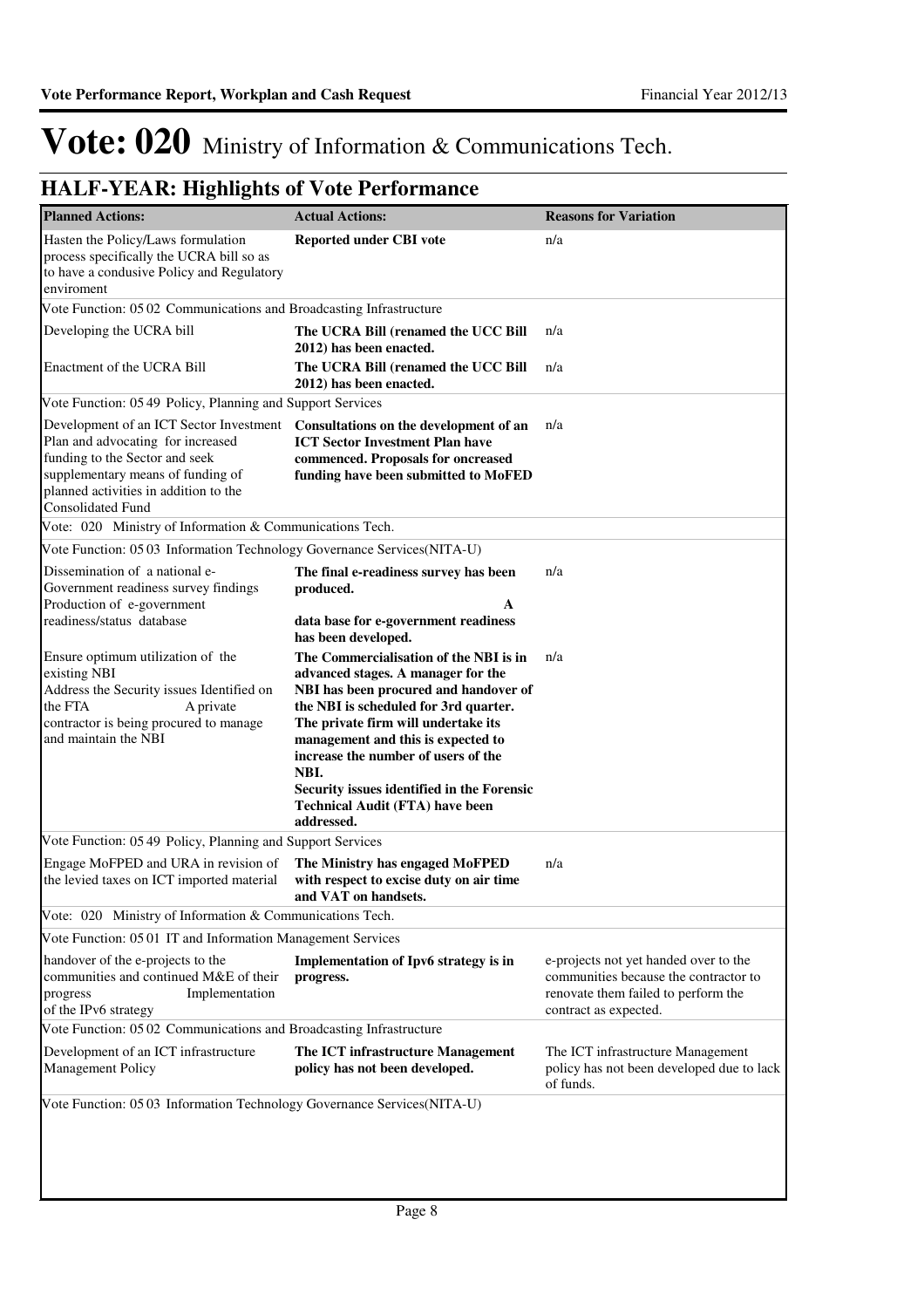# Vote: 020 Ministry of Information & Communications Tech.

## HALF-YEAR: Highlights of Vote Performance

| Planned Actions: | Actual Actions: | Reasons for Variation |
|---|---|---|
| Hasten the Policy/Laws formulation process specifically the UCRA bill so as to have a condusive Policy and Regulatory enviroment | **Reported under CBI vote** | n/a |
| Vote Function: 05 02 Communications and Broadcasting Infrastructure | | |
| Developing the UCRA bill | **The UCRA Bill (renamed the UCC Bill 2012) has been enacted.** | n/a |
| Enactment of the UCRA Bill | **The UCRA Bill (renamed the UCC Bill 2012) has been enacted.** | n/a |
| Vote Function: 05 49 Policy, Planning and Support Services | | |
| Development of an ICT Sector Investment Plan and advocating for increased funding to the Sector and seek supplementary means of funding of planned activities in addition to the Consolidated Fund | **Consultations on the development of an ICT Sector Investment Plan have commenced. Proposals for oncreased funding have been submitted to MoFED** | n/a |
| Vote: 020 Ministry of Information & Communications Tech. | | |
| Vote Function: 05 03 Information Technology Governance Services(NITA-U) | | |
| Dissemination of a national e-Government readiness survey findings Production of e-government readiness/status database | **The final e-readiness survey has been produced. A data base for e-government readiness has been developed.** | n/a |
| Ensure optimum utilization of the existing NBI Address the Security issues Identified on the FTA A private contractor is being procured to manage and maintain the NBI | **The Commercialisation of the NBI is in advanced stages. A manager for the NBI has been procured and handover of the NBI is scheduled for 3rd quarter. The private firm will undertake its management and this is expected to increase the number of users of the NBI. Security issues identified in the Forensic Technical Audit (FTA) have been addressed.** | n/a |
| Vote Function: 05 49 Policy, Planning and Support Services | | |
| Engage MoFPED and URA in revision of the levied taxes on ICT imported material | **The Ministry has engaged MoFPED with respect to excise duty on air time and VAT on handsets.** | n/a |
| Vote: 020 Ministry of Information & Communications Tech. | | |
| Vote Function: 05 01 IT and Information Management Services | | |
| handover of the e-projects to the communities and continued M&E of their progress Implementation of the IPv6 strategy | **Implementation of Ipv6 strategy is in progress.** | e-projects not yet handed over to the communities because the contractor to renovate them failed to perform the contract as expected. |
| Vote Function: 05 02 Communications and Broadcasting Infrastructure | | |
| Development of an ICT infrastructure Management Policy | **The ICT infrastructure Management policy has not been developed.** | The ICT infrastructure Management policy has not been developed due to lack of funds. |
| Vote Function: 05 03 Information Technology Governance Services(NITA-U) | | |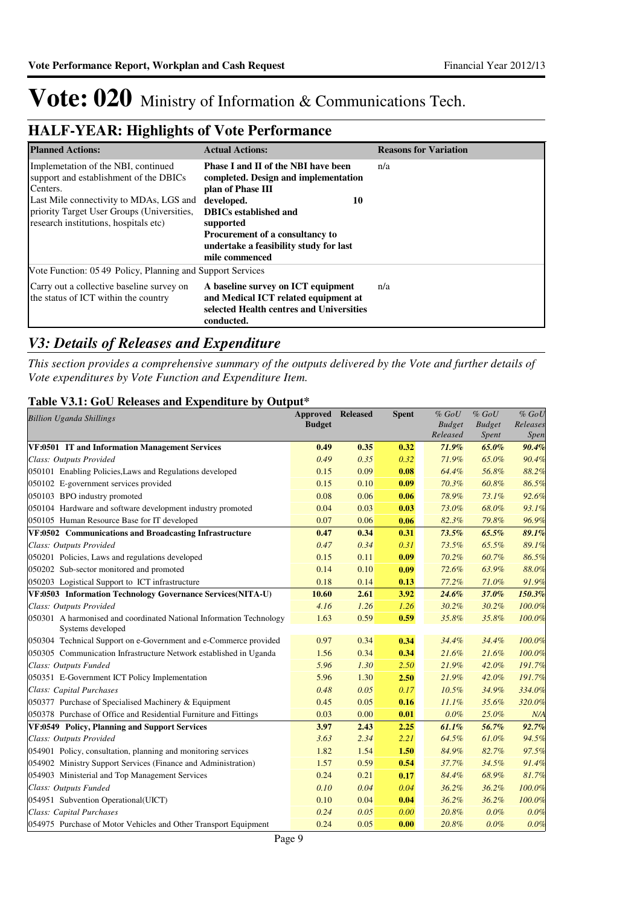# Vote: 020 Ministry of Information & Communications Tech.

## HALF-YEAR: Highlights of Vote Performance

| Planned Actions: | Actual Actions: | Reasons for Variation |
|---|---|---|
| Implemetation of the NBI, continued support and establishment of the DBICs Centers.<br>Last Mile connectivity to MDAs, LGS and priority Target User Groups (Universities, research institutions, hospitals etc) | **Phase I and II of the NBI have been completed. Design and implementation plan of Phase III developed. 10 DBICs established and supported**<br>**Procurement of a consultancy to undertake a feasibility study for last mile commenced** | n/a |
| Vote Function: 05 49 Policy, Planning and Support Services | | |
| Carry out a collective baseline survey on the status of ICT within the country | **A baseline survey on ICT equipment and Medical ICT related equipment at selected Health centres and Universities conducted.** | n/a |

## *V3: Details of Releases and Expenditure*

*This section provides a comprehensive summary of the outputs delivered by the Vote and further details of Vote expenditures by Vote Function and Expenditure Item.*

### Table V3.1: GoU Releases and Expenditure by Output*

| *Billion Uganda Shillings* | Approved Budget | Released | Spent | *% GoU Budget Released* | *% GoU Budget Spent* | *% GoU Releases Spent* |
|---|---|---|---|---|---|---|
| **VF:0501 IT and Information Management Services** | **0.49** | **0.35** | **0.32** | ***71.9%*** | ***65.0%*** | ***90.4%*** |
| *Class: Outputs Provided* | *0.49* | *0.35* | *0.32* | *71.9%* | *65.0%* | *90.4%* |
| 050101 Enabling Policies,Laws and Regulations developed | 0.15 | 0.09 | **0.08** | *64.4%* | *56.8%* | *88.2%* |
| 050102 E-government services provided | 0.15 | 0.10 | **0.09** | *70.3%* | *60.8%* | *86.5%* |
| 050103 BPO industry promoted | 0.08 | 0.06 | **0.06** | *78.9%* | *73.1%* | *92.6%* |
| 050104 Hardware and software development industry promoted | 0.04 | 0.03 | **0.03** | *73.0%* | *68.0%* | *93.1%* |
| 050105 Human Resource Base for IT developed | 0.07 | 0.06 | **0.06** | *82.3%* | *79.8%* | *96.9%* |
| **VF:0502 Communications and Broadcasting Infrastructure** | **0.47** | **0.34** | **0.31** | ***73.5%*** | ***65.5%*** | ***89.1%*** |
| *Class: Outputs Provided* | *0.47* | *0.34* | *0.31* | *73.5%* | *65.5%* | *89.1%* |
| 050201 Policies, Laws and regulations developed | 0.15 | 0.11 | **0.09** | *70.2%* | *60.7%* | *86.5%* |
| 050202 Sub-sector monitored and promoted | 0.14 | 0.10 | **0.09** | *72.6%* | *63.9%* | *88.0%* |
| 050203 Logistical Support to ICT infrastructure | 0.18 | 0.14 | **0.13** | *77.2%* | *71.0%* | *91.9%* |
| **VF:0503 Information Technology Governance Services(NITA-U)** | **10.60** | **2.61** | **3.92** | ***24.6%*** | ***37.0%*** | ***150.3%*** |
| *Class: Outputs Provided* | *4.16* | *1.26* | *1.26* | *30.2%* | *30.2%* | *100.0%* |
| 050301 A harmonised and coordinated National Information Technology Systems developed | 1.63 | 0.59 | **0.59** | *35.8%* | *35.8%* | *100.0%* |
| 050304 Technical Support on e-Government and e-Commerce provided | 0.97 | 0.34 | **0.34** | *34.4%* | *34.4%* | *100.0%* |
| 050305 Communication Infrastructure Network established in Uganda | 1.56 | 0.34 | **0.34** | *21.6%* | *21.6%* | *100.0%* |
| *Class: Outputs Funded* | *5.96* | *1.30* | *2.50* | *21.9%* | *42.0%* | *191.7%* |
| 050351 E-Government ICT Policy Implementation | 5.96 | 1.30 | **2.50** | *21.9%* | *42.0%* | *191.7%* |
| *Class: Capital Purchases* | *0.48* | *0.05* | *0.17* | *10.5%* | *34.9%* | *334.0%* |
| 050377 Purchase of Specialised Machinery & Equipment | 0.45 | 0.05 | **0.16** | *11.1%* | *35.6%* | *320.0%* |
| 050378 Purchase of Office and Residential Furniture and Fittings | 0.03 | 0.00 | **0.01** | *0.0%* | *25.0%* | *N/A* |
| **VF:0549 Policy, Planning and Support Services** | **3.97** | **2.43** | **2.25** | ***61.1%*** | ***56.7%*** | ***92.7%*** |
| *Class: Outputs Provided* | *3.63* | *2.34* | *2.21* | *64.5%* | *61.0%* | *94.5%* |
| 054901 Policy, consultation, planning and monitoring services | 1.82 | 1.54 | **1.50** | *84.9%* | *82.7%* | *97.5%* |
| 054902 Ministry Support Services (Finance and Administration) | 1.57 | 0.59 | **0.54** | *37.7%* | *34.5%* | *91.4%* |
| 054903 Ministerial and Top Management Services | 0.24 | 0.21 | **0.17** | *84.4%* | *68.9%* | *81.7%* |
| *Class: Outputs Funded* | *0.10* | *0.04* | *0.04* | *36.2%* | *36.2%* | *100.0%* |
| 054951 Subvention Operational(UICT) | 0.10 | 0.04 | **0.04** | *36.2%* | *36.2%* | *100.0%* |
| *Class: Capital Purchases* | *0.24* | *0.05* | *0.00* | *20.8%* | *0.0%* | *0.0%* |
| 054975 Purchase of Motor Vehicles and Other Transport Equipment | 0.24 | 0.05 | **0.00** | *20.8%* | *0.0%* | *0.0%* |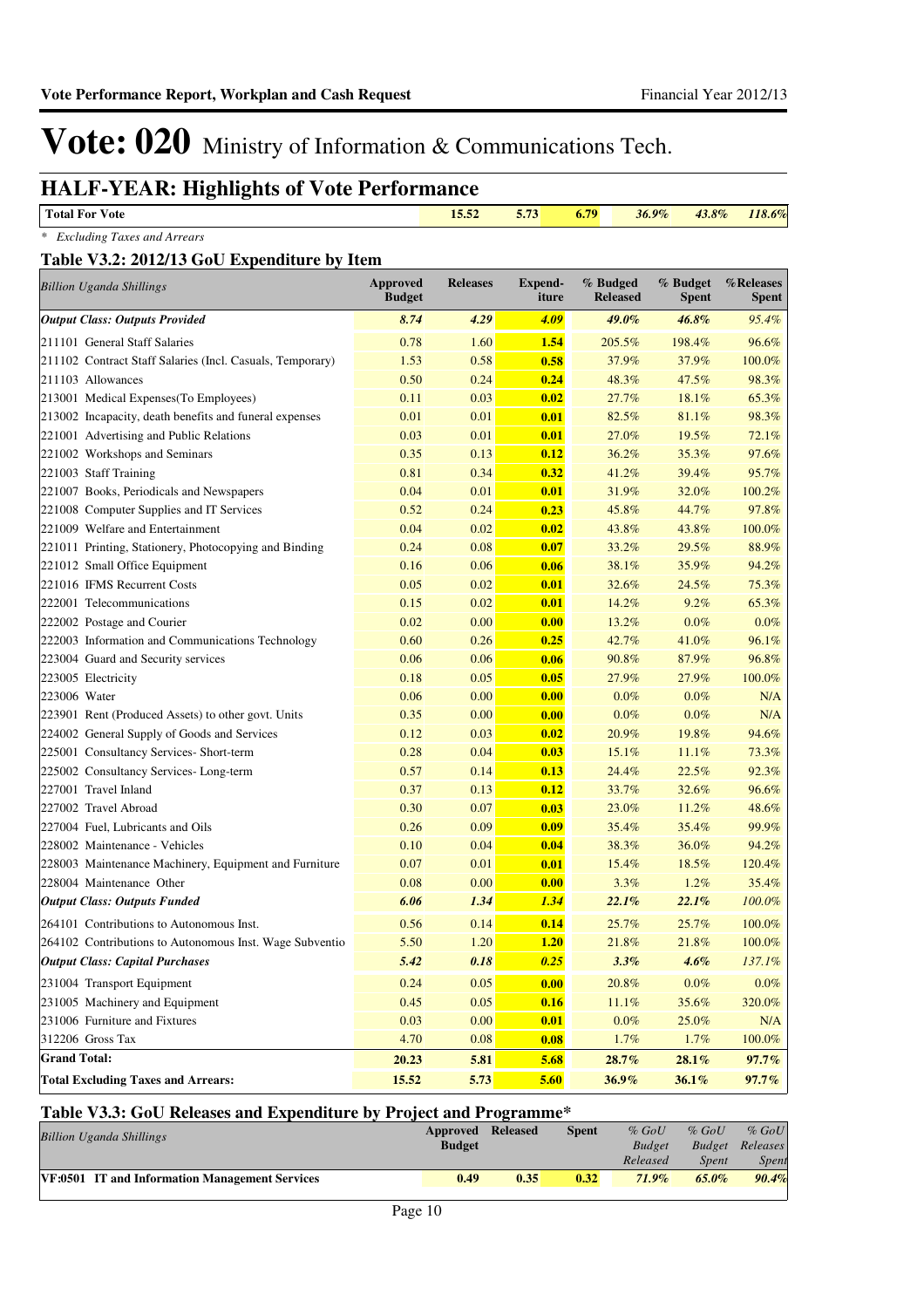# Vote: 020 Ministry of Information & Communications Tech.

## HALF-YEAR: Highlights of Vote Performance

| | | | | | | |
|---|---|---|---|---|---|---|
| **Total For Vote** | **15.52** | **5.73** | **6.79** | ***36.9%*** | ***43.8%*** | ***118.6%*** |

*\* Excluding Taxes and Arrears*

### Table V3.2: 2012/13 GoU Expenditure by Item

| *Billion Uganda Shillings* | Approved Budget | Releases | Expend-iture | % Budged Released | % Budget Spent | %Releases Spent |
|---|---|---|---|---|---|---|
| ***Output Class: Outputs Provided*** | ***8.74*** | ***4.29*** | ***4.09*** | ***49.0%*** | ***46.8%*** | *95.4%* |
| 211101 General Staff Salaries | 0.78 | 1.60 | **1.54** | 205.5% | 198.4% | 96.6% |
| 211102 Contract Staff Salaries (Incl. Casuals, Temporary) | 1.53 | 0.58 | **0.58** | 37.9% | 37.9% | 100.0% |
| 211103 Allowances | 0.50 | 0.24 | **0.24** | 48.3% | 47.5% | 98.3% |
| 213001 Medical Expenses(To Employees) | 0.11 | 0.03 | **0.02** | 27.7% | 18.1% | 65.3% |
| 213002 Incapacity, death benefits and funeral expenses | 0.01 | 0.01 | **0.01** | 82.5% | 81.1% | 98.3% |
| 221001 Advertising and Public Relations | 0.03 | 0.01 | **0.01** | 27.0% | 19.5% | 72.1% |
| 221002 Workshops and Seminars | 0.35 | 0.13 | **0.12** | 36.2% | 35.3% | 97.6% |
| 221003 Staff Training | 0.81 | 0.34 | **0.32** | 41.2% | 39.4% | 95.7% |
| 221007 Books, Periodicals and Newspapers | 0.04 | 0.01 | **0.01** | 31.9% | 32.0% | 100.2% |
| 221008 Computer Supplies and IT Services | 0.52 | 0.24 | **0.23** | 45.8% | 44.7% | 97.8% |
| 221009 Welfare and Entertainment | 0.04 | 0.02 | **0.02** | 43.8% | 43.8% | 100.0% |
| 221011 Printing, Stationery, Photocopying and Binding | 0.24 | 0.08 | **0.07** | 33.2% | 29.5% | 88.9% |
| 221012 Small Office Equipment | 0.16 | 0.06 | **0.06** | 38.1% | 35.9% | 94.2% |
| 221016 IFMS Recurrent Costs | 0.05 | 0.02 | **0.01** | 32.6% | 24.5% | 75.3% |
| 222001 Telecommunications | 0.15 | 0.02 | **0.01** | 14.2% | 9.2% | 65.3% |
| 222002 Postage and Courier | 0.02 | 0.00 | **0.00** | 13.2% | 0.0% | 0.0% |
| 222003 Information and Communications Technology | 0.60 | 0.26 | **0.25** | 42.7% | 41.0% | 96.1% |
| 223004 Guard and Security services | 0.06 | 0.06 | **0.06** | 90.8% | 87.9% | 96.8% |
| 223005 Electricity | 0.18 | 0.05 | **0.05** | 27.9% | 27.9% | 100.0% |
| 223006 Water | 0.06 | 0.00 | **0.00** | 0.0% | 0.0% | N/A |
| 223901 Rent (Produced Assets) to other govt. Units | 0.35 | 0.00 | **0.00** | 0.0% | 0.0% | N/A |
| 224002 General Supply of Goods and Services | 0.12 | 0.03 | **0.02** | 20.9% | 19.8% | 94.6% |
| 225001 Consultancy Services- Short-term | 0.28 | 0.04 | **0.03** | 15.1% | 11.1% | 73.3% |
| 225002 Consultancy Services- Long-term | 0.57 | 0.14 | **0.13** | 24.4% | 22.5% | 92.3% |
| 227001 Travel Inland | 0.37 | 0.13 | **0.12** | 33.7% | 32.6% | 96.6% |
| 227002 Travel Abroad | 0.30 | 0.07 | **0.03** | 23.0% | 11.2% | 48.6% |
| 227004 Fuel, Lubricants and Oils | 0.26 | 0.09 | **0.09** | 35.4% | 35.4% | 99.9% |
| 228002 Maintenance - Vehicles | 0.10 | 0.04 | **0.04** | 38.3% | 36.0% | 94.2% |
| 228003 Maintenance Machinery, Equipment and Furniture | 0.07 | 0.01 | **0.01** | 15.4% | 18.5% | 120.4% |
| 228004 Maintenance Other | 0.08 | 0.00 | **0.00** | 3.3% | 1.2% | 35.4% |
| ***Output Class: Outputs Funded*** | ***6.06*** | ***1.34*** | ***1.34*** | ***22.1%*** | ***22.1%*** | *100.0%* |
| 264101 Contributions to Autonomous Inst. | 0.56 | 0.14 | **0.14** | 25.7% | 25.7% | 100.0% |
| 264102 Contributions to Autonomous Inst. Wage Subventio | 5.50 | 1.20 | **1.20** | 21.8% | 21.8% | 100.0% |
| ***Output Class: Capital Purchases*** | ***5.42*** | ***0.18*** | ***0.25*** | ***3.3%*** | ***4.6%*** | *137.1%* |
| 231004 Transport Equipment | 0.24 | 0.05 | **0.00** | 20.8% | 0.0% | 0.0% |
| 231005 Machinery and Equipment | 0.45 | 0.05 | **0.16** | 11.1% | 35.6% | 320.0% |
| 231006 Furniture and Fixtures | 0.03 | 0.00 | **0.01** | 0.0% | 25.0% | N/A |
| 312206 Gross Tax | 4.70 | 0.08 | **0.08** | 1.7% | 1.7% | 100.0% |
| **Grand Total:** | **20.23** | **5.81** | **5.68** | ***28.7%*** | ***28.1%*** | ***97.7%*** |
| **Total Excluding Taxes and Arrears:** | **15.52** | **5.73** | **5.60** | ***36.9%*** | ***36.1%*** | ***97.7%*** |

### Table V3.3: GoU Releases and Expenditure by Project and Programme*

| *Billion Uganda Shillings* | Approved Budget | Released | Spent | *% GoU Budget Released* | *% GoU Budget Spent* | *% GoU Releases Spent* |
|---|---|---|---|---|---|---|
| **VF:0501 IT and Information Management Services** | **0.49** | **0.35** | **0.32** | ***71.9%*** | ***65.0%*** | ***90.4%*** |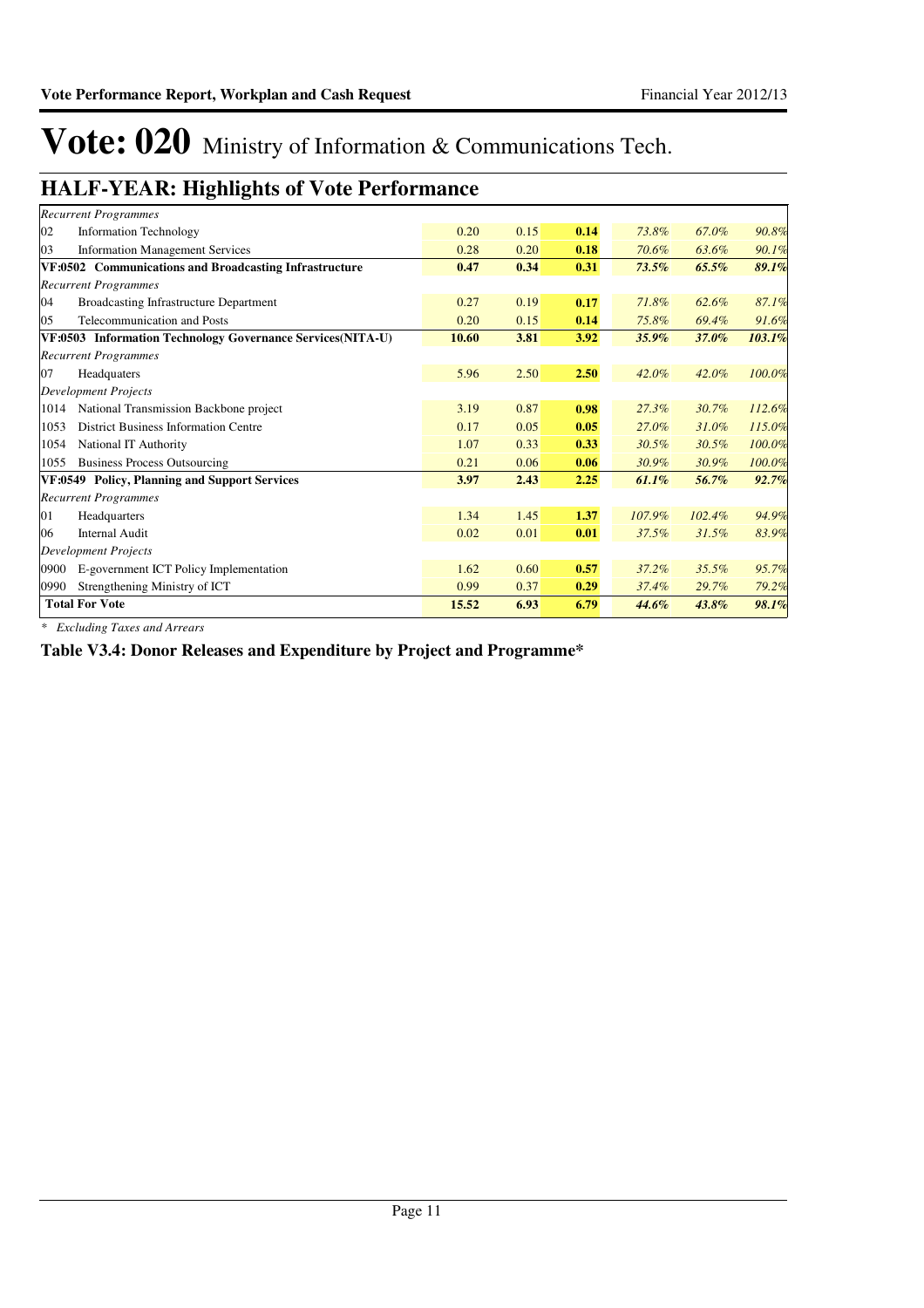# Vote: 020 Ministry of Information & Communications Tech.

## HALF-YEAR: Highlights of Vote Performance

| | | | | | | |
|---|---|---|---|---|---|---|
| *Recurrent Programmes* | | | | | | |
| 02 Information Technology | 0.20 | 0.15 | **0.14** | *73.8%* | *67.0%* | *90.8%* |
| 03 Information Management Services | 0.28 | 0.20 | **0.18** | *70.6%* | *63.6%* | *90.1%* |
| **VF:0502 Communications and Broadcasting Infrastructure** | **0.47** | **0.34** | **0.31** | ***73.5%*** | ***65.5%*** | ***89.1%*** |
| *Recurrent Programmes* | | | | | | |
| 04 Broadcasting Infrastructure Department | 0.27 | 0.19 | **0.17** | *71.8%* | *62.6%* | *87.1%* |
| 05 Telecommunication and Posts | 0.20 | 0.15 | **0.14** | *75.8%* | *69.4%* | *91.6%* |
| **VF:0503 Information Technology Governance Services(NITA-U)** | **10.60** | **3.81** | **3.92** | ***35.9%*** | ***37.0%*** | ***103.1%*** |
| *Recurrent Programmes* | | | | | | |
| 07 Headquaters | 5.96 | 2.50 | **2.50** | *42.0%* | *42.0%* | *100.0%* |
| *Development Projects* | | | | | | |
| 1014 National Transmission Backbone project | 3.19 | 0.87 | **0.98** | *27.3%* | *30.7%* | *112.6%* |
| 1053 District Business Information Centre | 0.17 | 0.05 | **0.05** | *27.0%* | *31.0%* | *115.0%* |
| 1054 National IT Authority | 1.07 | 0.33 | **0.33** | *30.5%* | *30.5%* | *100.0%* |
| 1055 Business Process Outsourcing | 0.21 | 0.06 | **0.06** | *30.9%* | *30.9%* | *100.0%* |
| **VF:0549 Policy, Planning and Support Services** | **3.97** | **2.43** | **2.25** | ***61.1%*** | ***56.7%*** | ***92.7%*** |
| *Recurrent Programmes* | | | | | | |
| 01 Headquarters | 1.34 | 1.45 | **1.37** | *107.9%* | *102.4%* | *94.9%* |
| 06 Internal Audit | 0.02 | 0.01 | **0.01** | *37.5%* | *31.5%* | *83.9%* |
| *Development Projects* | | | | | | |
| 0900 E-government ICT Policy Implementation | 1.62 | 0.60 | **0.57** | *37.2%* | *35.5%* | *95.7%* |
| 0990 Strengthening Ministry of ICT | 0.99 | 0.37 | **0.29** | *37.4%* | *29.7%* | *79.2%* |
| **Total For Vote** | **15.52** | **6.93** | **6.79** | ***44.6%*** | ***43.8%*** | ***98.1%*** |

*\* Excluding Taxes and Arrears*

**Table V3.4: Donor Releases and Expenditure by Project and Programme\***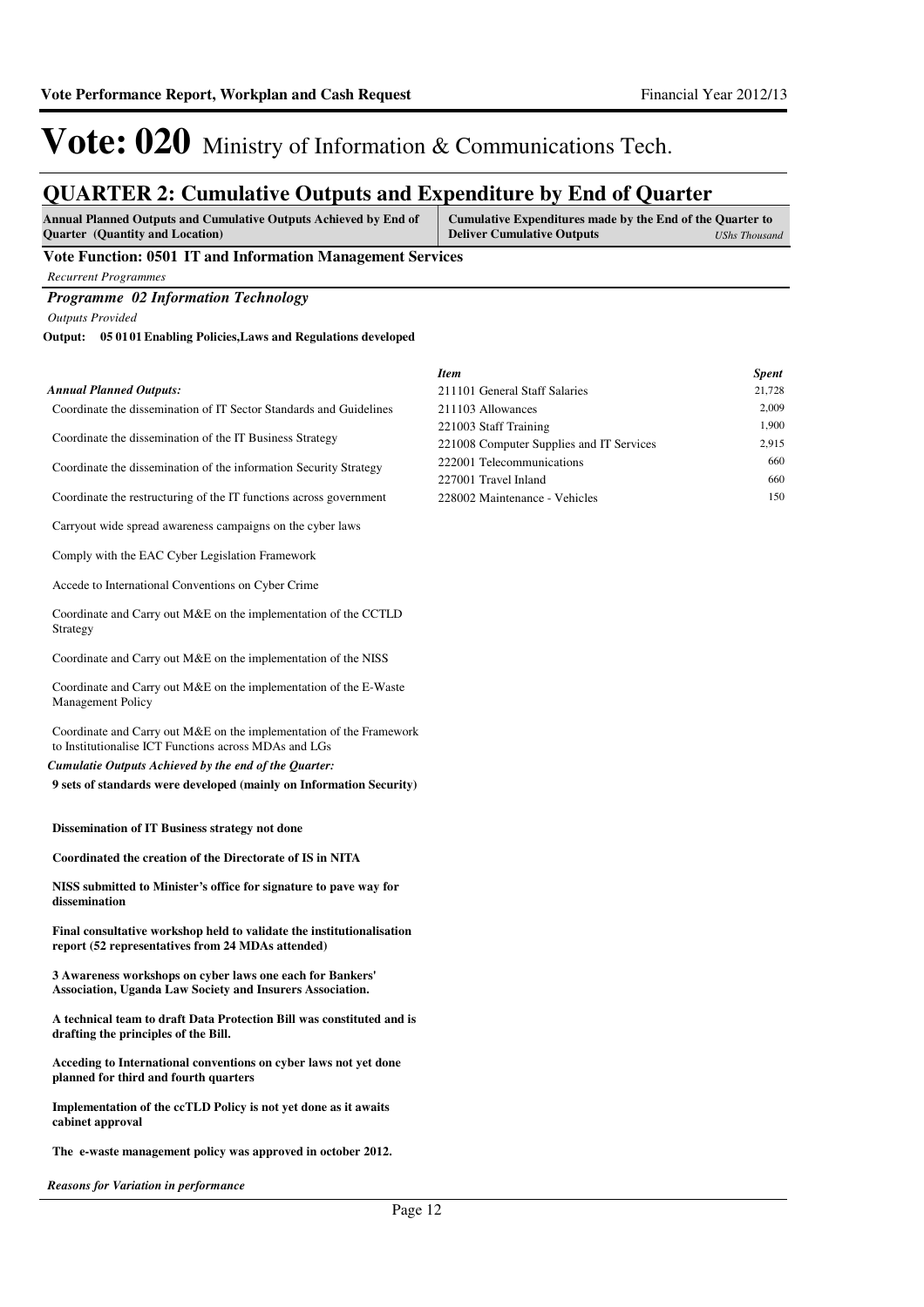# Vote: 020 Ministry of Information & Communications Tech.

## QUARTER 2: Cumulative Outputs and Expenditure by End of Quarter

| Annual Planned Outputs and Cumulative Outputs Achieved by End of Quarter (Quantity and Location) | Cumulative Expenditures made by the End of the Quarter to Deliver Cumulative Outputs *UShs Thousand* |
|---|---|

**Vote Function: 0501 IT and Information Management Services**

*Recurrent Programmes*

***Programme 02 Information Technology***

*Outputs Provided*

**Output: 05 01 01 Enabling Policies,Laws and Regulations developed**

*Annual Planned Outputs:*

Coordinate the dissemination of IT Sector Standards and Guidelines

Coordinate the dissemination of the IT Business Strategy

Coordinate the dissemination of the information Security Strategy

Coordinate the restructuring of the IT functions across government

Carryout wide spread awareness campaigns on the cyber laws

Comply with the EAC Cyber Legislation Framework

Accede to International Conventions on Cyber Crime

Coordinate and Carry out M&E on the implementation of the CCTLD Strategy

Coordinate and Carry out M&E on the implementation of the NISS

Coordinate and Carry out M&E on the implementation of the E-Waste Management Policy

Coordinate and Carry out M&E on the implementation of the Framework to Institutionalise ICT Functions across MDAs and LGs

*Cumulatie Outputs Achieved by the end of the Quarter:*

**9 sets of standards were developed (mainly on Information Security)**

**Dissemination of IT Business strategy not done**

**Coordinated the creation of the Directorate of IS in NITA**

**NISS submitted to Minister's office for signature to pave way for dissemination**

**Final consultative workshop held to validate the institutionalisation report (52 representatives from 24 MDAs attended)**

**3 Awareness workshops on cyber laws one each for Bankers' Association, Uganda Law Society and Insurers Association.**

**A technical team to draft Data Protection Bill was constituted and is drafting the principles of the Bill.**

**Acceding to International conventions on cyber laws not yet done planned for third and fourth quarters**

**Implementation of the ccTLD Policy is not yet done as it awaits cabinet approval**

**The e-waste management policy was approved in october 2012.**

| *Item* | *Spent* |
|---|---|
| 211101 General Staff Salaries | 21,728 |
| 211103 Allowances | 2,009 |
| 221003 Staff Training | 1,900 |
| 221008 Computer Supplies and IT Services | 2,915 |
| 222001 Telecommunications | 660 |
| 227001 Travel Inland | 660 |
| 228002 Maintenance - Vehicles | 150 |

*Reasons for Variation in performance*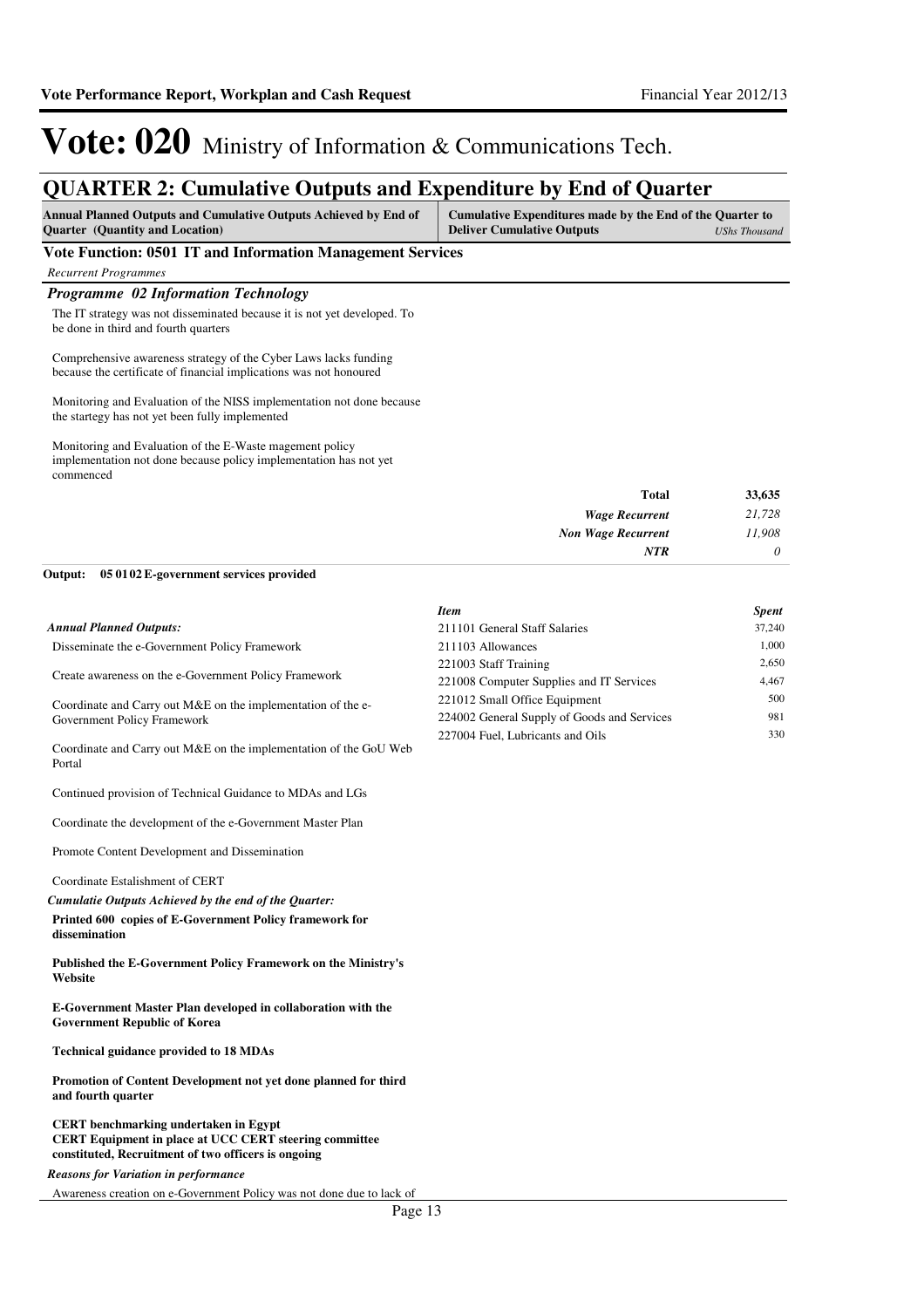# Vote: 020 Ministry of Information & Communications Tech.

## QUARTER 2: Cumulative Outputs and Expenditure by End of Quarter

| Annual Planned Outputs and Cumulative Outputs Achieved by End of Quarter (Quantity and Location) | Cumulative Expenditures made by the End of the Quarter to Deliver Cumulative Outputs *UShs Thousand* |
|---|---|

### Vote Function: 0501 IT and Information Management Services

*Recurrent Programmes*

#### *Programme 02 Information Technology*

The IT strategy was not disseminated because it is not yet developed. To be done in third and fourth quarters

Comprehensive awareness strategy of the Cyber Laws lacks funding because the certificate of financial implications was not honoured

Monitoring and Evaluation of the NISS implementation not done because the startegy has not yet been fully implemented

Monitoring and Evaluation of the E-Waste magement policy implementation not done because policy implementation has not yet commenced

| | |
|---|---|
| **Total** | **33,635** |
| *Wage Recurrent* | *21,728* |
| *Non Wage Recurrent* | *11,908* |
| *NTR* | *0* |

**Output: 05 01 02 E-government services provided**

*Annual Planned Outputs:*

Disseminate the e-Government Policy Framework

Create awareness on the e-Government Policy Framework

Coordinate and Carry out M&E on the implementation of the e-Government Policy Framework

Coordinate and Carry out M&E on the implementation of the GoU Web Portal

Continued provision of Technical Guidance to MDAs and LGs

Coordinate the development of the e-Government Master Plan

Promote Content Development and Dissemination

Coordinate Estalishment of CERT

*Cumulatie Outputs Achieved by the end of the Quarter:*

**Printed 600 copies of E-Government Policy framework for dissemination**

**Published the E-Government Policy Framework on the Ministry's Website**

**E-Government Master Plan developed in collaboration with the Government Republic of Korea**

**Technical guidance provided to 18 MDAs**

**Promotion of Content Development not yet done planned for third and fourth quarter**

**CERT benchmarking undertaken in Egypt**
**CERT Equipment in place at UCC CERT steering committee constituted, Recruitment of two officers is ongoing**

*Reasons for Variation in performance*

Awareness creation on e-Government Policy was not done due to lack of

| *Item* | *Spent* |
|---|---|
| 211101 General Staff Salaries | 37,240 |
| 211103 Allowances | 1,000 |
| 221003 Staff Training | 2,650 |
| 221008 Computer Supplies and IT Services | 4,467 |
| 221012 Small Office Equipment | 500 |
| 224002 General Supply of Goods and Services | 981 |
| 227004 Fuel, Lubricants and Oils | 330 |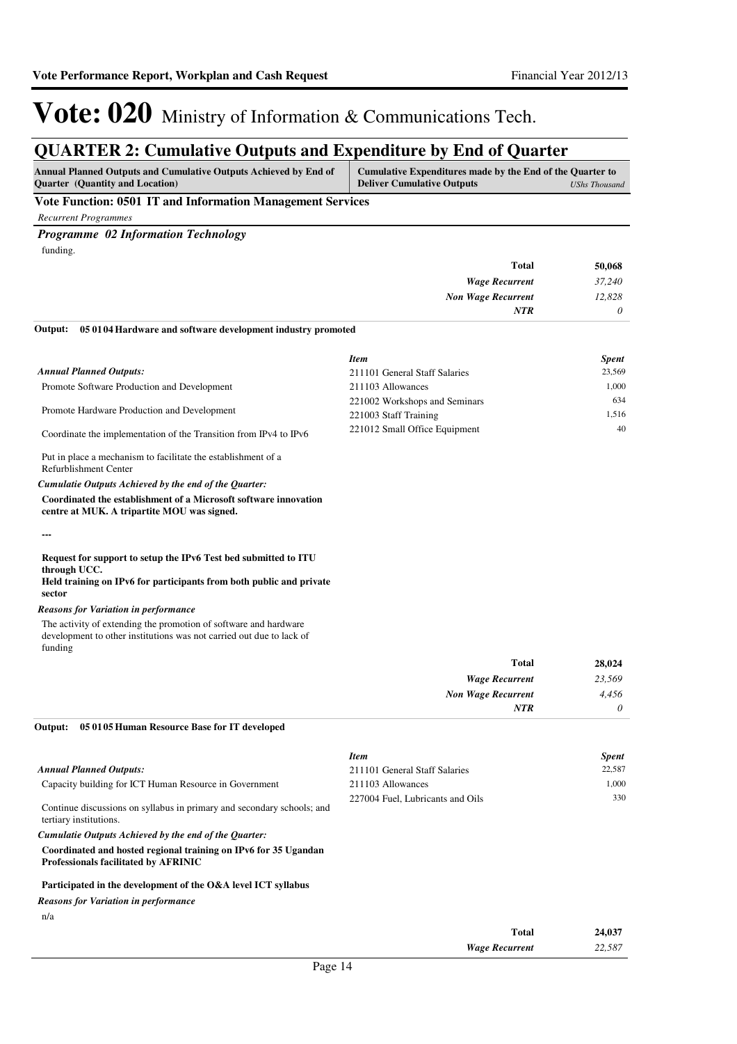# Vote: 020 Ministry of Information & Communications Tech.

## QUARTER 2: Cumulative Outputs and Expenditure by End of Quarter

| Annual Planned Outputs and Cumulative Outputs Achieved by End of Quarter (Quantity and Location) | Cumulative Expenditures made by the End of the Quarter to Deliver Cumulative Outputs *UShs Thousand* |
|---|---|

**Vote Function: 0501 IT and Information Management Services**

*Recurrent Programmes*

***Programme 02 Information Technology***

funding.

| | |
|---|---|
| **Total** | **50,068** |
| *Wage Recurrent* | *37,240* |
| *Non Wage Recurrent* | *12,828* |
| *NTR* | *0* |

**Output: 05 01 04 Hardware and software development industry promoted**

*Annual Planned Outputs:*

Promote Software Production and Development

Promote Hardware Production and Development

Coordinate the implementation of the Transition from IPv4 to IPv6

Put in place a mechanism to facilitate the establishment of a Refurblishment Center

*Cumulatie Outputs Achieved by the end of the Quarter:*

**Coordinated the establishment of a Microsoft software innovation centre at MUK. A tripartite MOU was signed.**

**---**

**Request for support to setup the IPv6 Test bed submitted to ITU through UCC.**
**Held training on IPv6 for participants from both public and private sector**

*Reasons for Variation in performance*

The activity of extending the promotion of software and hardware development to other institutions was not carried out due to lack of funding

| *Item* | *Spent* |
|---|---|
| 211101 General Staff Salaries | 23,569 |
| 211103 Allowances | 1,000 |
| 221002 Workshops and Seminars | 634 |
| 221003 Staff Training | 1,516 |
| 221012 Small Office Equipment | 40 |

| | |
|---|---|
| **Total** | **28,024** |
| *Wage Recurrent* | *23,569* |
| *Non Wage Recurrent* | *4,456* |
| *NTR* | *0* |

**Output: 05 01 05 Human Resource Base for IT developed**

*Annual Planned Outputs:*

Capacity building for ICT Human Resource in Government

Continue discussions on syllabus in primary and secondary schools; and tertiary institutions.

*Cumulatie Outputs Achieved by the end of the Quarter:*

**Coordinated and hosted regional training on IPv6 for 35 Ugandan Professionals facilitated by AFRINIC**

**Participated in the development of the O&A level ICT syllabus**

*Reasons for Variation in performance*

n/a

| *Item* | *Spent* |
|---|---|
| 211101 General Staff Salaries | 22,587 |
| 211103 Allowances | 1,000 |
| 227004 Fuel, Lubricants and Oils | 330 |

| | |
|---|---|
| **Total** | **24,037** |
| *Wage Recurrent* | *22,587* |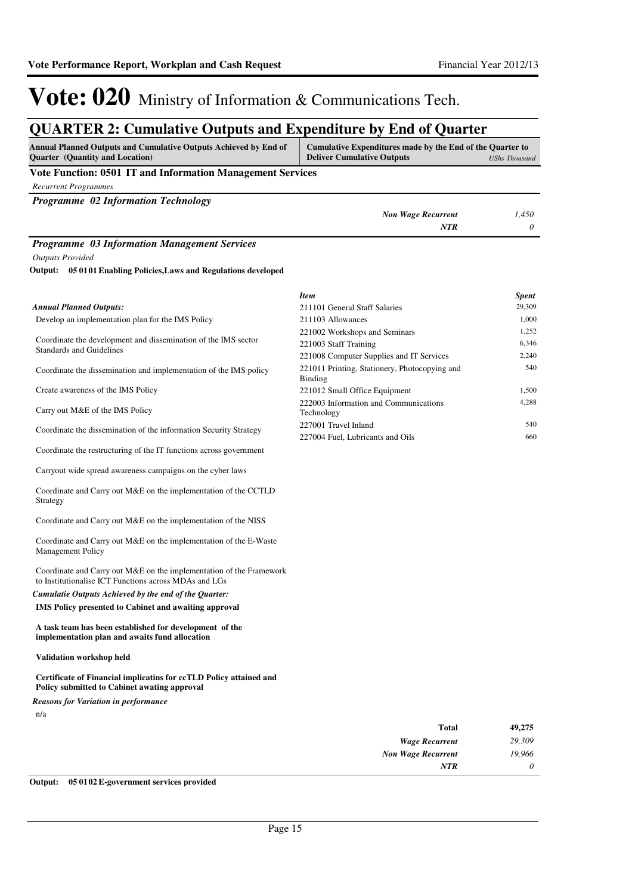# Vote: 020 Ministry of Information & Communications Tech.

## QUARTER 2: Cumulative Outputs and Expenditure by End of Quarter

| Annual Planned Outputs and Cumulative Outputs Achieved by End of Quarter (Quantity and Location) | Cumulative Expenditures made by the End of the Quarter to Deliver Cumulative Outputs | *UShs Thousand* |
|---|---|---|

**Vote Function: 0501 IT and Information Management Services**

*Recurrent Programmes*

***Programme 02 Information Technology***

| | |
|---|---|
| *Non Wage Recurrent* | *1,450* |
| *NTR* | *0* |

***Programme 03 Information Management Services***

*Outputs Provided*

**Output: 05 01 01 Enabling Policies,Laws and Regulations developed**

*Annual Planned Outputs:*

Develop an implementation plan for the IMS Policy

Coordinate the development and dissemination of the IMS sector Standards and Guidelines

Coordinate the dissemination and implementation of the IMS policy

Create awareness of the IMS Policy

Carry out M&E of the IMS Policy

Coordinate the dissemination of the information Security Strategy

Coordinate the restructuring of the IT functions across government

Carryout wide spread awareness campaigns on the cyber laws

Coordinate and Carry out M&E on the implementation of the CCTLD Strategy

Coordinate and Carry out M&E on the implementation of the NISS

Coordinate and Carry out M&E on the implementation of the E-Waste Management Policy

Coordinate and Carry out M&E on the implementation of the Framework to Institutionalise ICT Functions across MDAs and LGs

*Cumulatie Outputs Achieved by the end of the Quarter:*

**IMS Policy presented to Cabinet and awaiting approval**

**A task team has been established for development of the implementation plan and awaits fund allocation**

**Validation workshop held**

**Certificate of Financial implicatins for ccTLD Policy attained and Policy submitted to Cabinet awating approval**

*Reasons for Variation in performance*

n/a

| *Item* | *Spent* |
|---|---|
| 211101 General Staff Salaries | 29,309 |
| 211103 Allowances | 1,000 |
| 221002 Workshops and Seminars | 1,252 |
| 221003 Staff Training | 6,346 |
| 221008 Computer Supplies and IT Services | 2,240 |
| 221011 Printing, Stationery, Photocopying and Binding | 540 |
| 221012 Small Office Equipment | 1,500 |
| 222003 Information and Communications Technology | 4,288 |
| 227001 Travel Inland | 540 |
| 227004 Fuel, Lubricants and Oils | 660 |

| | |
|---|---|
| **Total** | **49,275** |
| *Wage Recurrent* | *29,309* |
| *Non Wage Recurrent* | *19,966* |
| *NTR* | *0* |

**Output: 05 01 02 E-government services provided**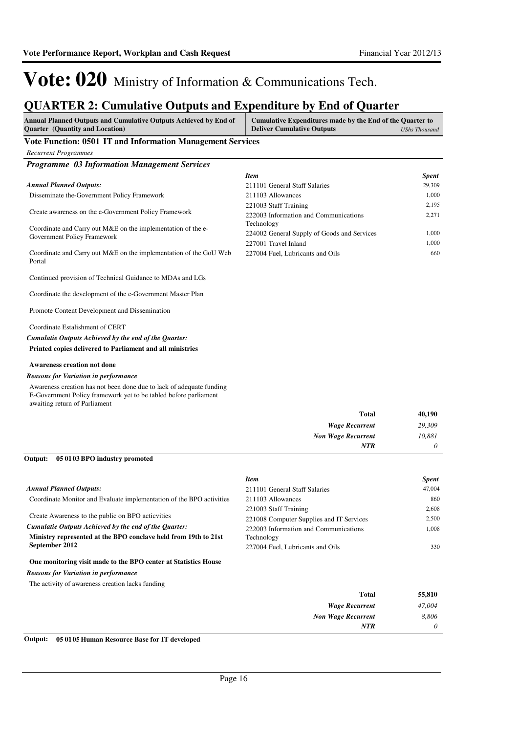# Vote: 020 Ministry of Information & Communications Tech.

## QUARTER 2: Cumulative Outputs and Expenditure by End of Quarter

| Annual Planned Outputs and Cumulative Outputs Achieved by End of Quarter (Quantity and Location) | Cumulative Expenditures made by the End of the Quarter to Deliver Cumulative Outputs *UShs Thousand* |
|---|---|

### Vote Function: 0501 IT and Information Management Services

*Recurrent Programmes*

#### *Programme 03 Information Management Services*

***Annual Planned Outputs:***

Disseminate the-Government Policy Framework

Create awareness on the e-Government Policy Framework

Coordinate and Carry out M&E on the implementation of the e-Government Policy Framework

Coordinate and Carry out M&E on the implementation of the GoU Web Portal

Continued provision of Technical Guidance to MDAs and LGs

Coordinate the development of the e-Government Master Plan

Promote Content Development and Dissemination

Coordinate Estalishment of CERT

***Cumulatie Outputs Achieved by the end of the Quarter:***

**Printed copies delivered to Parliament and all ministries**

**Awareness creation not done**

***Reasons for Variation in performance***

Awareness creation has not been done due to lack of adequate funding
E-Government Policy framework yet to be tabled before parliament awaiting return of Parliament

| *Item* | *Spent* |
|---|---|
| 211101 General Staff Salaries | 29,309 |
| 211103 Allowances | 1,000 |
| 221003 Staff Training | 2,195 |
| 222003 Information and Communications Technology | 2,271 |
| 224002 General Supply of Goods and Services | 1,000 |
| 227001 Travel Inland | 1,000 |
| 227004 Fuel, Lubricants and Oils | 660 |
| **Total** | **40,190** |
| ***Wage Recurrent*** | *29,309* |
| ***Non Wage Recurrent*** | *10,881* |
| ***NTR*** | *0* |

**Output: 05 01 03 BPO industry promoted**

***Annual Planned Outputs:***

Coordinate Monitor and Evaluate implementation of the BPO activities

Create Awareness to the public on BPO acticvities

***Cumulatie Outputs Achieved by the end of the Quarter:***

**Ministry represented at the BPO conclave held from 19th to 21st September 2012**

**One monitoring visit made to the BPO center at Statistics House**

***Reasons for Variation in performance***

The activity of awareness creation lacks funding

| *Item* | *Spent* |
|---|---|
| 211101 General Staff Salaries | 47,004 |
| 211103 Allowances | 860 |
| 221003 Staff Training | 2,608 |
| 221008 Computer Supplies and IT Services | 2,500 |
| 222003 Information and Communications Technology | 1,008 |
| 227004 Fuel, Lubricants and Oils | 330 |
| **Total** | **55,810** |
| ***Wage Recurrent*** | *47,004* |
| ***Non Wage Recurrent*** | *8,806* |
| ***NTR*** | *0* |

**Output: 05 01 05 Human Resource Base for IT developed**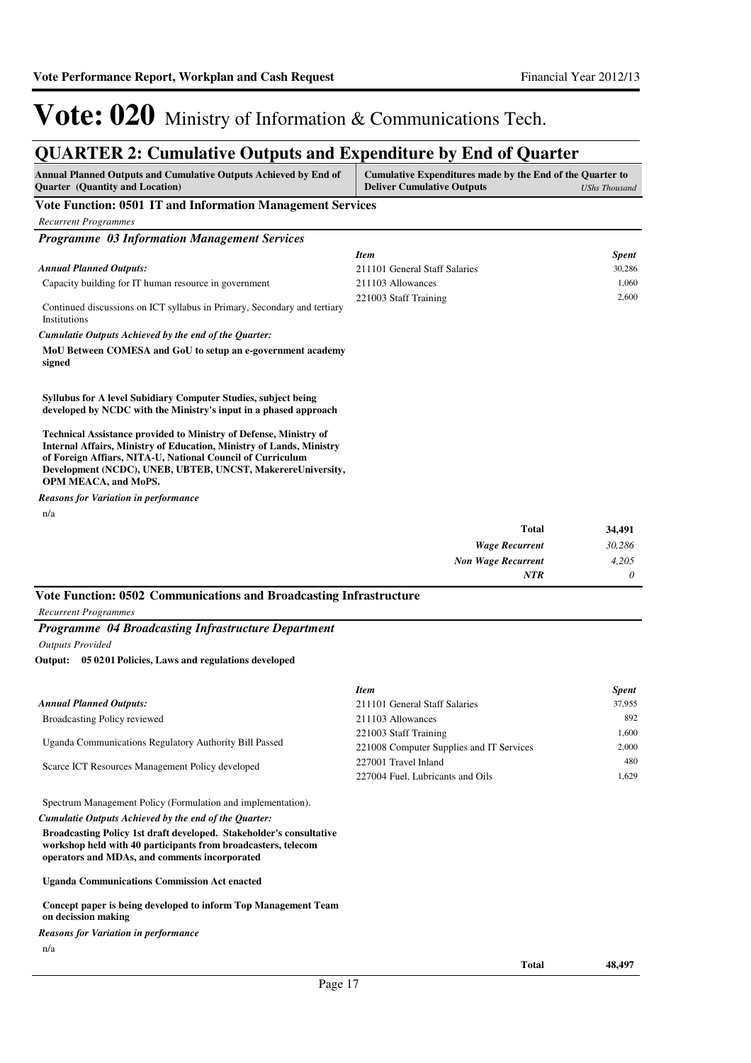# Vote: 020 Ministry of Information & Communications Tech.

## QUARTER 2: Cumulative Outputs and Expenditure by End of Quarter

| Annual Planned Outputs and Cumulative Outputs Achieved by End of Quarter (Quantity and Location) | Cumulative Expenditures made by the End of the Quarter to Deliver Cumulative Outputs *UShs Thousand* |
|---|---|

### Vote Function: 0501 IT and Information Management Services

*Recurrent Programmes*

#### *Programme 03 Information Management Services*

*Annual Planned Outputs:*

Capacity building for IT human resource in government

Continued discussions on ICT syllabus in Primary, Secondary and tertiary Institutions

*Cumulatie Outputs Achieved by the end of the Quarter:*

**MoU Between COMESA and GoU to setup an e-government academy signed**

**Syllubus for A level Subidiary Computer Studies, subject being developed by NCDC with the Ministry's input in a phased approach**

**Technical Assistance provided to Ministry of Defense, Ministry of Internal Affairs, Ministry of Education, Ministry of Lands, Ministry of Foreign Affiars, NITA-U, National Council of Curriculum Development (NCDC), UNEB, UBTEB, UNCST, MakerereUniversity, OPM MEACA, and MoPS.**

*Reasons for Variation in performance*

n/a

| *Item* | *Spent* |
|---|---|
| 211101 General Staff Salaries | 30,286 |
| 211103 Allowances | 1,060 |
| 221003 Staff Training | 2,600 |
| **Total** | **34,491** |
| *Wage Recurrent* | *30,286* |
| *Non Wage Recurrent* | *4,205* |
| *NTR* | *0* |

### Vote Function: 0502 Communications and Broadcasting Infrastructure

*Recurrent Programmes*

#### *Programme 04 Broadcasting Infrastructure Department*

*Outputs Provided*

**Output: 05 0201 Policies, Laws and regulations developed**

*Annual Planned Outputs:*

Broadcasting Policy reviewed

Uganda Communications Regulatory Authority Bill Passed

Scarce ICT Resources Management Policy developed

Spectrum Management Policy (Formulation and implementation).

*Cumulatie Outputs Achieved by the end of the Quarter:*

**Broadcasting Policy 1st draft developed. Stakeholder's consultative workshop held with 40 participants from broadcasters, telecom operators and MDAs, and comments incorporated**

**Uganda Communications Commission Act enacted**

**Concept paper is being developed to inform Top Management Team on decission making**

*Reasons for Variation in performance*

n/a

| *Item* | *Spent* |
|---|---|
| 211101 General Staff Salaries | 37,955 |
| 211103 Allowances | 892 |
| 221003 Staff Training | 1,600 |
| 221008 Computer Supplies and IT Services | 2,000 |
| 227001 Travel Inland | 480 |
| 227004 Fuel, Lubricants and Oils | 1,629 |
| **Total** | **48,497** |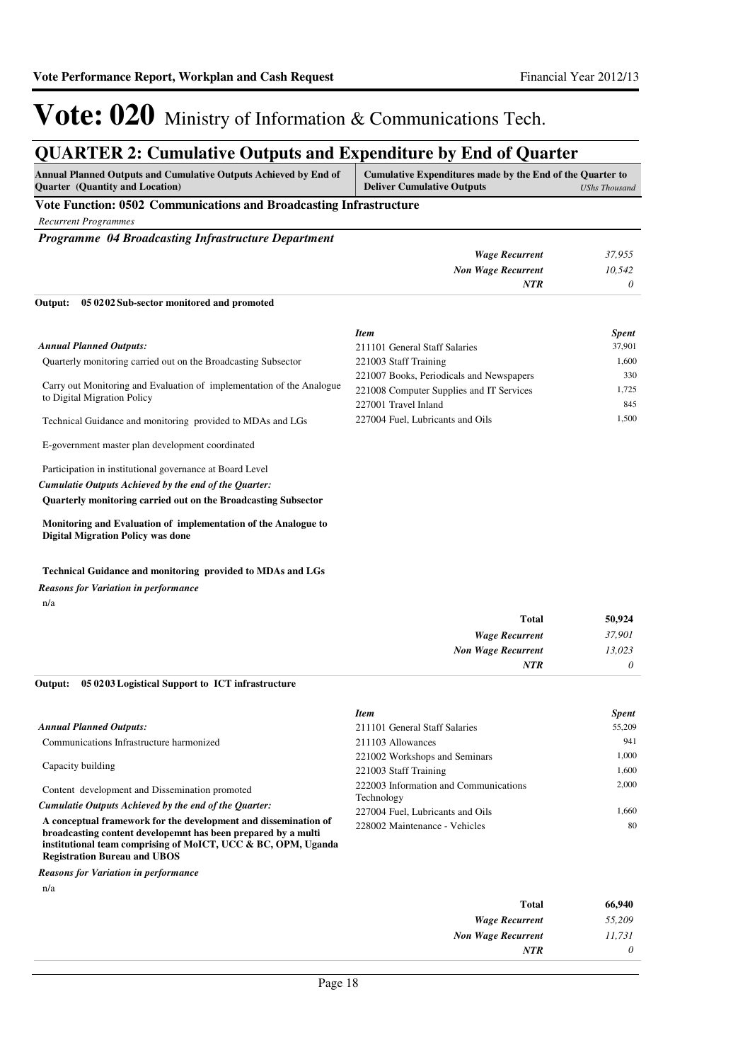# Vote: 020 Ministry of Information & Communications Tech.

## QUARTER 2: Cumulative Outputs and Expenditure by End of Quarter

| Annual Planned Outputs and Cumulative Outputs Achieved by End of Quarter (Quantity and Location) | Cumulative Expenditures made by the End of the Quarter to Deliver Cumulative Outputs *UShs Thousand* |
|---|---|

### Vote Function: 0502 Communications and Broadcasting Infrastructure

*Recurrent Programmes*

#### *Programme 04 Broadcasting Infrastructure Department*

| | |
|---|---|
| *Wage Recurrent* | *37,955* |
| *Non Wage Recurrent* | *10,542* |
| *NTR* | *0* |

**Output: 05 02 02 Sub-sector monitored and promoted**

*Annual Planned Outputs:*

Quarterly monitoring carried out on the Broadcasting Subsector

Carry out Monitoring and Evaluation of implementation of the Analogue to Digital Migration Policy

Technical Guidance and monitoring provided to MDAs and LGs

E-government master plan development coordinated

Participation in institutional governance at Board Level

*Cumulatie Outputs Achieved by the end of the Quarter:*

**Quarterly monitoring carried out on the Broadcasting Subsector**

**Monitoring and Evaluation of implementation of the Analogue to Digital Migration Policy was done**

**Technical Guidance and monitoring provided to MDAs and LGs**

*Reasons for Variation in performance*

n/a

| *Item* | *Spent* |
|---|---|
| 211101 General Staff Salaries | 37,901 |
| 221003 Staff Training | 1,600 |
| 221007 Books, Periodicals and Newspapers | 330 |
| 221008 Computer Supplies and IT Services | 1,725 |
| 227001 Travel Inland | 845 |
| 227004 Fuel, Lubricants and Oils | 1,500 |

| | |
|---|---|
| **Total** | **50,924** |
| *Wage Recurrent* | *37,901* |
| *Non Wage Recurrent* | *13,023* |
| *NTR* | *0* |

**Output: 05 02 03 Logistical Support to ICT infrastructure**

*Annual Planned Outputs:*

Communications Infrastructure harmonized

Capacity building

Content development and Dissemination promoted

*Cumulatie Outputs Achieved by the end of the Quarter:*

**A conceptual framework for the development and dissemination of broadcasting content developemnt has been prepared by a multi institutional team comprising of MoICT, UCC & BC, OPM, Uganda Registration Bureau and UBOS**

*Reasons for Variation in performance*

n/a

| *Item* | *Spent* |
|---|---|
| 211101 General Staff Salaries | 55,209 |
| 211103 Allowances | 941 |
| 221002 Workshops and Seminars | 1,000 |
| 221003 Staff Training | 1,600 |
| 222003 Information and Communications Technology | 2,000 |
| 227004 Fuel, Lubricants and Oils | 1,660 |
| 228002 Maintenance - Vehicles | 80 |

| | |
|---|---|
| **Total** | **66,940** |
| *Wage Recurrent* | *55,209* |
| *Non Wage Recurrent* | *11,731* |
| *NTR* | *0* |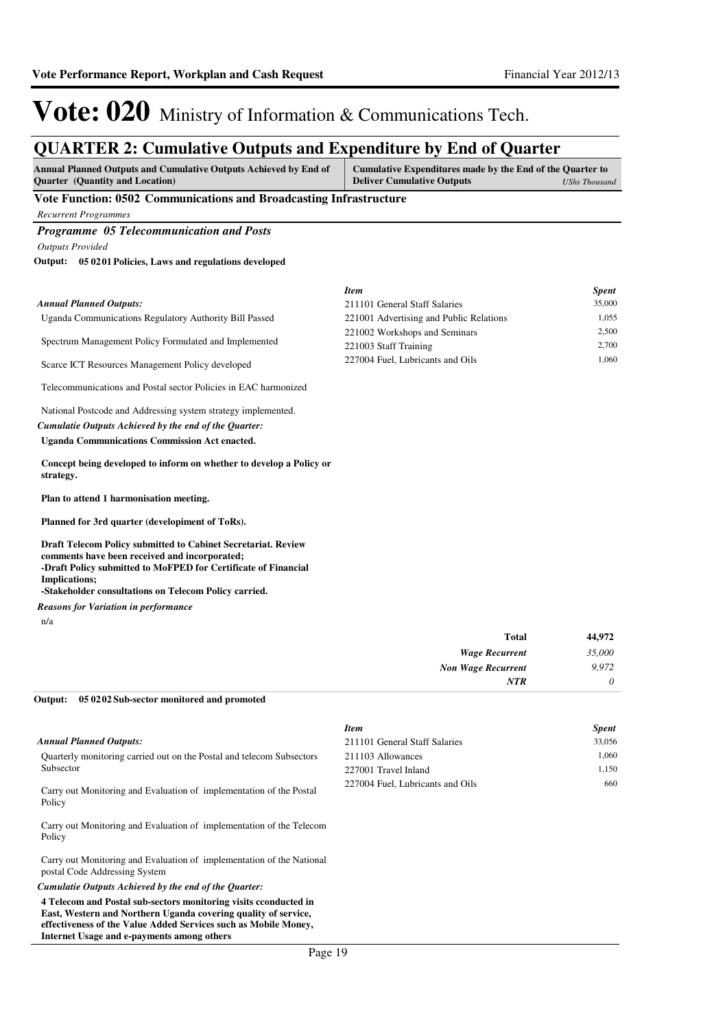# Vote: 020 Ministry of Information & Communications Tech.

## QUARTER 2: Cumulative Outputs and Expenditure by End of Quarter

| Annual Planned Outputs and Cumulative Outputs Achieved by End of Quarter (Quantity and Location) | Cumulative Expenditures made by the End of the Quarter to Deliver Cumulative Outputs *UShs Thousand* |
|---|---|

**Vote Function: 0502 Communications and Broadcasting Infrastructure**

*Recurrent Programmes*

***Programme 05 Telecommunication and Posts***

*Outputs Provided*

**Output: 05 02 01 Policies, Laws and regulations developed**

*Annual Planned Outputs:*

Uganda Communications Regulatory Authority Bill Passed

Spectrum Management Policy Formulated and Implemented

Scarce ICT Resources Management Policy developed

Telecommunications and Postal sector Policies in EAC harmonized

National Postcode and Addressing system strategy implemented.

*Cumulatie Outputs Achieved by the end of the Quarter:*

**Uganda Communications Commission Act enacted.**

**Concept being developed to inform on whether to develop a Policy or strategy.**

**Plan to attend 1 harmonisation meeting.**

**Planned for 3rd quarter (developiment of ToRs).**

**Draft Telecom Policy submitted to Cabinet Secretariat. Review comments have been received and incorporated;**
**-Draft Policy submitted to MoFPED for Certificate of Financial Implications;**
**-Stakeholder consultations on Telecom Policy carried.**

*Reasons for Variation in performance*

n/a

| *Item* | *Spent* |
|---|---|
| 211101 General Staff Salaries | 35,000 |
| 221001 Advertising and Public Relations | 1,055 |
| 221002 Workshops and Seminars | 2,500 |
| 221003 Staff Training | 2,700 |
| 227004 Fuel, Lubricants and Oils | 1,060 |

| | |
|---|---|
| **Total** | **44,972** |
| ***Wage Recurrent*** | *35,000* |
| ***Non Wage Recurrent*** | *9,972* |
| ***NTR*** | *0* |

**Output: 05 02 02 Sub-sector monitored and promoted**

*Annual Planned Outputs:*

Quarterly monitoring carried out on the Postal and telecom Subsectors Subsector

Carry out Monitoring and Evaluation of implementation of the Postal Policy

Carry out Monitoring and Evaluation of implementation of the Telecom Policy

Carry out Monitoring and Evaluation of implementation of the National postal Code Addressing System

*Cumulatie Outputs Achieved by the end of the Quarter:*

**4 Telecom and Postal sub-sectors monitoring visits cconducted in East, Western and Northern Uganda covering quality of service, effectiveness of the Value Added Services such as Mobile Money, Internet Usage and e-payments among others**

| *Item* | *Spent* |
|---|---|
| 211101 General Staff Salaries | 33,056 |
| 211103 Allowances | 1,060 |
| 227001 Travel Inland | 1,150 |
| 227004 Fuel, Lubricants and Oils | 660 |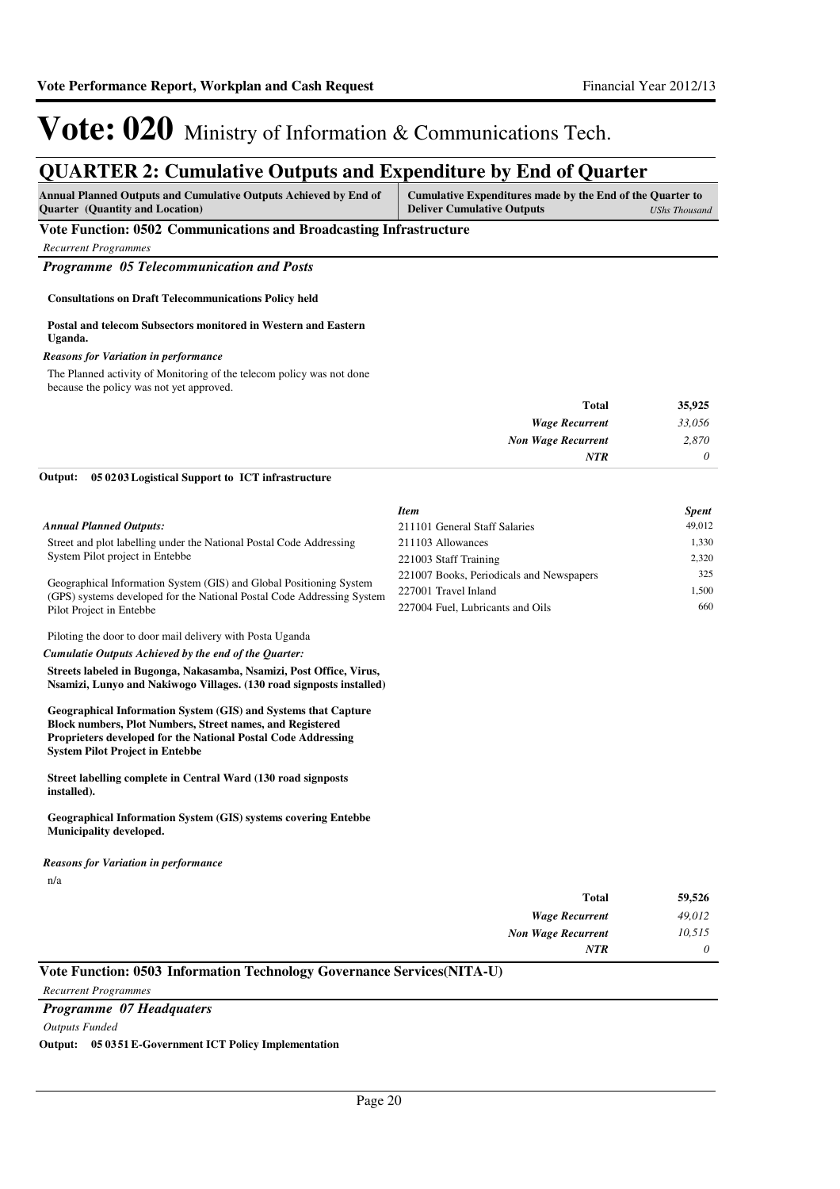# Vote: 020 Ministry of Information & Communications Tech.

## QUARTER 2: Cumulative Outputs and Expenditure by End of Quarter

| Annual Planned Outputs and Cumulative Outputs Achieved by End of Quarter (Quantity and Location) | Cumulative Expenditures made by the End of the Quarter to Deliver Cumulative Outputs *UShs Thousand* |
|---|---|

### Vote Function: 0502 Communications and Broadcasting Infrastructure

*Recurrent Programmes*

#### *Programme 05 Telecommunication and Posts*

**Consultations on Draft Telecommunications Policy held**

**Postal and telecom Subsectors monitored in Western and Eastern Uganda.**

***Reasons for Variation in performance***

The Planned activity of Monitoring of the telecom policy was not done because the policy was not yet approved.

| | |
|---|---|
| **Total** | **35,925** |
| *Wage Recurrent* | *33,056* |
| *Non Wage Recurrent* | *2,870* |
| *NTR* | *0* |

**Output: 05 02 03 Logistical Support to ICT infrastructure**

***Annual Planned Outputs:***

Street and plot labelling under the National Postal Code Addressing System Pilot project in Entebbe

Geographical Information System (GIS) and Global Positioning System (GPS) systems developed for the National Postal Code Addressing System Pilot Project in Entebbe

Piloting the door to door mail delivery with Posta Uganda

***Cumulatie Outputs Achieved by the end of the Quarter:***

**Streets labeled in Bugonga, Nakasamba, Nsamizi, Post Office, Virus, Nsamizi, Lunyo and Nakiwogo Villages. (130 road signposts installed)**

**Geographical Information System (GIS) and Systems that Capture Block numbers, Plot Numbers, Street names, and Registered Proprieters developed for the National Postal Code Addressing System Pilot Project in Entebbe**

**Street labelling complete in Central Ward (130 road signposts installed).**

**Geographical Information System (GIS) systems covering Entebbe Municipality developed.**

| *Item* | *Spent* |
|---|---|
| 211101 General Staff Salaries | 49,012 |
| 211103 Allowances | 1,330 |
| 221003 Staff Training | 2,320 |
| 221007 Books, Periodicals and Newspapers | 325 |
| 227001 Travel Inland | 1,500 |
| 227004 Fuel, Lubricants and Oils | 660 |

***Reasons for Variation in performance***

n/a

| | |
|---|---|
| **Total** | **59,526** |
| *Wage Recurrent* | *49,012* |
| *Non Wage Recurrent* | *10,515* |
| *NTR* | *0* |

### Vote Function: 0503 Information Technology Governance Services(NITA-U)

*Recurrent Programmes*

#### *Programme 07 Headquaters*

*Outputs Funded*

**Output: 05 03 51 E-Government ICT Policy Implementation**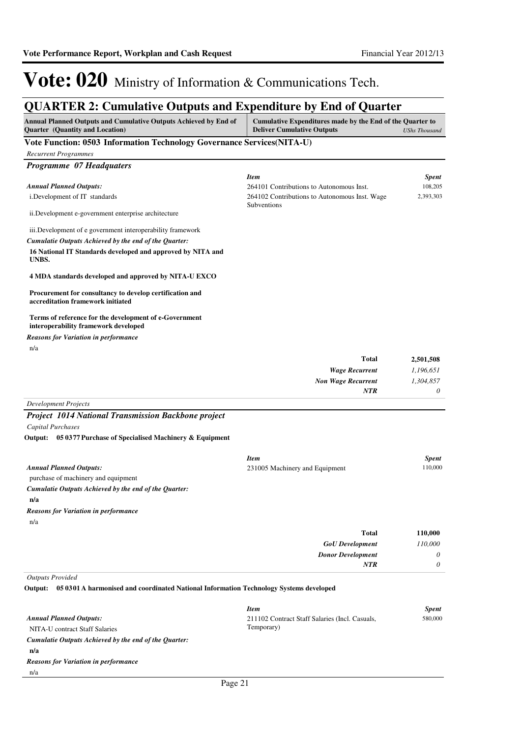# Vote: 020 Ministry of Information & Communications Tech.

## QUARTER 2: Cumulative Outputs and Expenditure by End of Quarter

| Annual Planned Outputs and Cumulative Outputs Achieved by End of Quarter (Quantity and Location) | Cumulative Expenditures made by the End of the Quarter to Deliver Cumulative Outputs | *UShs Thousand* |
|---|---|---|

### Vote Function: 0503 Information Technology Governance Services(NITA-U)

*Recurrent Programmes*

### *Programme 07 Headquaters*

*Annual Planned Outputs:*

i.Development of IT standards

ii.Development e-government enterprise architecture

iii.Development of e government interoperability framework

*Cumulatie Outputs Achieved by the end of the Quarter:*

**16 National IT Standards developed and approved by NITA and UNBS.**

**4 MDA standards developed and approved by NITA-U EXCO**

**Procurement for consultancy to develop certification and accreditation framework initiated**

**Terms of reference for the development of e-Government interoperability framework developed**

*Reasons for Variation in performance*

n/a

| *Item* | *Spent* |
|---|---|
| 264101 Contributions to Autonomous Inst. | 108,205 |
| 264102 Contributions to Autonomous Inst. Wage Subventions | 2,393,303 |
| **Total** | **2,501,508** |
| ***Wage Recurrent*** | *1,196,651* |
| ***Non Wage Recurrent*** | *1,304,857* |
| ***NTR*** | *0* |

*Development Projects*

### *Project 1014 National Transmission Backbone project*

*Capital Purchases*

**Output: 05 0377 Purchase of Specialised Machinery & Equipment**

*Annual Planned Outputs:*

purchase of machinery and equipment

*Cumulatie Outputs Achieved by the end of the Quarter:*

**n/a**

*Reasons for Variation in performance*

n/a

| *Item* | *Spent* |
|---|---|
| 231005 Machinery and Equipment | 110,000 |
| **Total** | **110,000** |
| ***GoU Development*** | *110,000* |
| ***Donor Development*** | *0* |
| ***NTR*** | *0* |

*Outputs Provided*

**Output: 05 0301 A harmonised and coordinated National Information Technology Systems developed**

*Annual Planned Outputs:*

NITA-U contract Staff Salaries

*Cumulatie Outputs Achieved by the end of the Quarter:*

**n/a**

*Reasons for Variation in performance*

n/a

| *Item* | *Spent* |
|---|---|
| 211102 Contract Staff Salaries (Incl. Casuals, Temporary) | 580,000 |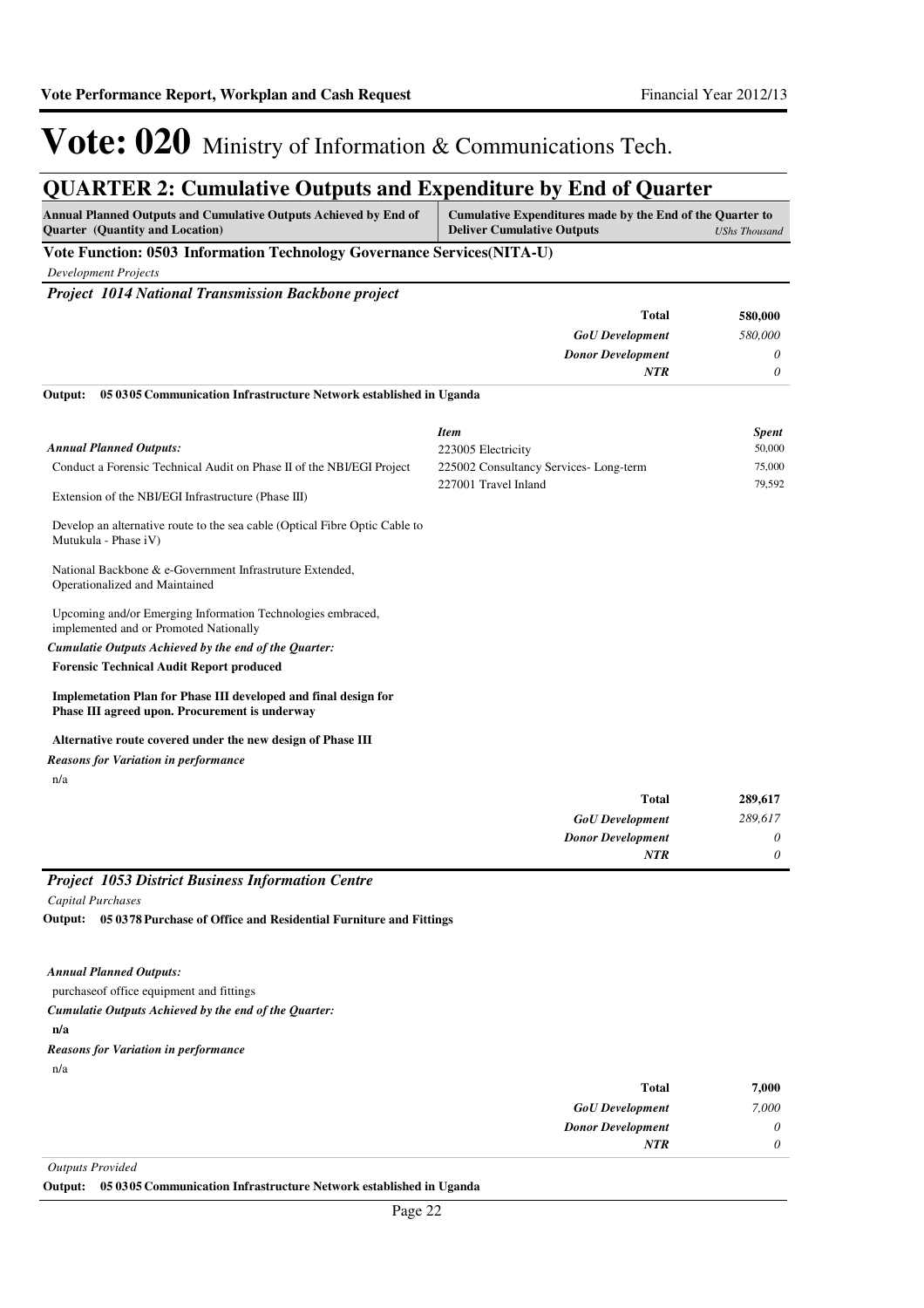# Vote: 020 Ministry of Information & Communications Tech.

## QUARTER 2: Cumulative Outputs and Expenditure by End of Quarter

| Annual Planned Outputs and Cumulative Outputs Achieved by End of Quarter (Quantity and Location) | Cumulative Expenditures made by the End of the Quarter to Deliver Cumulative Outputs | UShs Thousand |
|---|---|---|

**Vote Function: 0503 Information Technology Governance Services(NITA-U)**

*Development Projects*

***Project 1014 National Transmission Backbone project***

| | |
|---|---|
| **Total** | **580,000** |
| *GoU Development* | *580,000* |
| *Donor Development* | *0* |
| *NTR* | *0* |

**Output: 05 0305 Communication Infrastructure Network established in Uganda**

***Annual Planned Outputs:***

Conduct a Forensic Technical Audit on Phase II of the NBI/EGI Project

Extension of the NBI/EGI Infrastructure (Phase III)

Develop an alternative route to the sea cable (Optical Fibre Optic Cable to Mutukula - Phase iV)

National Backbone & e-Government Infrastruture Extended, Operationalized and Maintained

Upcoming and/or Emerging Information Technologies embraced, implemented and or Promoted Nationally

| *Item* | *Spent* |
|---|---|
| 223005 Electricity | 50,000 |
| 225002 Consultancy Services- Long-term | 75,000 |
| 227001 Travel Inland | 79,592 |

***Cumulatie Outputs Achieved by the end of the Quarter:***

**Forensic Technical Audit Report produced**

**Implemetation Plan for Phase III developed and final design for Phase III agreed upon. Procurement is underway**

**Alternative route covered under the new design of Phase III**

***Reasons for Variation in performance***

n/a

| | |
|---|---|
| **Total** | **289,617** |
| *GoU Development* | *289,617* |
| *Donor Development* | *0* |
| *NTR* | *0* |

***Project 1053 District Business Information Centre***

*Capital Purchases*

**Output: 05 0378 Purchase of Office and Residential Furniture and Fittings**

***Annual Planned Outputs:***

purchaseof office equipment and fittings

***Cumulatie Outputs Achieved by the end of the Quarter:***

**n/a**

***Reasons for Variation in performance***

n/a

| | |
|---|---|
| **Total** | **7,000** |
| *GoU Development* | *7,000* |
| *Donor Development* | *0* |
| *NTR* | *0* |

*Outputs Provided*

**Output: 05 0305 Communication Infrastructure Network established in Uganda**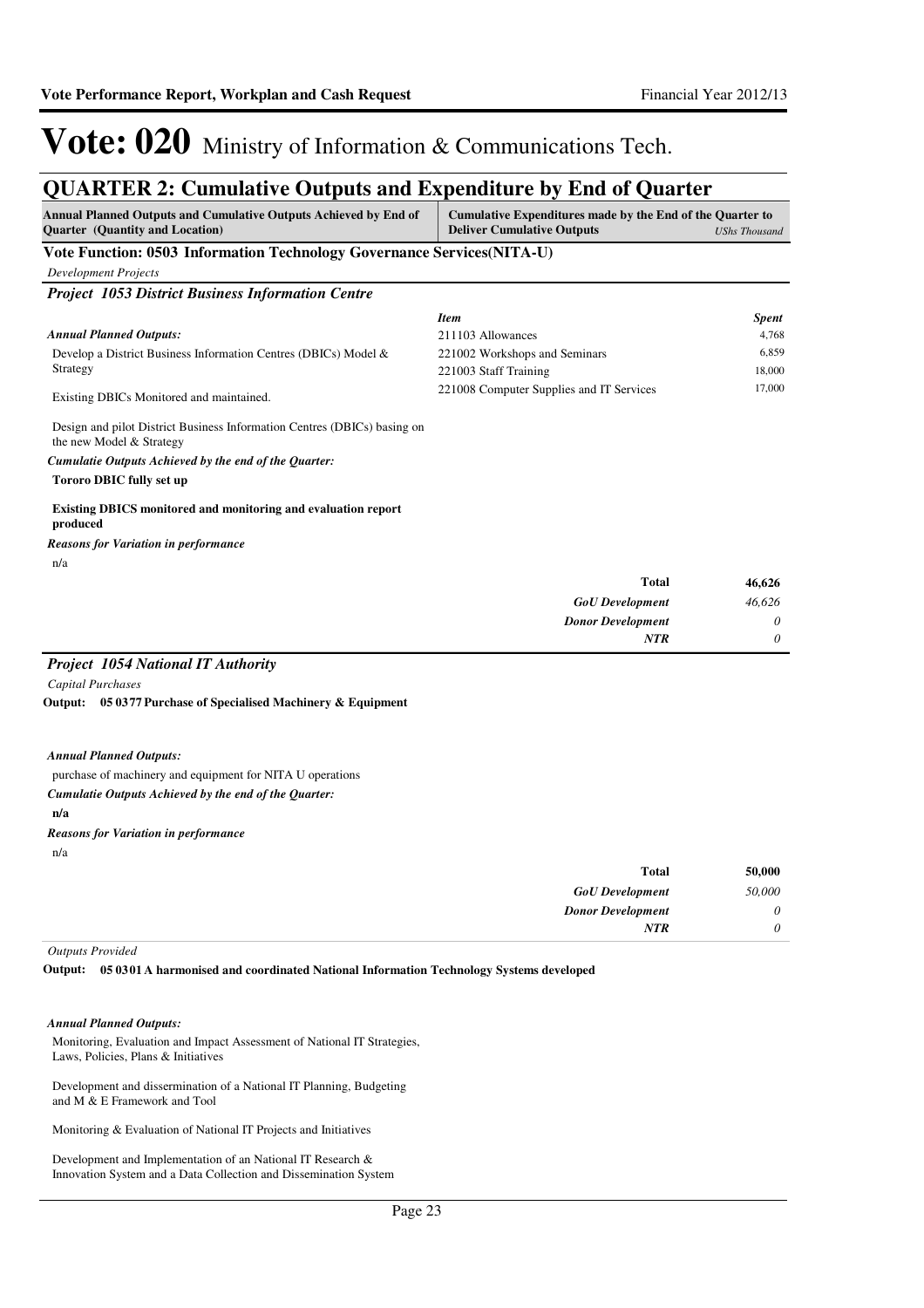# Vote: 020 Ministry of Information & Communications Tech.

## QUARTER 2: Cumulative Outputs and Expenditure by End of Quarter

| Annual Planned Outputs and Cumulative Outputs Achieved by End of Quarter (Quantity and Location) | Cumulative Expenditures made by the End of the Quarter to Deliver Cumulative Outputs | *UShs Thousand* |
|---|---|---|

### Vote Function: 0503 Information Technology Governance Services(NITA-U)

*Development Projects*

#### *Project 1053 District Business Information Centre*

*Annual Planned Outputs:*

Develop a District Business Information Centres (DBICs) Model & Strategy

Existing DBICs Monitored and maintained.

Design and pilot District Business Information Centres (DBICs) basing on the new Model & Strategy

*Cumulatie Outputs Achieved by the end of the Quarter:*

**Tororo DBIC fully set up**

**Existing DBICS monitored and monitoring and evaluation report produced**

*Reasons for Variation in performance*

n/a

| *Item* | *Spent* |
|---|---|
| 211103 Allowances | 4,768 |
| 221002 Workshops and Seminars | 6,859 |
| 221003 Staff Training | 18,000 |
| 221008 Computer Supplies and IT Services | 17,000 |

| | |
|---|---|
| **Total** | **46,626** |
| ***GoU Development*** | *46,626* |
| ***Donor Development*** | *0* |
| ***NTR*** | *0* |

#### *Project 1054 National IT Authority*

*Capital Purchases*

**Output: 05 0377 Purchase of Specialised Machinery & Equipment**

*Annual Planned Outputs:*

purchase of machinery and equipment for NITA U operations

*Cumulatie Outputs Achieved by the end of the Quarter:*

**n/a**

*Reasons for Variation in performance*

n/a

| | |
|---|---|
| **Total** | **50,000** |
| ***GoU Development*** | *50,000* |
| ***Donor Development*** | *0* |
| ***NTR*** | *0* |

*Outputs Provided*

**Output: 05 0301 A harmonised and coordinated National Information Technology Systems developed**

*Annual Planned Outputs:*

Monitoring, Evaluation and Impact Assessment of National IT Strategies, Laws, Policies, Plans & Initiatives

Development and dissermination of a National IT Planning, Budgeting and M & E Framework and Tool

Monitoring & Evaluation of National IT Projects and Initiatives

Development and Implementation of an National IT Research & Innovation System and a Data Collection and Dissemination System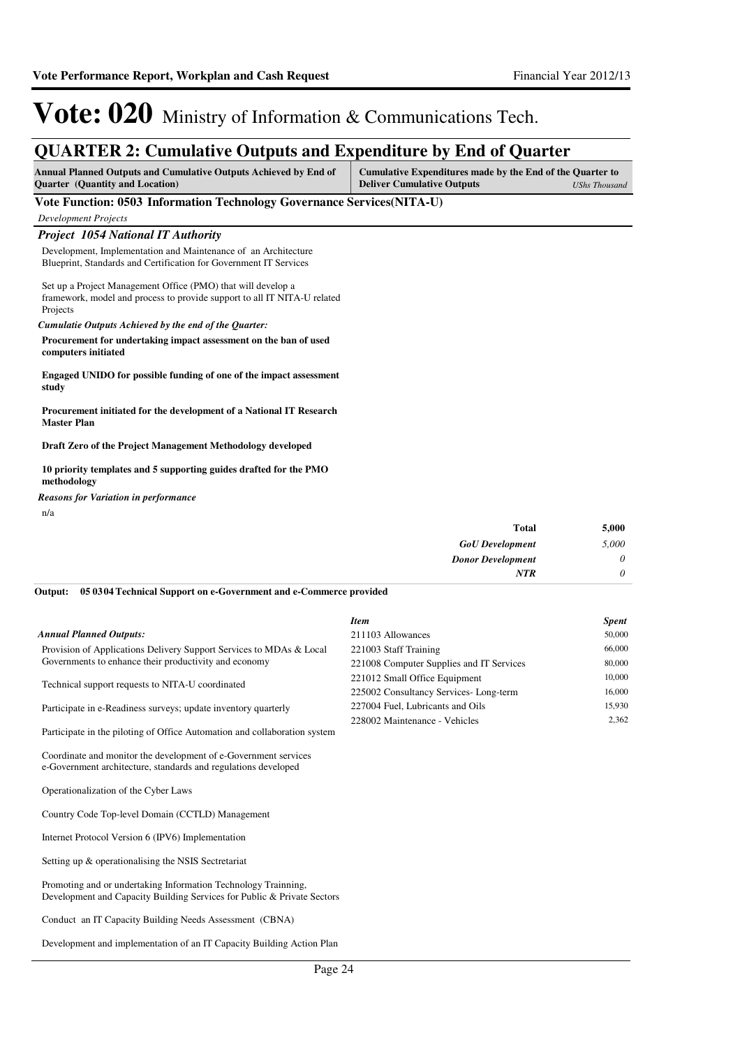# Vote: 020 Ministry of Information & Communications Tech.

## QUARTER 2: Cumulative Outputs and Expenditure by End of Quarter

| Annual Planned Outputs and Cumulative Outputs Achieved by End of Quarter (Quantity and Location) | Cumulative Expenditures made by the End of the Quarter to Deliver Cumulative Outputs *UShs Thousand* |
|---|---|

**Vote Function: 0503 Information Technology Governance Services(NITA-U)**

*Development Projects*

### *Project 1054 National IT Authority*

Development, Implementation and Maintenance of an Architecture Blueprint, Standards and Certification for Government IT Services

Set up a Project Management Office (PMO) that will develop a framework, model and process to provide support to all IT NITA-U related Projects

*Cumulatie Outputs Achieved by the end of the Quarter:*

**Procurement for undertaking impact assessment on the ban of used computers initiated**

**Engaged UNIDO for possible funding of one of the impact assessment study**

**Procurement initiated for the development of a National IT Research Master Plan**

**Draft Zero of the Project Management Methodology developed**

**10 priority templates and 5 supporting guides drafted for the PMO methodology**

*Reasons for Variation in performance*

n/a

| | |
|---|---|
| **Total** | **5,000** |
| *GoU Development* | *5,000* |
| *Donor Development* | *0* |
| *NTR* | *0* |

**Output: 05 03 04 Technical Support on e-Government and e-Commerce provided**

*Annual Planned Outputs:*

Provision of Applications Delivery Support Services to MDAs & Local Governments to enhance their productivity and economy

Technical support requests to NITA-U coordinated

Participate in e-Readiness surveys; update inventory quarterly

Participate in the piloting of Office Automation and collaboration system

Coordinate and monitor the development of e-Government services e-Government architecture, standards and regulations developed

Operationalization of the Cyber Laws

Country Code Top-level Domain (CCTLD) Management

Internet Protocol Version 6 (IPV6) Implementation

Setting up & operationalising the NSIS Sectretariat

Promoting and or undertaking Information Technology Trainning, Development and Capacity Building Services for Public & Private Sectors

Conduct an IT Capacity Building Needs Assessment (CBNA)

Development and implementation of an IT Capacity Building Action Plan

| *Item* | *Spent* |
|---|---|
| 211103 Allowances | 50,000 |
| 221003 Staff Training | 66,000 |
| 221008 Computer Supplies and IT Services | 80,000 |
| 221012 Small Office Equipment | 10,000 |
| 225002 Consultancy Services- Long-term | 16,000 |
| 227004 Fuel, Lubricants and Oils | 15,930 |
| 228002 Maintenance - Vehicles | 2,362 |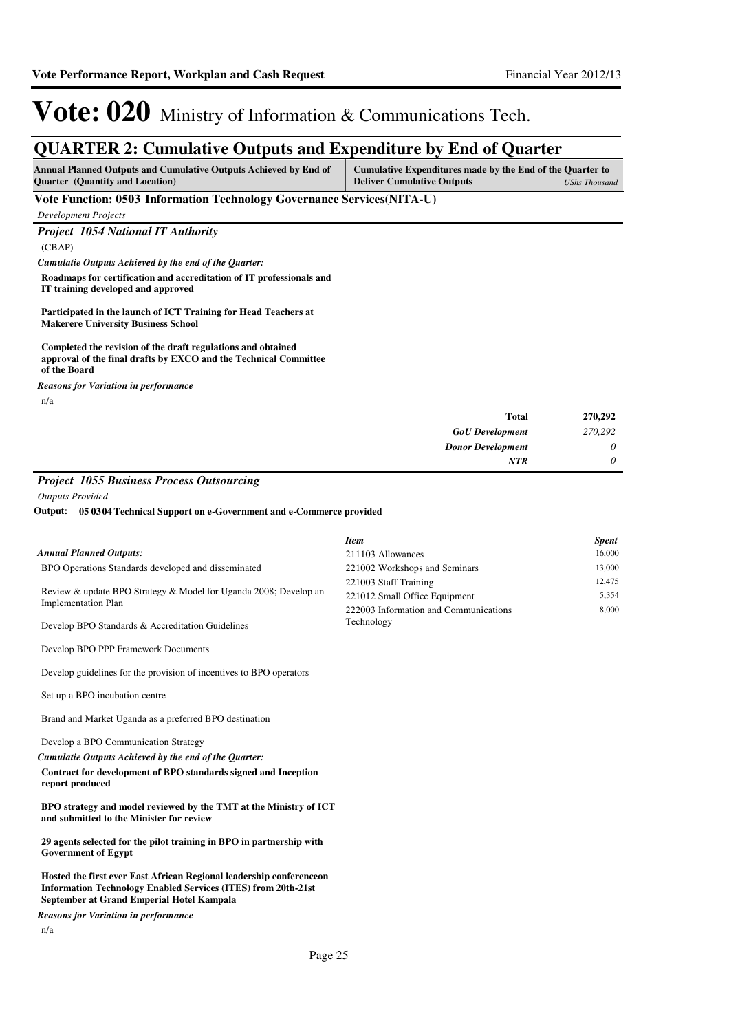# Vote: 020 Ministry of Information & Communications Tech.

## QUARTER 2: Cumulative Outputs and Expenditure by End of Quarter

| Annual Planned Outputs and Cumulative Outputs Achieved by End of Quarter (Quantity and Location) | Cumulative Expenditures made by the End of the Quarter to Deliver Cumulative Outputs *UShs Thousand* |
|---|---|

### Vote Function: 0503 Information Technology Governance Services(NITA-U)

*Development Projects*

#### *Project 1054 National IT Authority*

(CBAP)

***Cumulatie Outputs Achieved by the end of the Quarter:***

**Roadmaps for certification and accreditation of IT professionals and IT training developed and approved**

**Participated in the launch of ICT Training for Head Teachers at Makerere University Business School**

**Completed the revision of the draft regulations and obtained approval of the final drafts by EXCO and the Technical Committee of the Board**

***Reasons for Variation in performance***

n/a

| | |
|---|---|
| **Total** | **270,292** |
| ***GoU Development*** | *270,292* |
| ***Donor Development*** | *0* |
| ***NTR*** | *0* |

#### *Project 1055 Business Process Outsourcing*

*Outputs Provided*

**Output: 05 03 04 Technical Support on e-Government and e-Commerce provided**

***Annual Planned Outputs:***

BPO Operations Standards developed and disseminated

Review & update BPO Strategy & Model for Uganda 2008; Develop an Implementation Plan

Develop BPO Standards & Accreditation Guidelines

Develop BPO PPP Framework Documents

Develop guidelines for the provision of incentives to BPO operators

Set up a BPO incubation centre

Brand and Market Uganda as a preferred BPO destination

Develop a BPO Communication Strategy

| *Item* | *Spent* |
|---|---|
| 211103 Allowances | 16,000 |
| 221002 Workshops and Seminars | 13,000 |
| 221003 Staff Training | 12,475 |
| 221012 Small Office Equipment | 5,354 |
| 222003 Information and Communications Technology | 8,000 |

***Cumulatie Outputs Achieved by the end of the Quarter:***

**Contract for development of BPO standards signed and Inception report produced**

**BPO strategy and model reviewed by the TMT at the Ministry of ICT and submitted to the Minister for review**

**29 agents selected for the pilot training in BPO in partnership with Government of Egypt**

**Hosted the first ever East African Regional leadership conferenceon Information Technology Enabled Services (ITES) from 20th-21st September at Grand Emperial Hotel Kampala**

***Reasons for Variation in performance***

n/a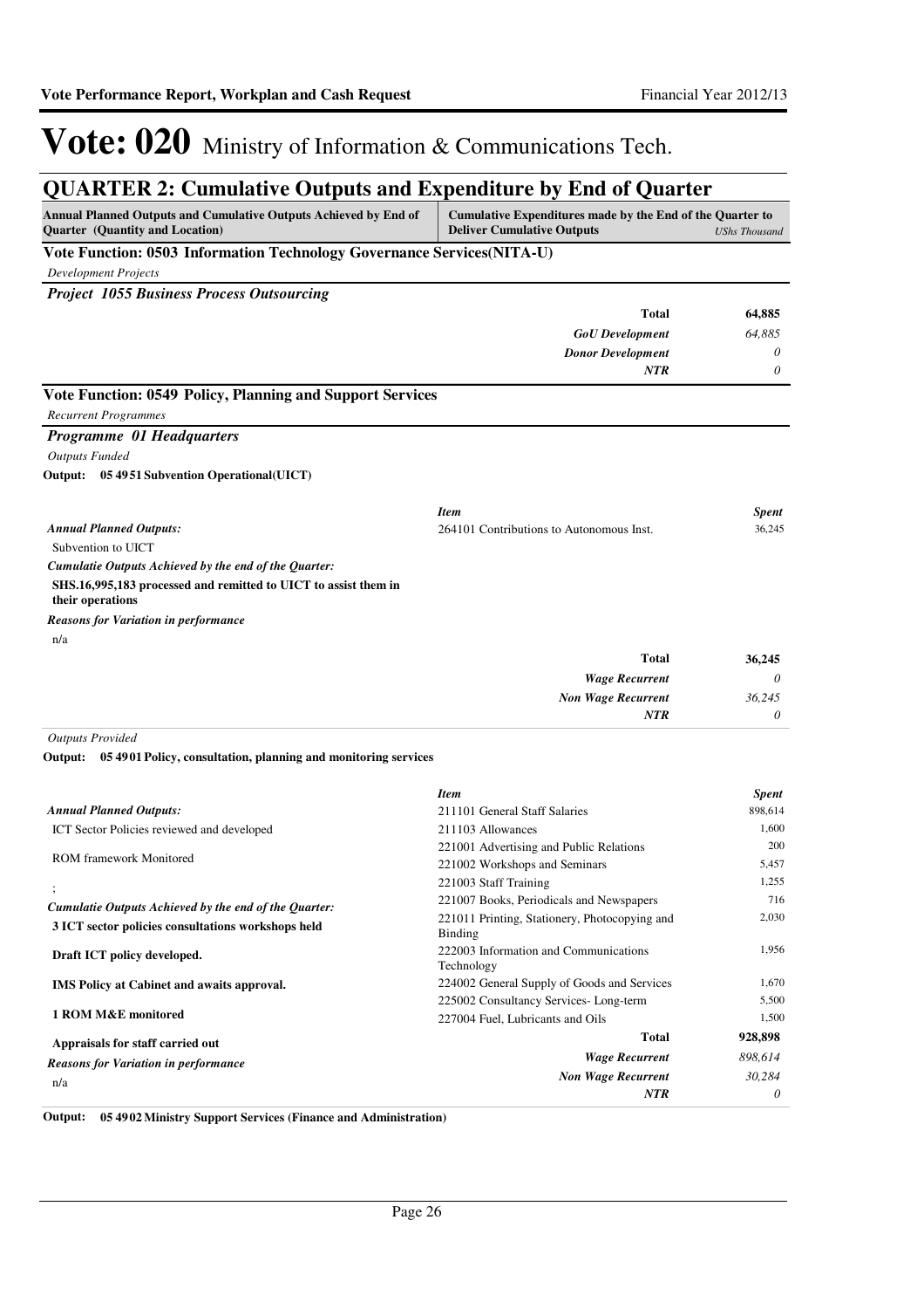# Vote: 020 Ministry of Information & Communications Tech.

## QUARTER 2: Cumulative Outputs and Expenditure by End of Quarter

| Annual Planned Outputs and Cumulative Outputs Achieved by End of Quarter (Quantity and Location) | Cumulative Expenditures made by the End of the Quarter to Deliver Cumulative Outputs | *UShs Thousand* |
|---|---|---|

### Vote Function: 0503 Information Technology Governance Services(NITA-U)

*Development Projects*

#### *Project 1055 Business Process Outsourcing*

| | |
|---|---|
| **Total** | **64,885** |
| *GoU Development* | *64,885* |
| *Donor Development* | *0* |
| *NTR* | *0* |

### Vote Function: 0549 Policy, Planning and Support Services

*Recurrent Programmes*

#### *Programme 01 Headquarters*

*Outputs Funded*

**Output: 05 4951 Subvention Operational(UICT)**

*Annual Planned Outputs:*

Subvention to UICT

*Cumulatie Outputs Achieved by the end of the Quarter:*

**SHS.16,995,183 processed and remitted to UICT to assist them in their operations**

*Reasons for Variation in performance*

n/a

| *Item* | *Spent* |
|---|---|
| 264101 Contributions to Autonomous Inst. | 36,245 |
| **Total** | **36,245** |
| *Wage Recurrent* | *0* |
| *Non Wage Recurrent* | *36,245* |
| *NTR* | *0* |

*Outputs Provided*

**Output: 05 4901 Policy, consultation, planning and monitoring services**

*Annual Planned Outputs:*

ICT Sector Policies reviewed and developed

ROM framework Monitored

;

*Cumulatie Outputs Achieved by the end of the Quarter:*

**3 ICT sector policies consultations workshops held**

**Draft ICT policy developed.**

**IMS Policy at Cabinet and awaits approval.**

**1 ROM M&E monitored**

**Appraisals for staff carried out**

*Reasons for Variation in performance*

n/a

| *Item* | *Spent* |
|---|---|
| 211101 General Staff Salaries | 898,614 |
| 211103 Allowances | 1,600 |
| 221001 Advertising and Public Relations | 200 |
| 221002 Workshops and Seminars | 5,457 |
| 221003 Staff Training | 1,255 |
| 221007 Books, Periodicals and Newspapers | 716 |
| 221011 Printing, Stationery, Photocopying and Binding | 2,030 |
| 222003 Information and Communications Technology | 1,956 |
| 224002 General Supply of Goods and Services | 1,670 |
| 225002 Consultancy Services- Long-term | 5,500 |
| 227004 Fuel, Lubricants and Oils | 1,500 |
| **Total** | **928,898** |
| *Wage Recurrent* | *898,614* |
| *Non Wage Recurrent* | *30,284* |
| *NTR* | *0* |

**Output: 05 4902 Ministry Support Services (Finance and Administration)**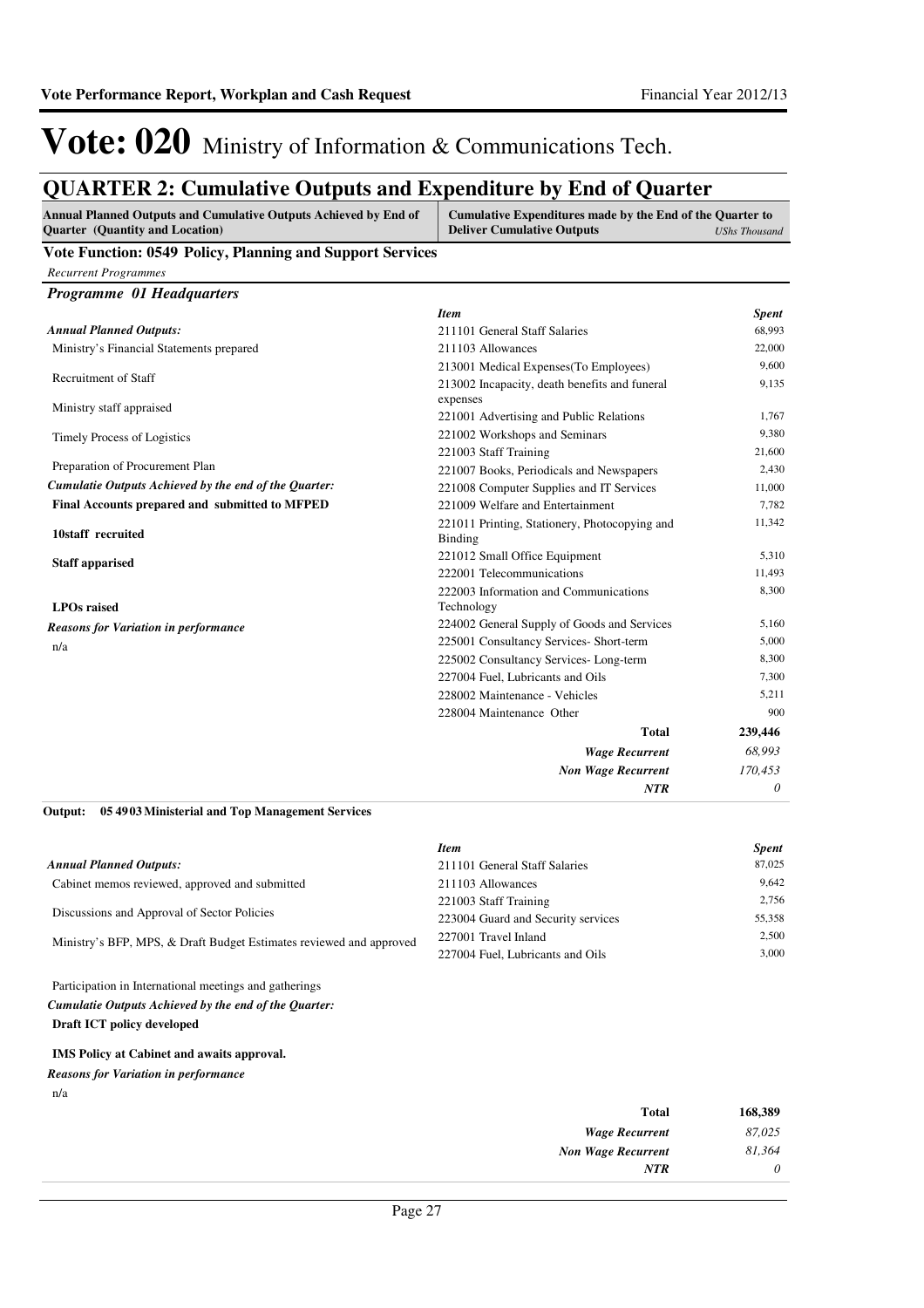# Vote: 020 Ministry of Information & Communications Tech.

## QUARTER 2: Cumulative Outputs and Expenditure by End of Quarter

| Annual Planned Outputs and Cumulative Outputs Achieved by End of Quarter (Quantity and Location) | Cumulative Expenditures made by the End of the Quarter to Deliver Cumulative Outputs *UShs Thousand* |
|---|---|

### Vote Function: 0549 Policy, Planning and Support Services

*Recurrent Programmes*

#### *Programme 01 Headquarters*

***Annual Planned Outputs:***

Ministry's Financial Statements prepared

Recruitment of Staff

Ministry staff appraised

Timely Process of Logistics

Preparation of Procurement Plan

***Cumulatie Outputs Achieved by the end of the Quarter:***

**Final Accounts prepared and submitted to MFPED**

**10staff recruited**

**Staff apparised**

**LPOs raised**

***Reasons for Variation in performance***

n/a

| *Item* | *Spent* |
|---|---|
| 211101 General Staff Salaries | 68,993 |
| 211103 Allowances | 22,000 |
| 213001 Medical Expenses(To Employees) | 9,600 |
| 213002 Incapacity, death benefits and funeral expenses | 9,135 |
| 221001 Advertising and Public Relations | 1,767 |
| 221002 Workshops and Seminars | 9,380 |
| 221003 Staff Training | 21,600 |
| 221007 Books, Periodicals and Newspapers | 2,430 |
| 221008 Computer Supplies and IT Services | 11,000 |
| 221009 Welfare and Entertainment | 7,782 |
| 221011 Printing, Stationery, Photocopying and Binding | 11,342 |
| 221012 Small Office Equipment | 5,310 |
| 222001 Telecommunications | 11,493 |
| 222003 Information and Communications Technology | 8,300 |
| 224002 General Supply of Goods and Services | 5,160 |
| 225001 Consultancy Services- Short-term | 5,000 |
| 225002 Consultancy Services- Long-term | 8,300 |
| 227004 Fuel, Lubricants and Oils | 7,300 |
| 228002 Maintenance - Vehicles | 5,211 |
| 228004 Maintenance Other | 900 |
| **Total** | **239,446** |
| ***Wage Recurrent*** | *68,993* |
| ***Non Wage Recurrent*** | *170,453* |
| ***NTR*** | *0* |

**Output: 05 4903 Ministerial and Top Management Services**

***Annual Planned Outputs:***

Cabinet memos reviewed, approved and submitted

Discussions and Approval of Sector Policies

Ministry's BFP, MPS, & Draft Budget Estimates reviewed and approved

Participation in International meetings and gatherings

***Cumulatie Outputs Achieved by the end of the Quarter:***

**Draft ICT policy developed**

**IMS Policy at Cabinet and awaits approval.**

***Reasons for Variation in performance***

n/a

| *Item* | *Spent* |
|---|---|
| 211101 General Staff Salaries | 87,025 |
| 211103 Allowances | 9,642 |
| 221003 Staff Training | 2,756 |
| 223004 Guard and Security services | 55,358 |
| 227001 Travel Inland | 2,500 |
| 227004 Fuel, Lubricants and Oils | 3,000 |
| **Total** | **168,389** |
| ***Wage Recurrent*** | *87,025* |
| ***Non Wage Recurrent*** | *81,364* |
| ***NTR*** | *0* |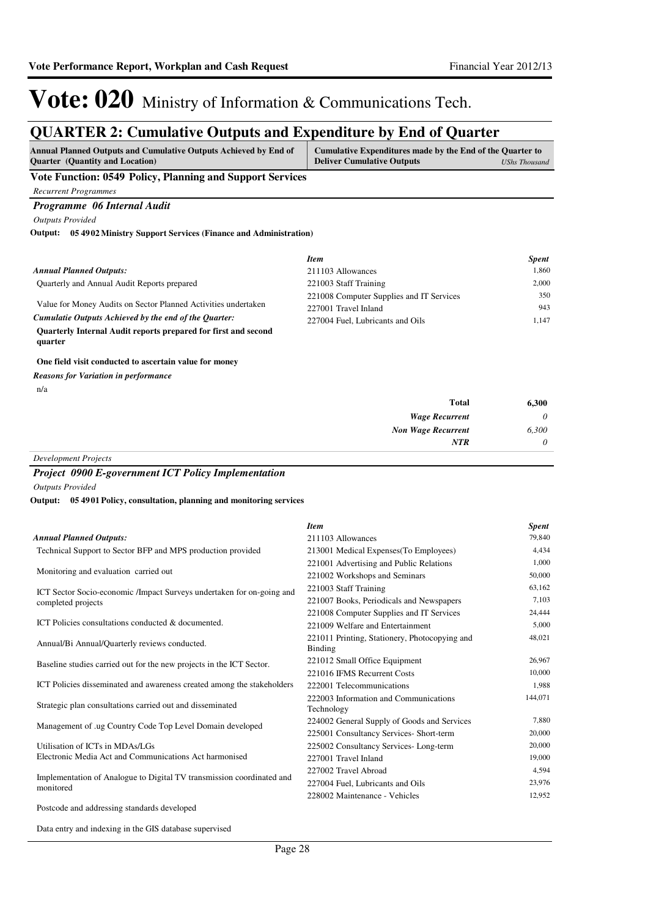# Vote: 020 Ministry of Information & Communications Tech.

## QUARTER 2: Cumulative Outputs and Expenditure by End of Quarter

| Annual Planned Outputs and Cumulative Outputs Achieved by End of Quarter (Quantity and Location) | Cumulative Expenditures made by the End of the Quarter to Deliver Cumulative Outputs *UShs Thousand* |
|---|---|

### Vote Function: 0549 Policy, Planning and Support Services

*Recurrent Programmes*

#### *Programme 06 Internal Audit*

*Outputs Provided*

**Output: 05 49 02 Ministry Support Services (Finance and Administration)**

*Annual Planned Outputs:*

Quarterly and Annual Audit Reports prepared

Value for Money Audits on Sector Planned Activities undertaken

*Cumulatie Outputs Achieved by the end of the Quarter:*

**Quarterly Internal Audit reports prepared for first and second quarter**

**One field visit conducted to ascertain value for money**

*Reasons for Variation in performance*

n/a

| *Item* | *Spent* |
|---|---|
| 211103 Allowances | 1,860 |
| 221003 Staff Training | 2,000 |
| 221008 Computer Supplies and IT Services | 350 |
| 227001 Travel Inland | 943 |
| 227004 Fuel, Lubricants and Oils | 1,147 |
| **Total** | **6,300** |
| ***Wage Recurrent*** | *0* |
| ***Non Wage Recurrent*** | *6,300* |
| ***NTR*** | *0* |

*Development Projects*

#### *Project 0900 E-government ICT Policy Implementation*

*Outputs Provided*

**Output: 05 49 01 Policy, consultation, planning and monitoring services**

*Annual Planned Outputs:*

Technical Support to Sector BFP and MPS production provided

Monitoring and evaluation carried out

ICT Sector Socio-economic /Impact Surveys undertaken for on-going and completed projects

ICT Policies consultations conducted & documented.

Annual/Bi Annual/Quarterly reviews conducted.

Baseline studies carried out for the new projects in the ICT Sector.

ICT Policies disseminated and awareness created among the stakeholders

Strategic plan consultations carried out and disseminated

Management of .ug Country Code Top Level Domain developed

Utilisation of ICTs in MDAs/LGs
Electronic Media Act and Communications Act harmonised

Implementation of Analogue to Digital TV transmission coordinated and monitored

Postcode and addressing standards developed

Data entry and indexing in the GIS database supervised

| *Item* | *Spent* |
|---|---|
| 211103 Allowances | 79,840 |
| 213001 Medical Expenses(To Employees) | 4,434 |
| 221001 Advertising and Public Relations | 1,000 |
| 221002 Workshops and Seminars | 50,000 |
| 221003 Staff Training | 63,162 |
| 221007 Books, Periodicals and Newspapers | 7,103 |
| 221008 Computer Supplies and IT Services | 24,444 |
| 221009 Welfare and Entertainment | 5,000 |
| 221011 Printing, Stationery, Photocopying and Binding | 48,021 |
| 221012 Small Office Equipment | 26,967 |
| 221016 IFMS Recurrent Costs | 10,000 |
| 222001 Telecommunications | 1,988 |
| 222003 Information and Communications Technology | 144,071 |
| 224002 General Supply of Goods and Services | 7,880 |
| 225001 Consultancy Services- Short-term | 20,000 |
| 225002 Consultancy Services- Long-term | 20,000 |
| 227001 Travel Inland | 19,000 |
| 227002 Travel Abroad | 4,594 |
| 227004 Fuel, Lubricants and Oils | 23,976 |
| 228002 Maintenance - Vehicles | 12,952 |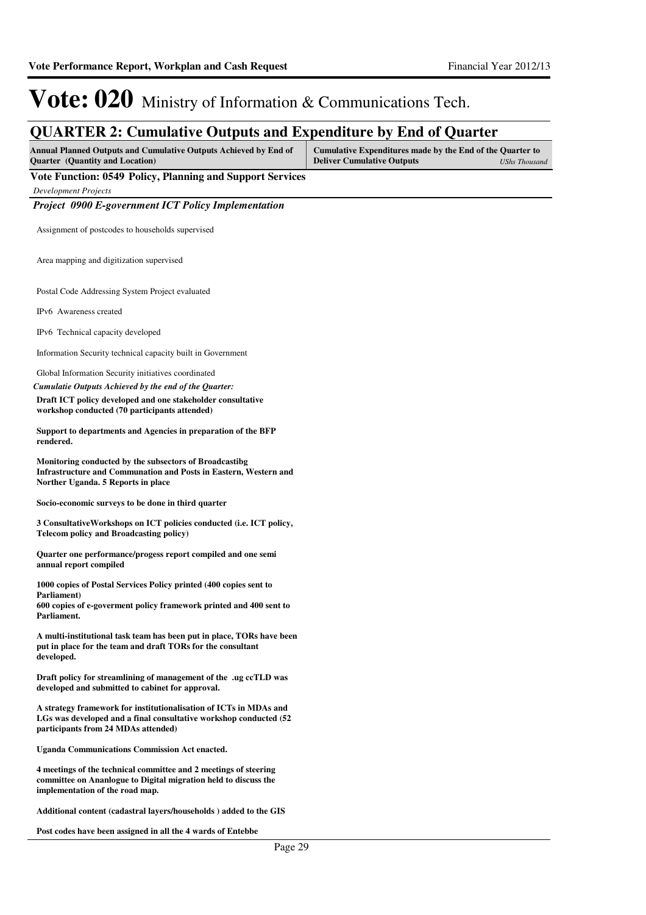# Vote: 020 Ministry of Information & Communications Tech.

## QUARTER 2: Cumulative Outputs and Expenditure by End of Quarter

| Annual Planned Outputs and Cumulative Outputs Achieved by End of Quarter (Quantity and Location) | Cumulative Expenditures made by the End of the Quarter to Deliver Cumulative Outputs *UShs Thousand* |
|---|---|

**Vote Function: 0549 Policy, Planning and Support Services**

*Development Projects*

***Project 0900 E-government ICT Policy Implementation***

Assignment of postcodes to households supervised

Area mapping and digitization supervised

Postal Code Addressing System Project evaluated

IPv6 Awareness created

IPv6 Technical capacity developed

Information Security technical capacity built in Government

Global Information Security initiatives coordinated

***Cumulatie Outputs Achieved by the end of the Quarter:***

**Draft ICT policy developed and one stakeholder consultative workshop conducted (70 participants attended)**

**Support to departments and Agencies in preparation of the BFP rendered.**

**Monitoring conducted by the subsectors of Broadcastibg Infrastructure and Communation and Posts in Eastern, Western and Norther Uganda. 5 Reports in place**

**Socio-economic surveys to be done in third quarter**

**3 ConsultativeWorkshops on ICT policies conducted (i.e. ICT policy, Telecom policy and Broadcasting policy)**

**Quarter one performance/progess report compiled and one semi annual report compiled**

**1000 copies of Postal Services Policy printed (400 copies sent to Parliament)**
**600 copies of e-goverment policy framework printed and 400 sent to Parliament.**

**A multi-institutional task team has been put in place, TORs have been put in place for the team and draft TORs for the consultant developed.**

**Draft policy for streamlining of management of the .ug ccTLD was developed and submitted to cabinet for approval.**

**A strategy framework for institutionalisation of ICTs in MDAs and LGs was developed and a final consultative workshop conducted (52 participants from 24 MDAs attended)**

**Uganda Communications Commission Act enacted.**

**4 meetings of the technical committee and 2 meetings of steering committee on Ananlogue to Digital migration held to discuss the implementation of the road map.**

**Additional content (cadastral layers/households ) added to the GIS**

**Post codes have been assigned in all the 4 wards of Entebbe**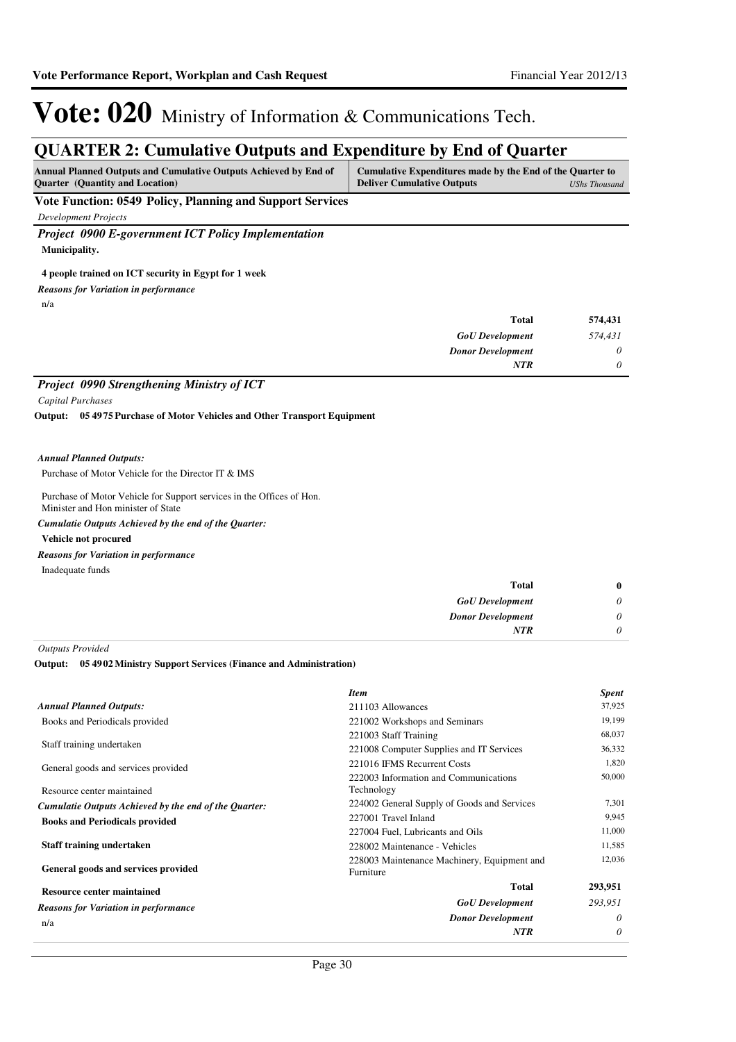# Vote: 020 Ministry of Information & Communications Tech.

## QUARTER 2: Cumulative Outputs and Expenditure by End of Quarter

| Annual Planned Outputs and Cumulative Outputs Achieved by End of Quarter (Quantity and Location) | Cumulative Expenditures made by the End of the Quarter to Deliver Cumulative Outputs *UShs Thousand* |
|---|---|

### Vote Function: 0549 Policy, Planning and Support Services

*Development Projects*

#### *Project 0900 E-government ICT Policy Implementation*

**Municipality.**

**4 people trained on ICT security in Egypt for 1 week**

*Reasons for Variation in performance*

n/a

| | |
|---|---|
| **Total** | **574,431** |
| ***GoU Development*** | *574,431* |
| ***Donor Development*** | *0* |
| ***NTR*** | *0* |

#### *Project 0990 Strengthening Ministry of ICT*

*Capital Purchases*

**Output: 05 4975 Purchase of Motor Vehicles and Other Transport Equipment**

*Annual Planned Outputs:*

Purchase of Motor Vehicle for the Director IT & IMS

Purchase of Motor Vehicle for Support services in the Offices of Hon. Minister and Hon minister of State

*Cumulatie Outputs Achieved by the end of the Quarter:*

**Vehicle not procured**

*Reasons for Variation in performance*

Inadequate funds

| | |
|---|---|
| **Total** | **0** |
| ***GoU Development*** | *0* |
| ***Donor Development*** | *0* |
| ***NTR*** | *0* |

*Outputs Provided*

**Output: 05 4902 Ministry Support Services (Finance and Administration)**

*Annual Planned Outputs:*

Books and Periodicals provided

Staff training undertaken

General goods and services provided

Resource center maintained

*Cumulatie Outputs Achieved by the end of the Quarter:*

**Books and Periodicals provided**

**Staff training undertaken**

**General goods and services provided**

**Resource center maintained**

*Reasons for Variation in performance*

n/a

| *Item* | *Spent* |
|---|---|
| 211103 Allowances | 37,925 |
| 221002 Workshops and Seminars | 19,199 |
| 221003 Staff Training | 68,037 |
| 221008 Computer Supplies and IT Services | 36,332 |
| 221016 IFMS Recurrent Costs | 1,820 |
| 222003 Information and Communications Technology | 50,000 |
| 224002 General Supply of Goods and Services | 7,301 |
| 227001 Travel Inland | 9,945 |
| 227004 Fuel, Lubricants and Oils | 11,000 |
| 228002 Maintenance - Vehicles | 11,585 |
| 228003 Maintenance Machinery, Equipment and Furniture | 12,036 |
| **Total** | **293,951** |
| ***GoU Development*** | *293,951* |
| ***Donor Development*** | *0* |
| ***NTR*** | *0* |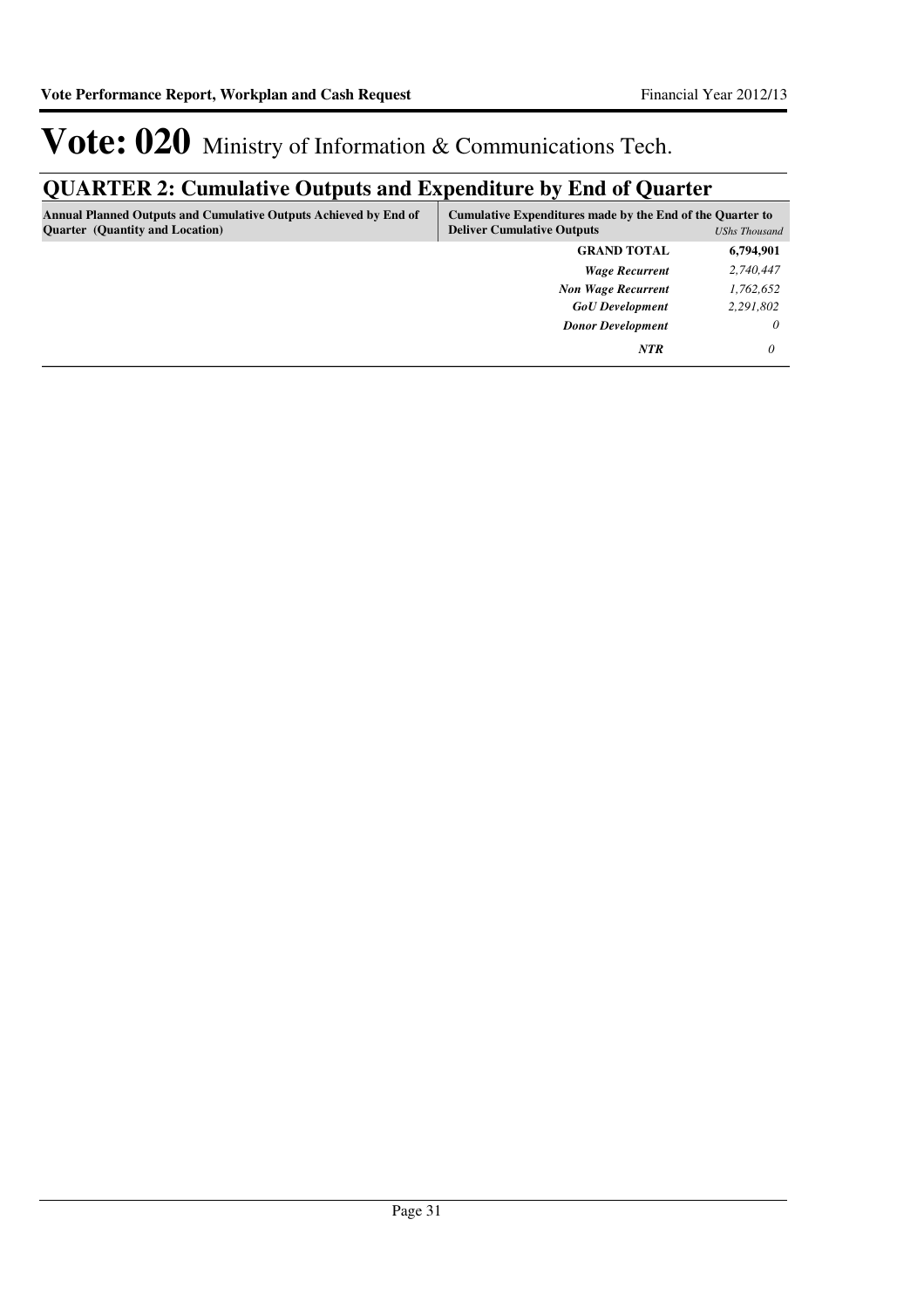# Vote: 020 Ministry of Information & Communications Tech.

## QUARTER 2: Cumulative Outputs and Expenditure by End of Quarter

| Annual Planned Outputs and Cumulative Outputs Achieved by End of Quarter (Quantity and Location) | Cumulative Expenditures made by the End of the Quarter to Deliver Cumulative Outputs | *UShs Thousand* |
|---|---|---|
| | **GRAND TOTAL** | **6,794,901** |
| | ***Wage Recurrent*** | *2,740,447* |
| | ***Non Wage Recurrent*** | *1,762,652* |
| | ***GoU Development*** | *2,291,802* |
| | ***Donor Development*** | *0* |
| | ***NTR*** | *0* |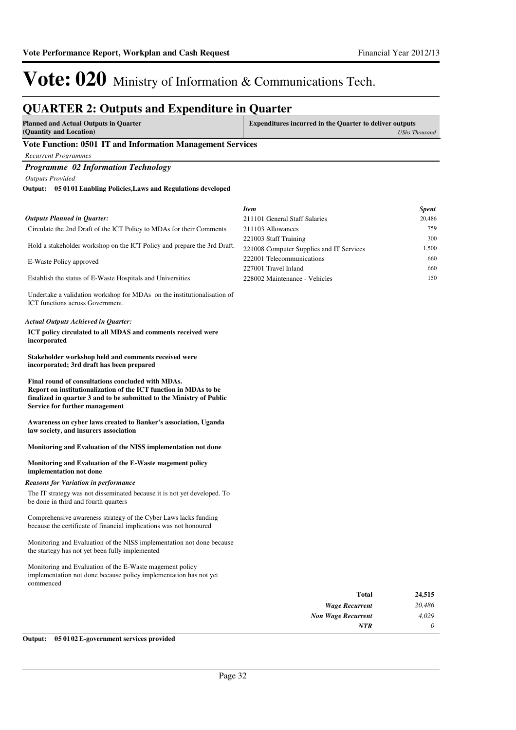# Vote: 020 Ministry of Information & Communications Tech.

## QUARTER 2: Outputs and Expenditure in Quarter

| **Planned and Actual Outputs in Quarter (Quantity and Location)** | **Expenditures incurred in the Quarter to deliver outputs** *UShs Thousand* |
|---|---|

### Vote Function: 0501 IT and Information Management Services

*Recurrent Programmes*

#### *Programme 02 Information Technology*

*Outputs Provided*

**Output: 05 01 01 Enabling Policies,Laws and Regulations developed**

***Outputs Planned in Quarter:***

Circulate the 2nd Draft of the ICT Policy to MDAs for their Comments

Hold a stakeholder workshop on the ICT Policy and prepare the 3rd Draft.

E-Waste Policy approved

Establish the status of E-Waste Hospitals and Universities

Undertake a validation workshop for MDAs on the institutionalisation of ICT functions across Government.

***Actual Outputs Achieved in Quarter:***

**ICT policy circulated to all MDAS and comments received were incorporated**

**Stakeholder workshop held and comments received were incorporated; 3rd draft has been prepared**

**Final round of consultations concluded with MDAs.**
**Report on institutionalization of the ICT function in MDAs to be finalized in quarter 3 and to be submitted to the Ministry of Public Service for further management**

**Awareness on cyber laws created to Banker's association, Uganda law society, and insurers association**

**Monitoring and Evaluation of the NISS implementation not done**

**Monitoring and Evaluation of the E-Waste magement policy implementation not done**

***Reasons for Variation in performance***

The IT strategy was not disseminated because it is not yet developed. To be done in third and fourth quarters

Comprehensive awareness strategy of the Cyber Laws lacks funding because the certificate of financial implications was not honoured

Monitoring and Evaluation of the NISS implementation not done because the startegy has not yet been fully implemented

Monitoring and Evaluation of the E-Waste magement policy implementation not done because policy implementation has not yet commenced

| *Item* | *Spent* |
|---|---|
| 211101 General Staff Salaries | 20,486 |
| 211103 Allowances | 759 |
| 221003 Staff Training | 300 |
| 221008 Computer Supplies and IT Services | 1,500 |
| 222001 Telecommunications | 660 |
| 227001 Travel Inland | 660 |
| 228002 Maintenance - Vehicles | 150 |

| | |
|---|---|
| **Total** | **24,515** |
| ***Wage Recurrent*** | *20,486* |
| ***Non Wage Recurrent*** | *4,029* |
| ***NTR*** | *0* |

**Output: 05 01 02 E-government services provided**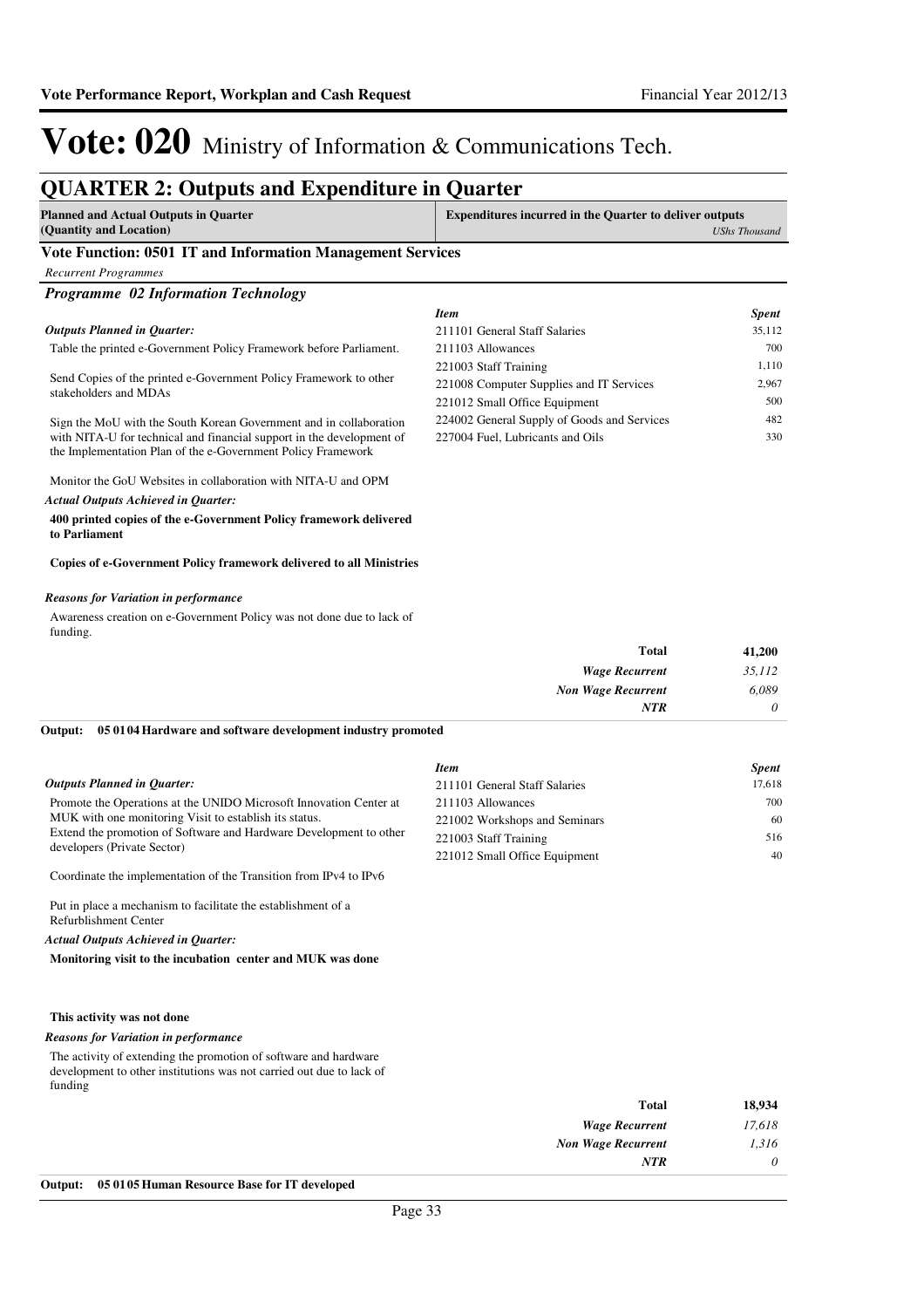# Vote: 020 Ministry of Information & Communications Tech.

## QUARTER 2: Outputs and Expenditure in Quarter

| Planned and Actual Outputs in Quarter (Quantity and Location) | Expenditures incurred in the Quarter to deliver outputs *UShs Thousand* |
|---|---|

### Vote Function: 0501 IT and Information Management Services

*Recurrent Programmes*

#### *Programme 02 Information Technology*

*Outputs Planned in Quarter:*

Table the printed e-Government Policy Framework before Parliament.

Send Copies of the printed e-Government Policy Framework to other stakeholders and MDAs

Sign the MoU with the South Korean Government and in collaboration with NITA-U for technical and financial support in the development of the Implementation Plan of the e-Government Policy Framework

Monitor the GoU Websites in collaboration with NITA-U and OPM

*Actual Outputs Achieved in Quarter:*

**400 printed copies of the e-Government Policy framework delivered to Parliament**

**Copies of e-Government Policy framework delivered to all Ministries**

*Reasons for Variation in performance*

Awareness creation on e-Government Policy was not done due to lack of funding.

| *Item* | *Spent* |
|---|---|
| 211101 General Staff Salaries | 35,112 |
| 211103 Allowances | 700 |
| 221003 Staff Training | 1,110 |
| 221008 Computer Supplies and IT Services | 2,967 |
| 221012 Small Office Equipment | 500 |
| 224002 General Supply of Goods and Services | 482 |
| 227004 Fuel, Lubricants and Oils | 330 |

| | |
|---|---|
| **Total** | **41,200** |
| *Wage Recurrent* | *35,112* |
| *Non Wage Recurrent* | *6,089* |
| *NTR* | *0* |

**Output: 05 01 04 Hardware and software development industry promoted**

*Outputs Planned in Quarter:*

Promote the Operations at the UNIDO Microsoft Innovation Center at MUK with one monitoring Visit to establish its status.

Extend the promotion of Software and Hardware Development to other developers (Private Sector)

Coordinate the implementation of the Transition from IPv4 to IPv6

Put in place a mechanism to facilitate the establishment of a Refurblishment Center

*Actual Outputs Achieved in Quarter:*

**Monitoring visit to the incubation center and MUK was done**

**This activity was not done**

*Reasons for Variation in performance*

The activity of extending the promotion of software and hardware development to other institutions was not carried out due to lack of funding

| *Item* | *Spent* |
|---|---|
| 211101 General Staff Salaries | 17,618 |
| 211103 Allowances | 700 |
| 221002 Workshops and Seminars | 60 |
| 221003 Staff Training | 516 |
| 221012 Small Office Equipment | 40 |

| | |
|---|---|
| **Total** | **18,934** |
| *Wage Recurrent* | *17,618* |
| *Non Wage Recurrent* | *1,316* |
| *NTR* | *0* |

**Output: 05 01 05 Human Resource Base for IT developed**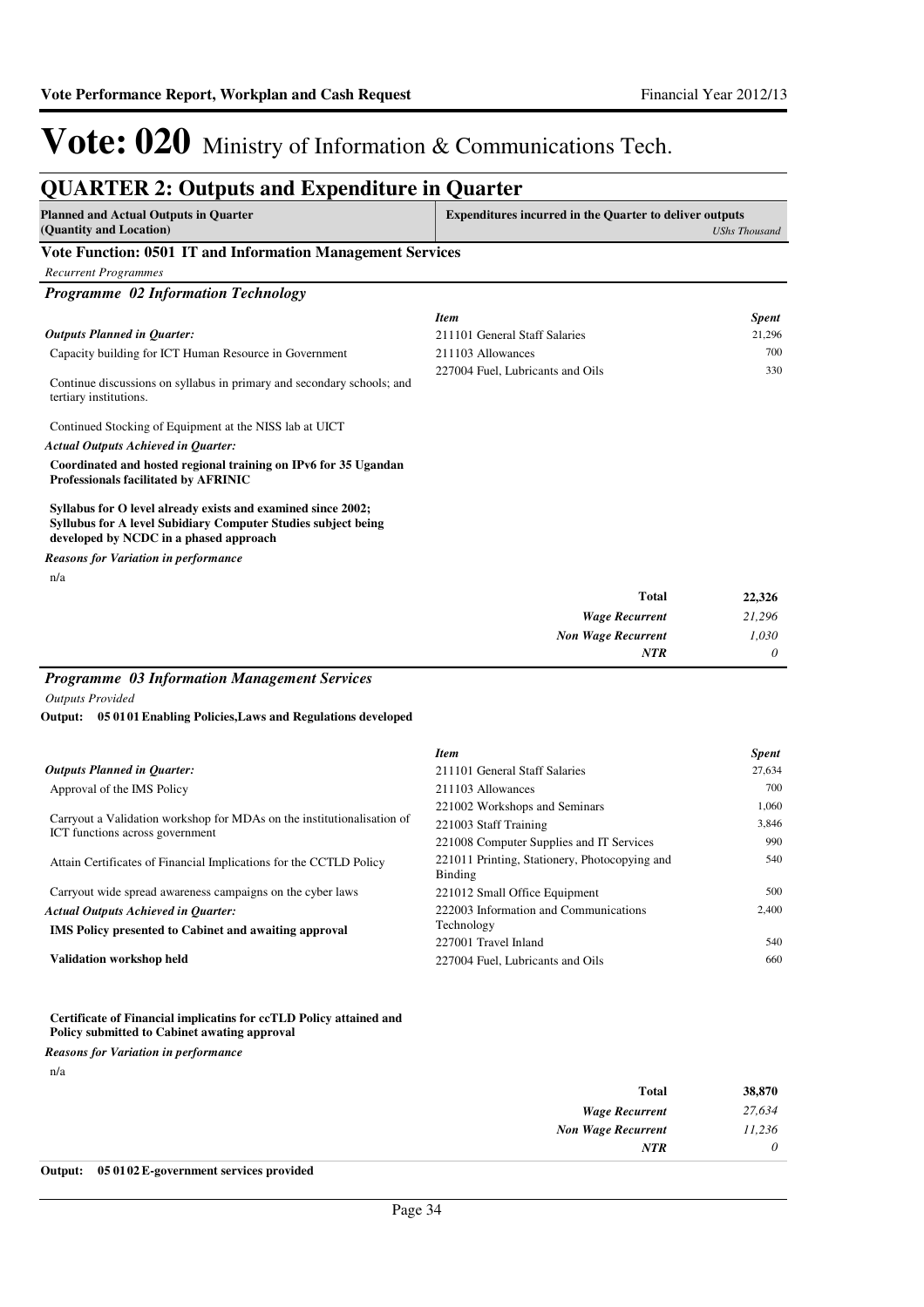# Vote: 020 Ministry of Information & Communications Tech.

## QUARTER 2: Outputs and Expenditure in Quarter

**Planned and Actual Outputs in Quarter (Quantity and Location)** | **Expenditures incurred in the Quarter to deliver outputs** *UShs Thousand*

### Vote Function: 0501 IT and Information Management Services

*Recurrent Programmes*

### *Programme 02 Information Technology*

***Outputs Planned in Quarter:***

Capacity building for ICT Human Resource in Government

Continue discussions on syllabus in primary and secondary schools; and tertiary institutions.

Continued Stocking of Equipment at the NISS lab at UICT

***Actual Outputs Achieved in Quarter:***

**Coordinated and hosted regional training on IPv6 for 35 Ugandan Professionals facilitated by AFRINIC**

**Syllabus for O level already exists and examined since 2002; Syllubus for A level Subidiary Computer Studies subject being developed by NCDC in a phased approach**

***Reasons for Variation in performance***

n/a

| *Item* | *Spent* |
|---|---|
| 211101 General Staff Salaries | 21,296 |
| 211103 Allowances | 700 |
| 227004 Fuel, Lubricants and Oils | 330 |
| **Total** | **22,326** |
| ***Wage Recurrent*** | *21,296* |
| ***Non Wage Recurrent*** | *1,030* |
| ***NTR*** | *0* |

### *Programme 03 Information Management Services*

*Outputs Provided*

**Output: 05 01 01 Enabling Policies,Laws and Regulations developed**

***Outputs Planned in Quarter:***

Approval of the IMS Policy

Carryout a Validation workshop for MDAs on the institutionalisation of ICT functions across government

Attain Certificates of Financial Implications for the CCTLD Policy

Carryout wide spread awareness campaigns on the cyber laws

***Actual Outputs Achieved in Quarter:***

**IMS Policy presented to Cabinet and awaiting approval**

**Validation workshop held**

**Certificate of Financial implicatins for ccTLD Policy attained and Policy submitted to Cabinet awating approval**

***Reasons for Variation in performance***

n/a

| *Item* | *Spent* |
|---|---|
| 211101 General Staff Salaries | 27,634 |
| 211103 Allowances | 700 |
| 221002 Workshops and Seminars | 1,060 |
| 221003 Staff Training | 3,846 |
| 221008 Computer Supplies and IT Services | 990 |
| 221011 Printing, Stationery, Photocopying and Binding | 540 |
| 221012 Small Office Equipment | 500 |
| 222003 Information and Communications Technology | 2,400 |
| 227001 Travel Inland | 540 |
| 227004 Fuel, Lubricants and Oils | 660 |
| **Total** | **38,870** |
| ***Wage Recurrent*** | *27,634* |
| ***Non Wage Recurrent*** | *11,236* |
| ***NTR*** | *0* |

**Output: 05 01 02 E-government services provided**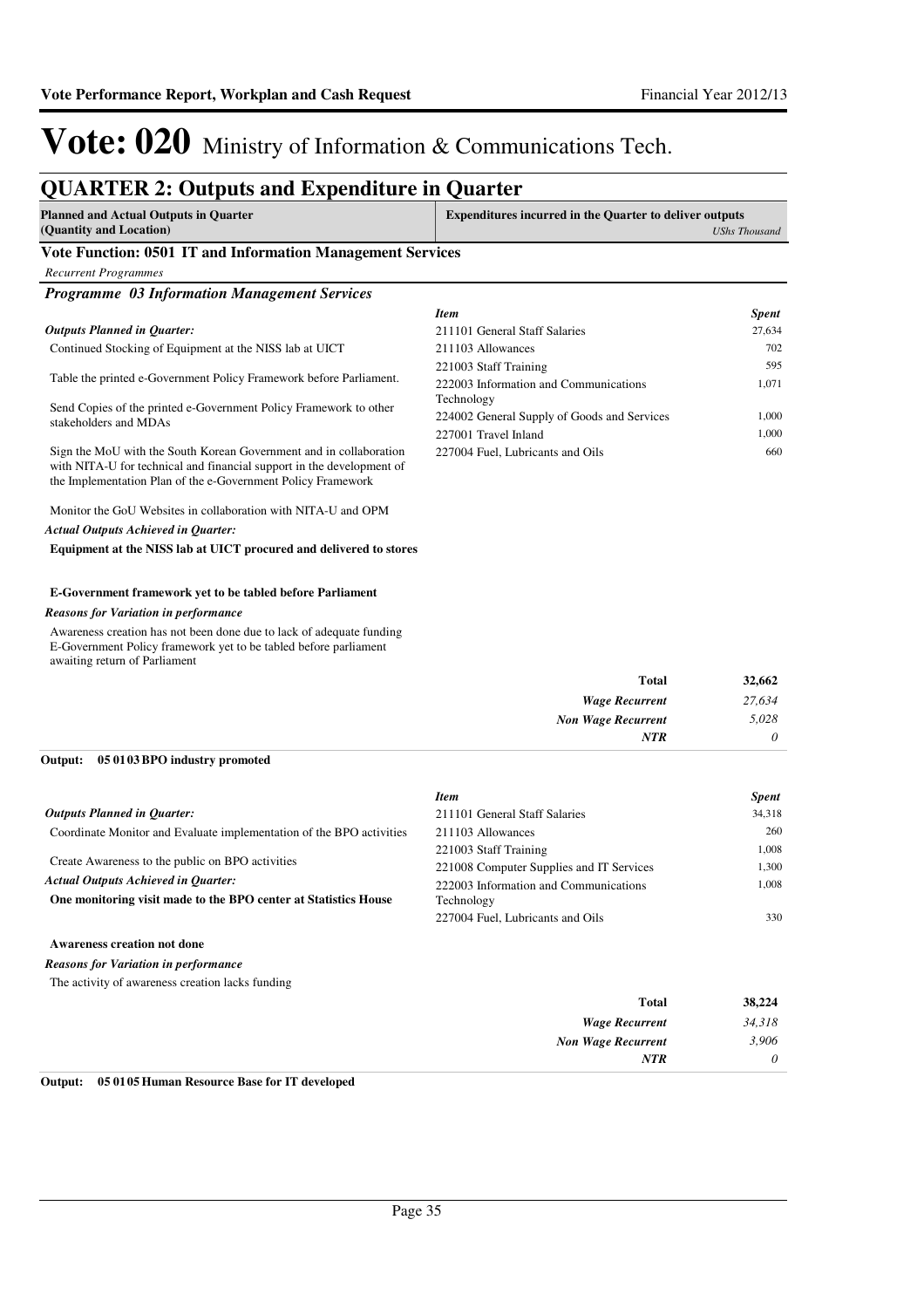# Vote: 020 Ministry of Information & Communications Tech.

## QUARTER 2: Outputs and Expenditure in Quarter

**Planned and Actual Outputs in Quarter (Quantity and Location)** | **Expenditures incurred in the Quarter to deliver outputs** *UShs Thousand*

### Vote Function: 0501 IT and Information Management Services

*Recurrent Programmes*

#### *Programme 03 Information Management Services*

*Outputs Planned in Quarter:*

Continued Stocking of Equipment at the NISS lab at UICT

Table the printed e-Government Policy Framework before Parliament.

Send Copies of the printed e-Government Policy Framework to other stakeholders and MDAs

Sign the MoU with the South Korean Government and in collaboration with NITA-U for technical and financial support in the development of the Implementation Plan of the e-Government Policy Framework

Monitor the GoU Websites in collaboration with NITA-U and OPM

*Actual Outputs Achieved in Quarter:*

**Equipment at the NISS lab at UICT procured and delivered to stores**

**E-Government framework yet to be tabled before Parliament**

*Reasons for Variation in performance*

Awareness creation has not been done due to lack of adequate funding
E-Government Policy framework yet to be tabled before parliament awaiting return of Parliament

| *Item* | *Spent* |
|---|---|
| 211101 General Staff Salaries | 27,634 |
| 211103 Allowances | 702 |
| 221003 Staff Training | 595 |
| 222003 Information and Communications Technology | 1,071 |
| 224002 General Supply of Goods and Services | 1,000 |
| 227001 Travel Inland | 1,000 |
| 227004 Fuel, Lubricants and Oils | 660 |
| **Total** | **32,662** |
| *Wage Recurrent* | *27,634* |
| *Non Wage Recurrent* | *5,028* |
| *NTR* | *0* |

**Output: 05 01 03 BPO industry promoted**

*Outputs Planned in Quarter:*

Coordinate Monitor and Evaluate implementation of the BPO activities

Create Awareness to the public on BPO activities

*Actual Outputs Achieved in Quarter:*

**One monitoring visit made to the BPO center at Statistics House**

**Awareness creation not done**

*Reasons for Variation in performance*

The activity of awareness creation lacks funding

| *Item* | *Spent* |
|---|---|
| 211101 General Staff Salaries | 34,318 |
| 211103 Allowances | 260 |
| 221003 Staff Training | 1,008 |
| 221008 Computer Supplies and IT Services | 1,300 |
| 222003 Information and Communications Technology | 1,008 |
| 227004 Fuel, Lubricants and Oils | 330 |
| **Total** | **38,224** |
| *Wage Recurrent* | *34,318* |
| *Non Wage Recurrent* | *3,906* |
| *NTR* | *0* |

**Output: 05 01 05 Human Resource Base for IT developed**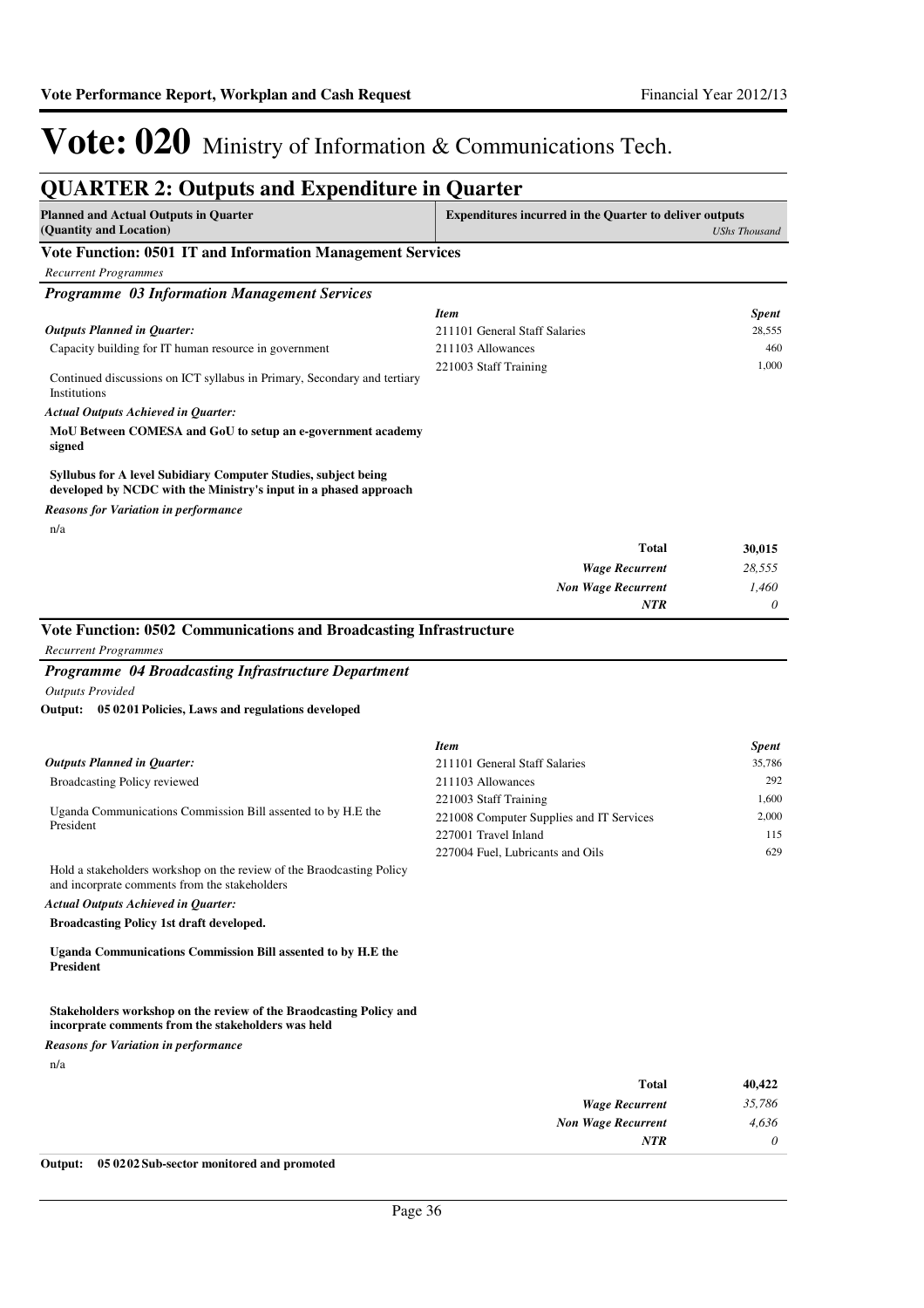# Vote: 020 Ministry of Information & Communications Tech.

## QUARTER 2: Outputs and Expenditure in Quarter

| Planned and Actual Outputs in Quarter (Quantity and Location) | Expenditures incurred in the Quarter to deliver outputs *UShs Thousand* |
|---|---|

### Vote Function: 0501 IT and Information Management Services

*Recurrent Programmes*

#### *Programme 03 Information Management Services*

*Outputs Planned in Quarter:*

Capacity building for IT human resource in government

Continued discussions on ICT syllabus in Primary, Secondary and tertiary Institutions

*Actual Outputs Achieved in Quarter:*

**MoU Between COMESA and GoU to setup an e-government academy signed**

**Syllubus for A level Subidiary Computer Studies, subject being developed by NCDC with the Ministry's input in a phased approach**

*Reasons for Variation in performance*

n/a

| *Item* | *Spent* |
|---|---|
| 211101 General Staff Salaries | 28,555 |
| 211103 Allowances | 460 |
| 221003 Staff Training | 1,000 |
| **Total** | **30,015** |
| *Wage Recurrent* | *28,555* |
| *Non Wage Recurrent* | *1,460* |
| *NTR* | *0* |

### Vote Function: 0502 Communications and Broadcasting Infrastructure

*Recurrent Programmes*

#### *Programme 04 Broadcasting Infrastructure Department*

*Outputs Provided*

**Output: 05 0201 Policies, Laws and regulations developed**

*Outputs Planned in Quarter:*

Broadcasting Policy reviewed

Uganda Communications Commission Bill assented to by H.E the President

Hold a stakeholders workshop on the review of the Braodcasting Policy and incorprate comments from the stakeholders

*Actual Outputs Achieved in Quarter:*

**Broadcasting Policy 1st draft developed.**

**Uganda Communications Commission Bill assented to by H.E the President**

**Stakeholders workshop on the review of the Braodcasting Policy and incorprate comments from the stakeholders was held**

*Reasons for Variation in performance*

n/a

| *Item* | *Spent* |
|---|---|
| 211101 General Staff Salaries | 35,786 |
| 211103 Allowances | 292 |
| 221003 Staff Training | 1,600 |
| 221008 Computer Supplies and IT Services | 2,000 |
| 227001 Travel Inland | 115 |
| 227004 Fuel, Lubricants and Oils | 629 |
| **Total** | **40,422** |
| *Wage Recurrent* | *35,786* |
| *Non Wage Recurrent* | *4,636* |
| *NTR* | *0* |

**Output: 05 0202 Sub-sector monitored and promoted**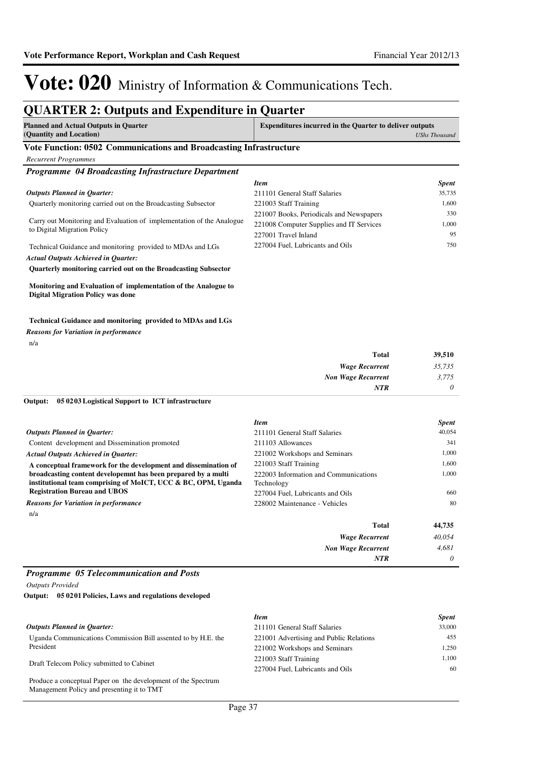# Vote: 020 Ministry of Information & Communications Tech.

## QUARTER 2: Outputs and Expenditure in Quarter

| Planned and Actual Outputs in Quarter (Quantity and Location) | Expenditures incurred in the Quarter to deliver outputs *UShs Thousand* |
|---|---|

### Vote Function: 0502 Communications and Broadcasting Infrastructure

*Recurrent Programmes*

#### *Programme 04 Broadcasting Infrastructure Department*

*Outputs Planned in Quarter:*

Quarterly monitoring carried out on the Broadcasting Subsector

Carry out Monitoring and Evaluation of implementation of the Analogue to Digital Migration Policy

Technical Guidance and monitoring provided to MDAs and LGs

*Actual Outputs Achieved in Quarter:*

**Quarterly monitoring carried out on the Broadcasting Subsector**

**Monitoring and Evaluation of implementation of the Analogue to Digital Migration Policy was done**

**Technical Guidance and monitoring provided to MDAs and LGs**

*Reasons for Variation in performance*

n/a

| *Item* | *Spent* |
|---|---|
| 211101 General Staff Salaries | 35,735 |
| 221003 Staff Training | 1,600 |
| 221007 Books, Periodicals and Newspapers | 330 |
| 221008 Computer Supplies and IT Services | 1,000 |
| 227001 Travel Inland | 95 |
| 227004 Fuel, Lubricants and Oils | 750 |
| **Total** | **39,510** |
| *Wage Recurrent* | *35,735* |
| *Non Wage Recurrent* | *3,775* |
| *NTR* | *0* |

**Output: 05 0203 Logistical Support to ICT infrastructure**

*Outputs Planned in Quarter:*

Content development and Dissemination promoted

*Actual Outputs Achieved in Quarter:*

**A conceptual framework for the development and dissemination of broadcasting content developemnt has been prepared by a multi institutional team comprising of MoICT, UCC & BC, OPM, Uganda Registration Bureau and UBOS**

*Reasons for Variation in performance*

n/a

| *Item* | *Spent* |
|---|---|
| 211101 General Staff Salaries | 40,054 |
| 211103 Allowances | 341 |
| 221002 Workshops and Seminars | 1,000 |
| 221003 Staff Training | 1,600 |
| 222003 Information and Communications Technology | 1,000 |
| 227004 Fuel, Lubricants and Oils | 660 |
| 228002 Maintenance - Vehicles | 80 |
| **Total** | **44,735** |
| *Wage Recurrent* | *40,054* |
| *Non Wage Recurrent* | *4,681* |
| *NTR* | *0* |

#### *Programme 05 Telecommunication and Posts*

*Outputs Provided*

**Output: 05 0201 Policies, Laws and regulations developed**

*Outputs Planned in Quarter:*

Uganda Communications Commission Bill assented to by H.E. the President

Draft Telecom Policy submitted to Cabinet

Produce a conceptual Paper on the development of the Spectrum Management Policy and presenting it to TMT

| *Item* | *Spent* |
|---|---|
| 211101 General Staff Salaries | 33,000 |
| 221001 Advertising and Public Relations | 455 |
| 221002 Workshops and Seminars | 1,250 |
| 221003 Staff Training | 1,100 |
| 227004 Fuel, Lubricants and Oils | 60 |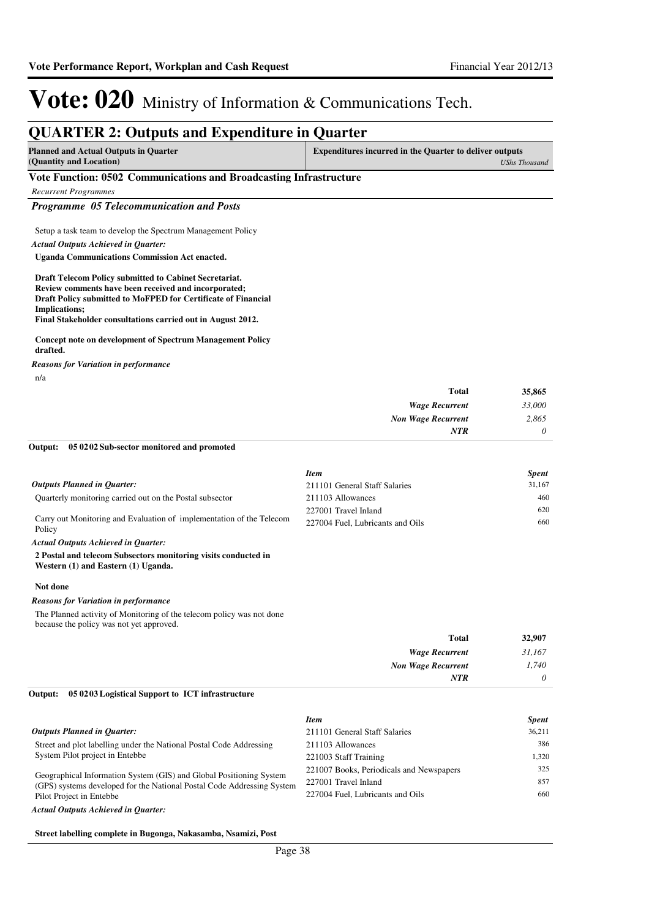# Vote: 020 Ministry of Information & Communications Tech.

## QUARTER 2: Outputs and Expenditure in Quarter

| Planned and Actual Outputs in Quarter (Quantity and Location) | Expenditures incurred in the Quarter to deliver outputs *UShs Thousand* |
|---|---|

### Vote Function: 0502 Communications and Broadcasting Infrastructure

*Recurrent Programmes*

#### *Programme 05 Telecommunication and Posts*

Setup a task team to develop the Spectrum Management Policy

*Actual Outputs Achieved in Quarter:*

**Uganda Communications Commission Act enacted.**

**Draft Telecom Policy submitted to Cabinet Secretariat.**
**Review comments have been received and incorporated;**
**Draft Policy submitted to MoFPED for Certificate of Financial Implications;**
**Final Stakeholder consultations carried out in August 2012.**

**Concept note on development of Spectrum Management Policy drafted.**

*Reasons for Variation in performance*

n/a

| | |
|---|---|
| **Total** | **35,865** |
| *Wage Recurrent* | *33,000* |
| *Non Wage Recurrent* | *2,865* |
| *NTR* | *0* |

**Output: 05 0202 Sub-sector monitored and promoted**

*Outputs Planned in Quarter:*

Quarterly monitoring carried out on the Postal subsector

Carry out Monitoring and Evaluation of implementation of the Telecom Policy

| *Item* | *Spent* |
|---|---|
| 211101 General Staff Salaries | 31,167 |
| 211103 Allowances | 460 |
| 227001 Travel Inland | 620 |
| 227004 Fuel, Lubricants and Oils | 660 |

*Actual Outputs Achieved in Quarter:*

**2 Postal and telecom Subsectors monitoring visits conducted in Western (1) and Eastern (1) Uganda.**

**Not done**

*Reasons for Variation in performance*

The Planned activity of Monitoring of the telecom policy was not done because the policy was not yet approved.

| | |
|---|---|
| **Total** | **32,907** |
| *Wage Recurrent* | *31,167* |
| *Non Wage Recurrent* | *1,740* |
| *NTR* | *0* |

**Output: 05 0203 Logistical Support to ICT infrastructure**

*Outputs Planned in Quarter:*

Street and plot labelling under the National Postal Code Addressing System Pilot project in Entebbe

Geographical Information System (GIS) and Global Positioning System (GPS) systems developed for the National Postal Code Addressing System Pilot Project in Entebbe

| *Item* | *Spent* |
|---|---|
| 211101 General Staff Salaries | 36,211 |
| 211103 Allowances | 386 |
| 221003 Staff Training | 1,320 |
| 221007 Books, Periodicals and Newspapers | 325 |
| 227001 Travel Inland | 857 |
| 227004 Fuel, Lubricants and Oils | 660 |

*Actual Outputs Achieved in Quarter:*

**Street labelling complete in Bugonga, Nakasamba, Nsamizi, Post**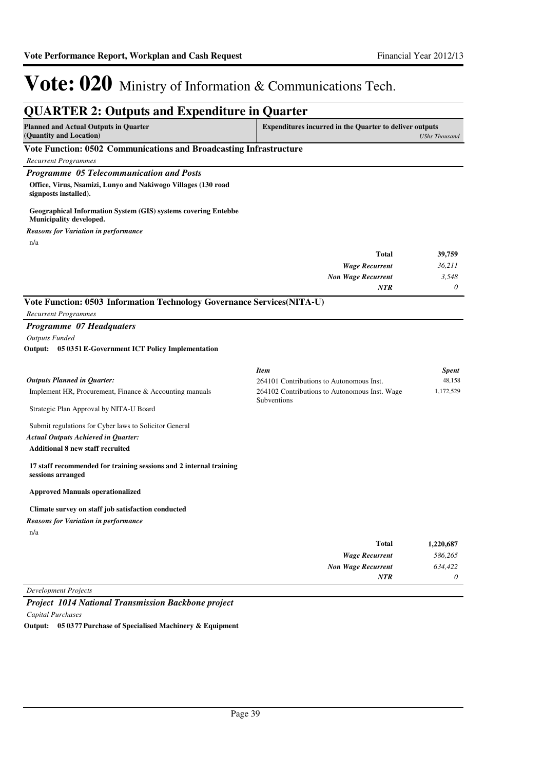# Vote: 020 Ministry of Information & Communications Tech.

## QUARTER 2: Outputs and Expenditure in Quarter

| Planned and Actual Outputs in Quarter (Quantity and Location) | Expenditures incurred in the Quarter to deliver outputs *UShs Thousand* |
|---|---|

### Vote Function: 0502 Communications and Broadcasting Infrastructure

*Recurrent Programmes*

#### *Programme 05 Telecommunication and Posts*

**Office, Virus, Nsamizi, Lunyo and Nakiwogo Villages (130 road signposts installed).**

**Geographical Information System (GIS) systems covering Entebbe Municipality developed.**

***Reasons for Variation in performance***

n/a

| | |
|---|---|
| **Total** | **39,759** |
| *Wage Recurrent* | *36,211* |
| *Non Wage Recurrent* | *3,548* |
| *NTR* | *0* |

### Vote Function: 0503 Information Technology Governance Services(NITA-U)

*Recurrent Programmes*

#### *Programme 07 Headquaters*

*Outputs Funded*

**Output: 05 0351 E-Government ICT Policy Implementation**

***Outputs Planned in Quarter:***

Implement HR, Procurement, Finance & Accounting manuals

Strategic Plan Approval by NITA-U Board

Submit regulations for Cyber laws to Solicitor General

***Actual Outputs Achieved in Quarter:***

**Additional 8 new staff recruited**

**17 staff recommended for training sessions and 2 internal training sessions arranged**

**Approved Manuals operationalized**

**Climate survey on staff job satisfaction conducted**

***Reasons for Variation in performance***

n/a

| *Item* | *Spent* |
|---|---|
| 264101 Contributions to Autonomous Inst. | 48,158 |
| 264102 Contributions to Autonomous Inst. Wage Subventions | 1,172,529 |

| | |
|---|---|
| **Total** | **1,220,687** |
| *Wage Recurrent* | *586,265* |
| *Non Wage Recurrent* | *634,422* |
| *NTR* | *0* |

*Development Projects*

#### *Project 1014 National Transmission Backbone project*

*Capital Purchases*

**Output: 05 0377 Purchase of Specialised Machinery & Equipment**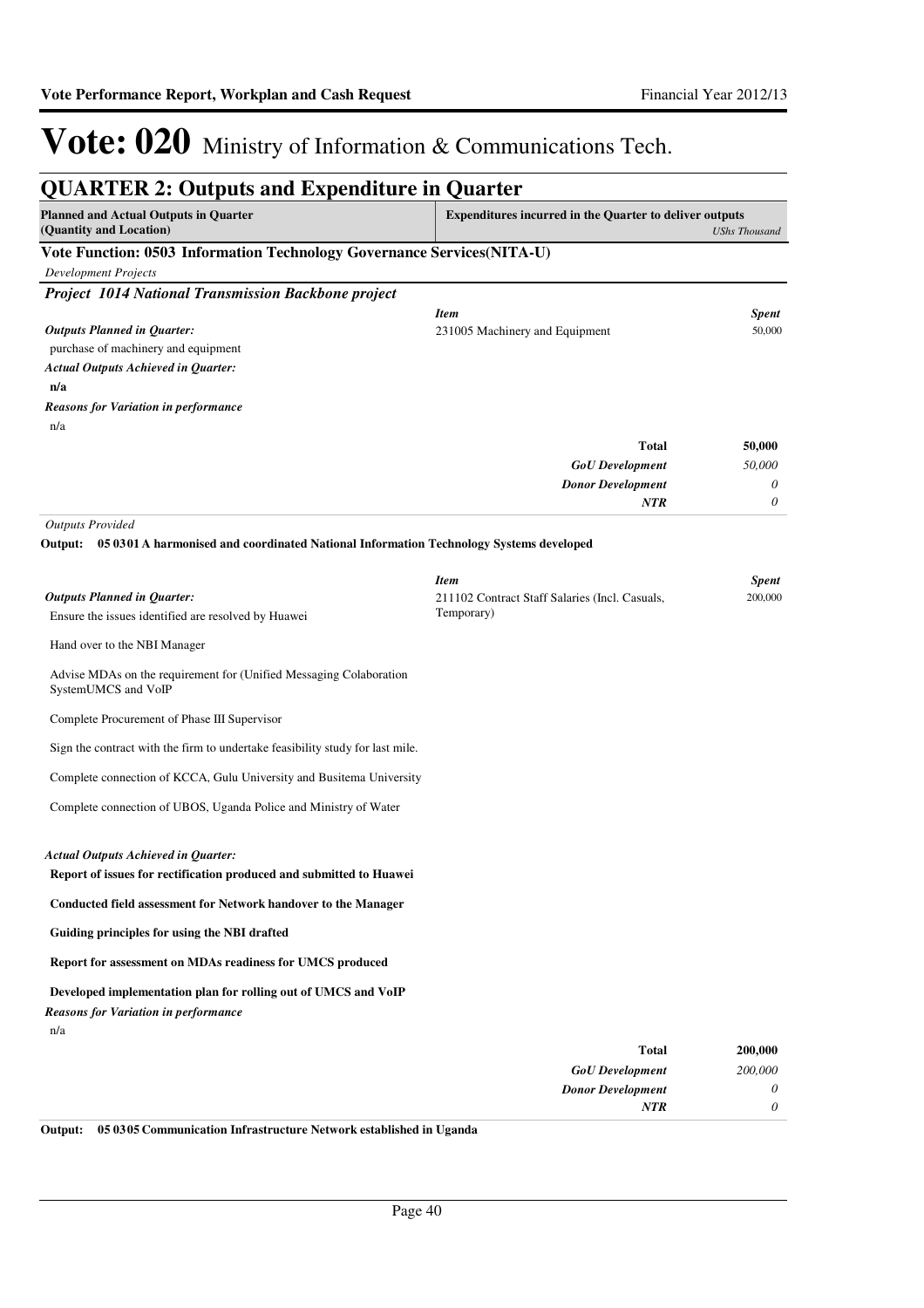# Vote: 020 Ministry of Information & Communications Tech.

## QUARTER 2: Outputs and Expenditure in Quarter

| Planned and Actual Outputs in Quarter (Quantity and Location) | Expenditures incurred in the Quarter to deliver outputs *UShs Thousand* |
|---|---|

### Vote Function: 0503 Information Technology Governance Services(NITA-U)

*Development Projects*

#### *Project 1014 National Transmission Backbone project*

***Outputs Planned in Quarter:***

purchase of machinery and equipment

***Actual Outputs Achieved in Quarter:***

**n/a**

***Reasons for Variation in performance***

n/a

| *Item* | *Spent* |
|---|---|
| 231005 Machinery and Equipment | 50,000 |
| **Total** | **50,000** |
| ***GoU Development*** | *50,000* |
| ***Donor Development*** | *0* |
| ***NTR*** | *0* |

*Outputs Provided*

**Output: 05 0301 A harmonised and coordinated National Information Technology Systems developed**

***Outputs Planned in Quarter:***

Ensure the issues identified are resolved by Huawei

Hand over to the NBI Manager

Advise MDAs on the requirement for (Unified Messaging Colaboration SystemUMCS and VoIP

Complete Procurement of Phase III Supervisor

Sign the contract with the firm to undertake feasibility study for last mile.

Complete connection of KCCA, Gulu University and Busitema University

Complete connection of UBOS, Uganda Police and Ministry of Water

***Actual Outputs Achieved in Quarter:***

**Report of issues for rectification produced and submitted to Huawei**

**Conducted field assessment for Network handover to the Manager**

**Guiding principles for using the NBI drafted**

**Report for assessment on MDAs readiness for UMCS produced**

**Developed implementation plan for rolling out of UMCS and VoIP**

***Reasons for Variation in performance***

n/a

| *Item* | *Spent* |
|---|---|
| 211102 Contract Staff Salaries (Incl. Casuals, Temporary) | 200,000 |
| **Total** | **200,000** |
| ***GoU Development*** | *200,000* |
| ***Donor Development*** | *0* |
| ***NTR*** | *0* |

**Output: 05 0305 Communication Infrastructure Network established in Uganda**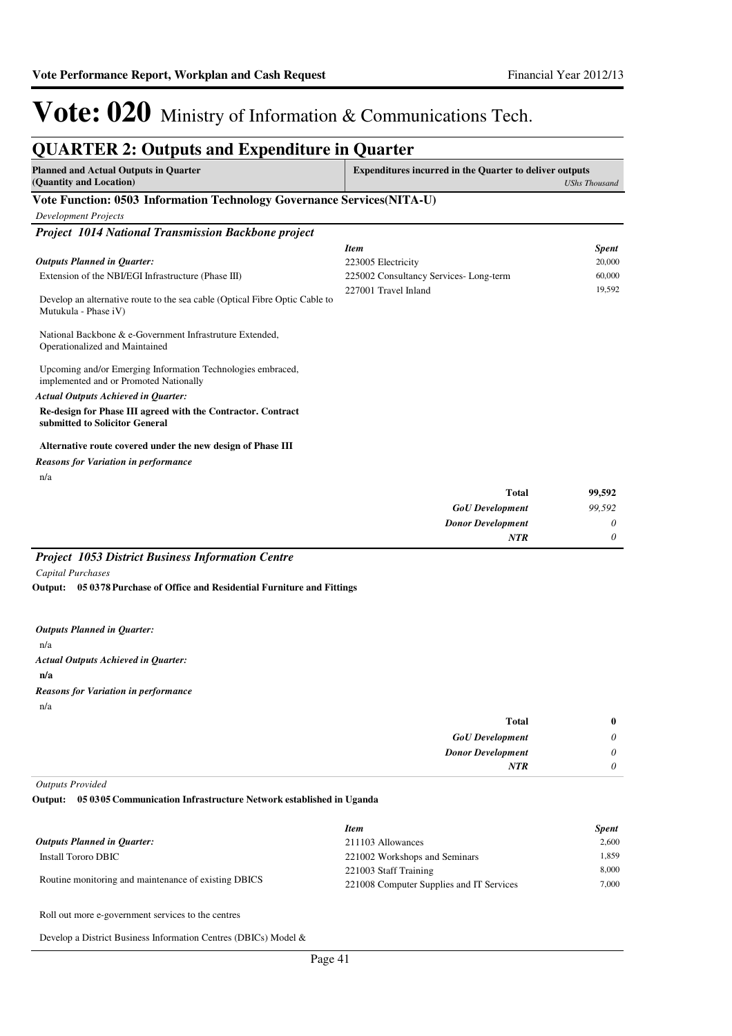# Vote: 020 Ministry of Information & Communications Tech.

## QUARTER 2: Outputs and Expenditure in Quarter

| Planned and Actual Outputs in Quarter (Quantity and Location) | Expenditures incurred in the Quarter to deliver outputs *UShs Thousand* |
|---|---|

### Vote Function: 0503 Information Technology Governance Services(NITA-U)

*Development Projects*

#### *Project 1014 National Transmission Backbone project*

***Outputs Planned in Quarter:***

Extension of the NBI/EGI Infrastructure (Phase III)

Develop an alternative route to the sea cable (Optical Fibre Optic Cable to Mutukula - Phase iV)

National Backbone & e-Government Infrastruture Extended, Operationalized and Maintained

Upcoming and/or Emerging Information Technologies embraced, implemented and or Promoted Nationally

***Actual Outputs Achieved in Quarter:***

**Re-design for Phase III agreed with the Contractor. Contract submitted to Solicitor General**

**Alternative route covered under the new design of Phase III**

***Reasons for Variation in performance***

n/a

| *Item* | *Spent* |
|---|---|
| 223005 Electricity | 20,000 |
| 225002 Consultancy Services- Long-term | 60,000 |
| 227001 Travel Inland | 19,592 |

| | |
|---|---|
| **Total** | **99,592** |
| ***GoU Development*** | *99,592* |
| ***Donor Development*** | *0* |
| ***NTR*** | *0* |

#### *Project 1053 District Business Information Centre*

*Capital Purchases*

**Output: 05 0378 Purchase of Office and Residential Furniture and Fittings**

***Outputs Planned in Quarter:***

n/a

***Actual Outputs Achieved in Quarter:***

**n/a**

***Reasons for Variation in performance***

n/a

| | |
|---|---|
| **Total** | **0** |
| ***GoU Development*** | *0* |
| ***Donor Development*** | *0* |
| ***NTR*** | *0* |

*Outputs Provided*

**Output: 05 0305 Communication Infrastructure Network established in Uganda**

***Outputs Planned in Quarter:***

Install Tororo DBIC

Routine monitoring and maintenance of existing DBICS

Roll out more e-government services to the centres

Develop a District Business Information Centres (DBICs) Model &

| *Item* | *Spent* |
|---|---|
| 211103 Allowances | 2,600 |
| 221002 Workshops and Seminars | 1,859 |
| 221003 Staff Training | 8,000 |
| 221008 Computer Supplies and IT Services | 7,000 |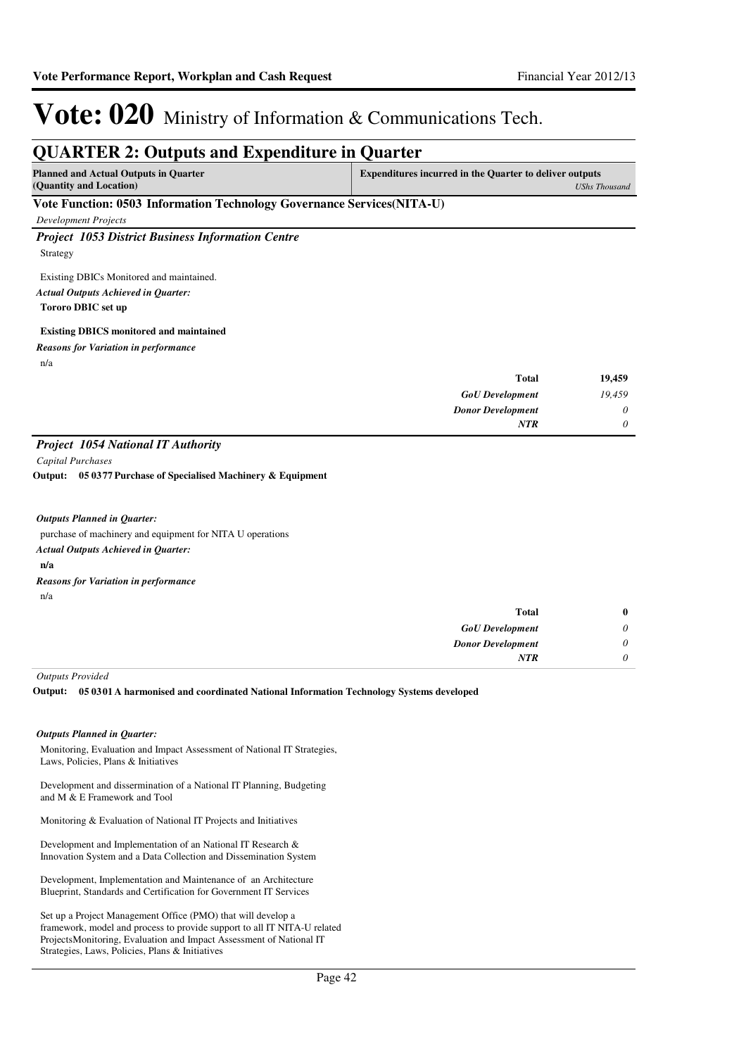# Vote: 020 Ministry of Information & Communications Tech.

## QUARTER 2: Outputs and Expenditure in Quarter

| Planned and Actual Outputs in Quarter (Quantity and Location) | Expenditures incurred in the Quarter to deliver outputs *UShs Thousand* |
|---|---|

### Vote Function: 0503 Information Technology Governance Services(NITA-U)

*Development Projects*

#### *Project 1053 District Business Information Centre*

Strategy

Existing DBICs Monitored and maintained.

***Actual Outputs Achieved in Quarter:***

**Tororo DBIC set up**

**Existing DBICS monitored and maintained**

***Reasons for Variation in performance***

n/a

| | |
|---|---|
| **Total** | **19,459** |
| ***GoU Development*** | *19,459* |
| ***Donor Development*** | *0* |
| ***NTR*** | *0* |

#### *Project 1054 National IT Authority*

*Capital Purchases*

**Output: 05 0377 Purchase of Specialised Machinery & Equipment**

***Outputs Planned in Quarter:***

purchase of machinery and equipment for NITA U operations

***Actual Outputs Achieved in Quarter:***

**n/a**

***Reasons for Variation in performance***

n/a

| | |
|---|---|
| **Total** | **0** |
| ***GoU Development*** | *0* |
| ***Donor Development*** | *0* |
| ***NTR*** | *0* |

*Outputs Provided*

**Output: 05 0301 A harmonised and coordinated National Information Technology Systems developed**

***Outputs Planned in Quarter:***

Monitoring, Evaluation and Impact Assessment of National IT Strategies, Laws, Policies, Plans & Initiatives

Development and dissermination of a National IT Planning, Budgeting and M & E Framework and Tool

Monitoring & Evaluation of National IT Projects and Initiatives

Development and Implementation of an National IT Research & Innovation System and a Data Collection and Dissemination System

Development, Implementation and Maintenance of an Architecture Blueprint, Standards and Certification for Government IT Services

Set up a Project Management Office (PMO) that will develop a framework, model and process to provide support to all IT NITA-U related ProjectsMonitoring, Evaluation and Impact Assessment of National IT Strategies, Laws, Policies, Plans & Initiatives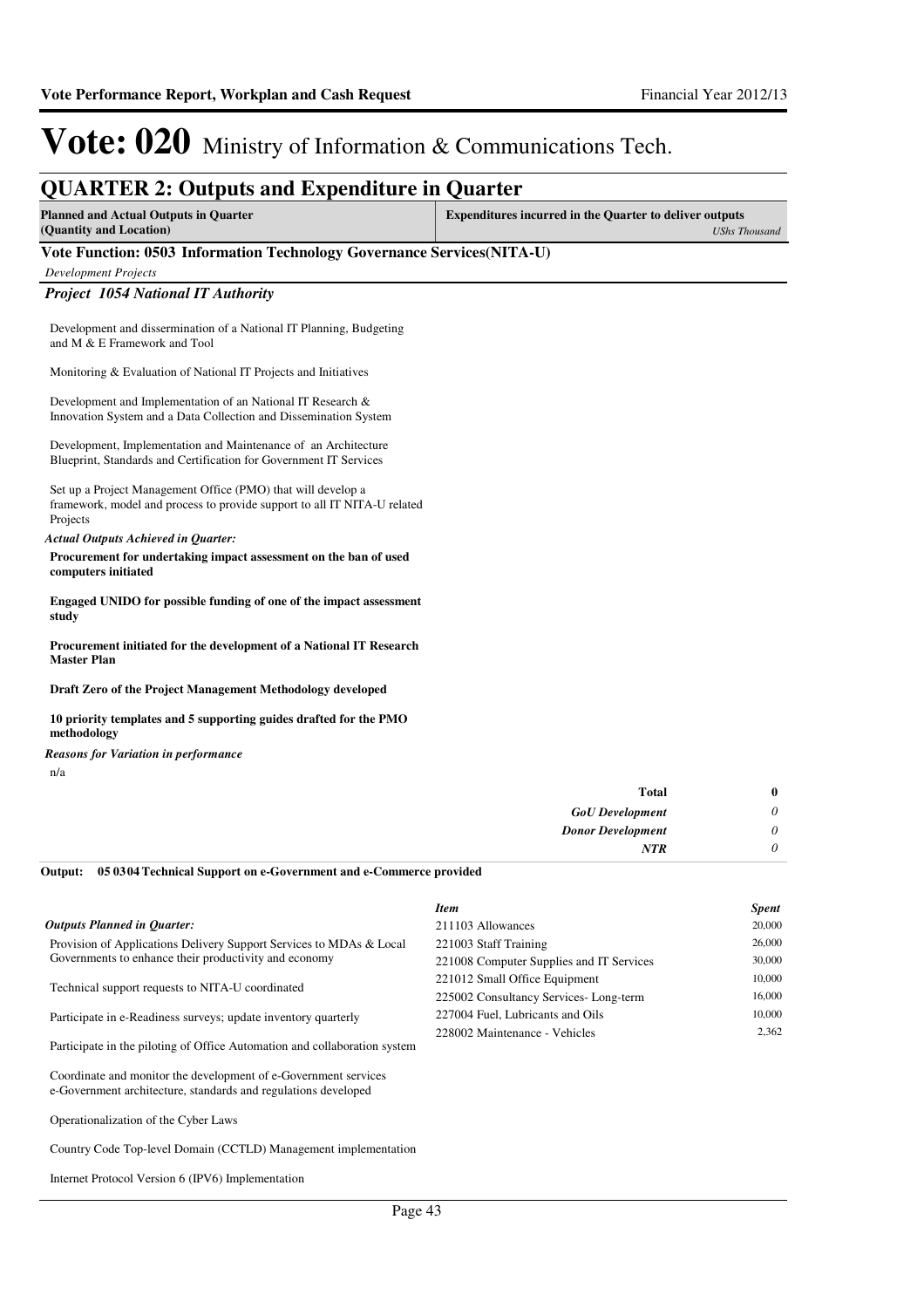# Vote: 020 Ministry of Information & Communications Tech.

## QUARTER 2: Outputs and Expenditure in Quarter

| Planned and Actual Outputs in Quarter (Quantity and Location) | Expenditures incurred in the Quarter to deliver outputs *UShs Thousand* |
|---|---|

### Vote Function: 0503 Information Technology Governance Services(NITA-U)

*Development Projects*

#### *Project 1054 National IT Authority*

Development and dissermination of a National IT Planning, Budgeting and M & E Framework and Tool

Monitoring & Evaluation of National IT Projects and Initiatives

Development and Implementation of an National IT Research & Innovation System and a Data Collection and Dissemination System

Development, Implementation and Maintenance of an Architecture Blueprint, Standards and Certification for Government IT Services

Set up a Project Management Office (PMO) that will develop a framework, model and process to provide support to all IT NITA-U related Projects

*Actual Outputs Achieved in Quarter:*

**Procurement for undertaking impact assessment on the ban of used computers initiated**

**Engaged UNIDO for possible funding of one of the impact assessment study**

**Procurement initiated for the development of a National IT Research Master Plan**

**Draft Zero of the Project Management Methodology developed**

**10 priority templates and 5 supporting guides drafted for the PMO methodology**

*Reasons for Variation in performance*

n/a

| | |
|---|---|
| **Total** | **0** |
| *GoU Development* | *0* |
| *Donor Development* | *0* |
| *NTR* | *0* |

**Output: 05 0304 Technical Support on e-Government and e-Commerce provided**

*Outputs Planned in Quarter:*

Provision of Applications Delivery Support Services to MDAs & Local Governments to enhance their productivity and economy

Technical support requests to NITA-U coordinated

Participate in e-Readiness surveys; update inventory quarterly

Participate in the piloting of Office Automation and collaboration system

Coordinate and monitor the development of e-Government services e-Government architecture, standards and regulations developed

Operationalization of the Cyber Laws

Country Code Top-level Domain (CCTLD) Management implementation

Internet Protocol Version 6 (IPV6) Implementation

| *Item* | *Spent* |
|---|---|
| 211103 Allowances | 20,000 |
| 221003 Staff Training | 26,000 |
| 221008 Computer Supplies and IT Services | 30,000 |
| 221012 Small Office Equipment | 10,000 |
| 225002 Consultancy Services- Long-term | 16,000 |
| 227004 Fuel, Lubricants and Oils | 10,000 |
| 228002 Maintenance - Vehicles | 2,362 |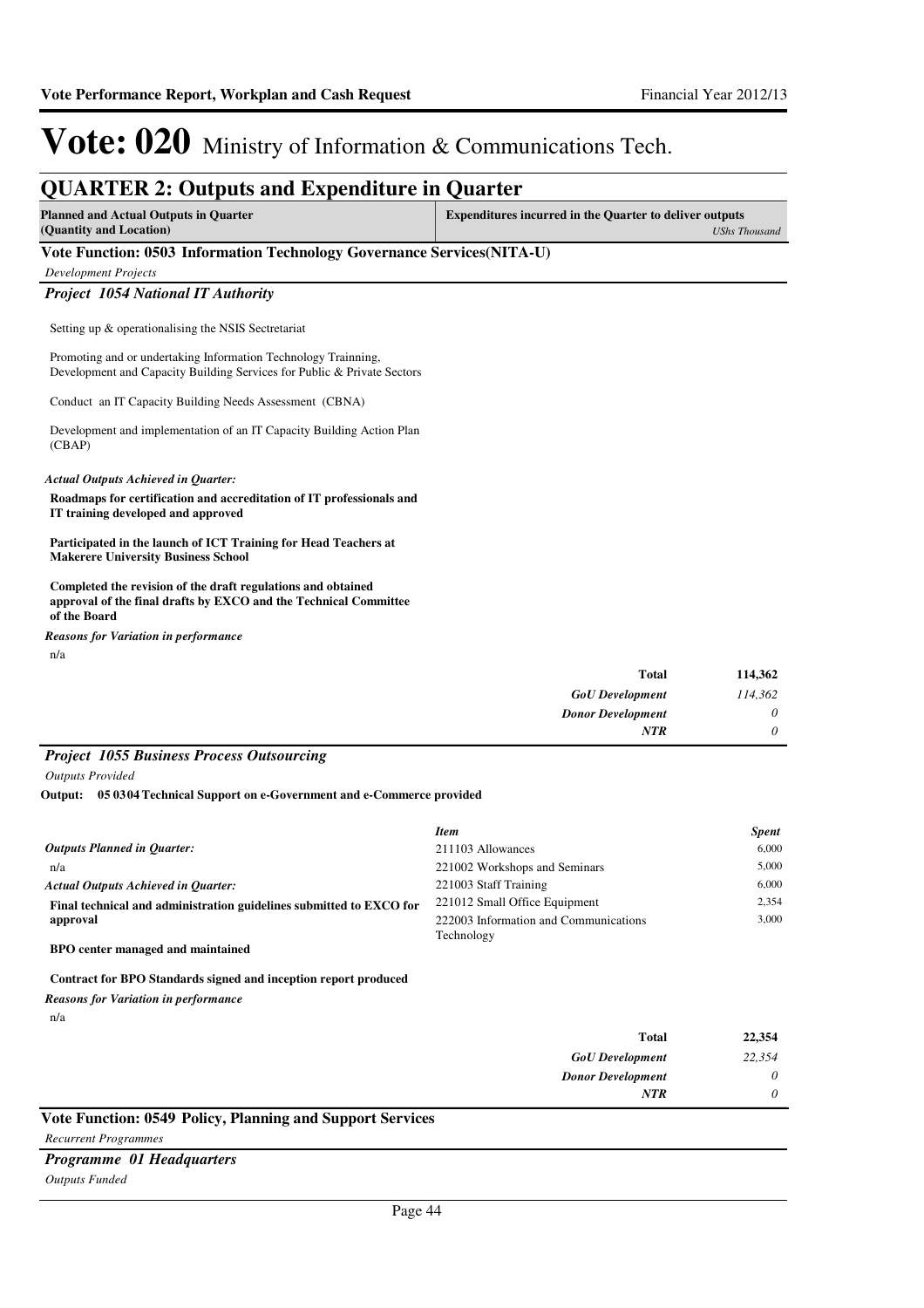# Vote: 020 Ministry of Information & Communications Tech.

## QUARTER 2: Outputs and Expenditure in Quarter

| Planned and Actual Outputs in Quarter (Quantity and Location) | Expenditures incurred in the Quarter to deliver outputs *UShs Thousand* |
|---|---|

### Vote Function: 0503 Information Technology Governance Services(NITA-U)

*Development Projects*

#### *Project 1054 National IT Authority*

Setting up & operationalising the NSIS Sectretariat

Promoting and or undertaking Information Technology Trainning, Development and Capacity Building Services for Public & Private Sectors

Conduct an IT Capacity Building Needs Assessment (CBNA)

Development and implementation of an IT Capacity Building Action Plan (CBAP)

***Actual Outputs Achieved in Quarter:***

**Roadmaps for certification and accreditation of IT professionals and IT training developed and approved**

**Participated in the launch of ICT Training for Head Teachers at Makerere University Business School**

**Completed the revision of the draft regulations and obtained approval of the final drafts by EXCO and the Technical Committee of the Board**

***Reasons for Variation in performance***

n/a

| | |
|---|---|
| **Total** | **114,362** |
| ***GoU Development*** | *114,362* |
| ***Donor Development*** | *0* |
| ***NTR*** | *0* |

#### *Project 1055 Business Process Outsourcing*

*Outputs Provided*

**Output: 05 0304 Technical Support on e-Government and e-Commerce provided**

***Outputs Planned in Quarter:***

n/a

***Actual Outputs Achieved in Quarter:***

**Final technical and administration guidelines submitted to EXCO for approval**

**BPO center managed and maintained**

**Contract for BPO Standards signed and inception report produced**

***Reasons for Variation in performance***

n/a

| *Item* | *Spent* |
|---|---|
| 211103 Allowances | 6,000 |
| 221002 Workshops and Seminars | 5,000 |
| 221003 Staff Training | 6,000 |
| 221012 Small Office Equipment | 2,354 |
| 222003 Information and Communications Technology | 3,000 |

| | |
|---|---|
| **Total** | **22,354** |
| ***GoU Development*** | *22,354* |
| ***Donor Development*** | *0* |
| ***NTR*** | *0* |

### Vote Function: 0549 Policy, Planning and Support Services

*Recurrent Programmes*

#### *Programme 01 Headquarters*

*Outputs Funded*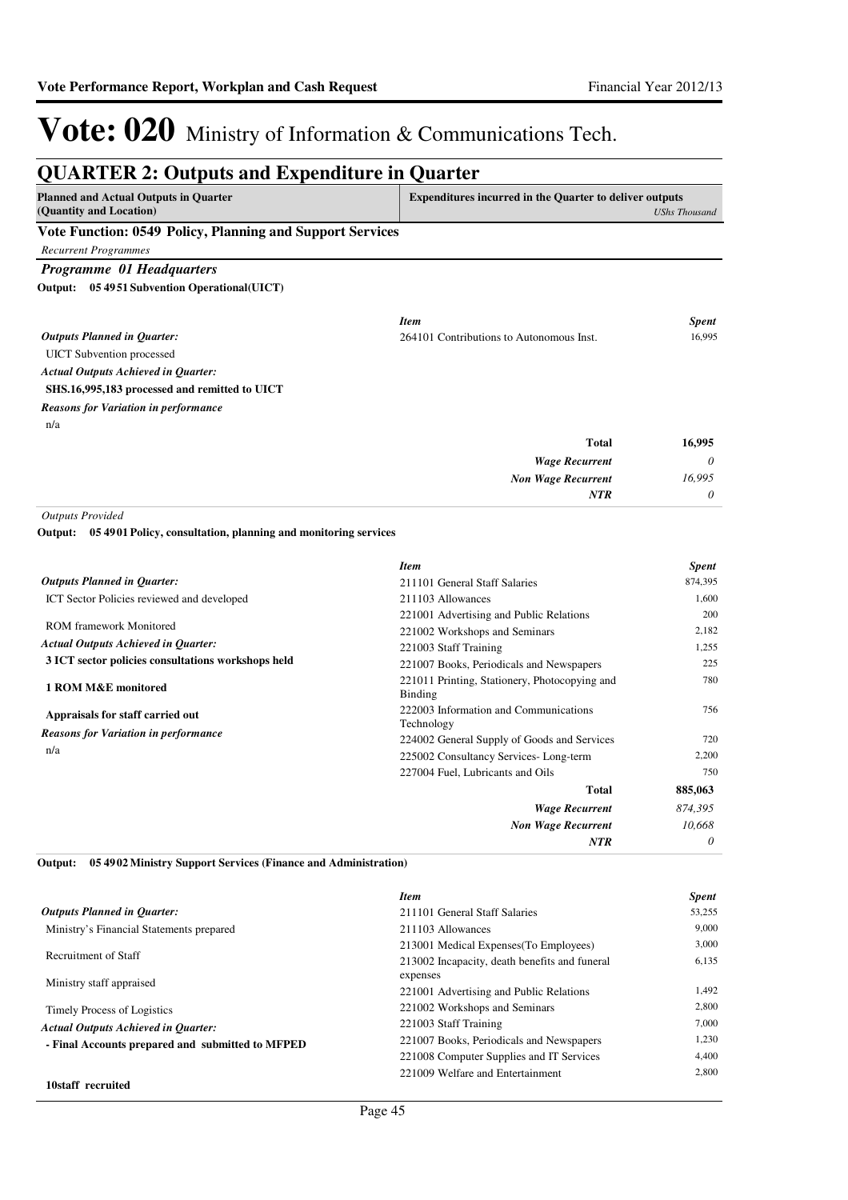# Vote: 020 Ministry of Information & Communications Tech.

## QUARTER 2: Outputs and Expenditure in Quarter

| Planned and Actual Outputs in Quarter (Quantity and Location) | Expenditures incurred in the Quarter to deliver outputs *UShs Thousand* |
|---|---|

### Vote Function: 0549 Policy, Planning and Support Services

*Recurrent Programmes*

#### *Programme 01 Headquarters*

**Output: 05 4951 Subvention Operational(UICT)**

*Outputs Planned in Quarter:*

UICT Subvention processed

*Actual Outputs Achieved in Quarter:*

**SHS.16,995,183 processed and remitted to UICT**

*Reasons for Variation in performance*

n/a

| *Item* | *Spent* |
|---|---|
| 264101 Contributions to Autonomous Inst. | 16,995 |
| **Total** | **16,995** |
| *Wage Recurrent* | *0* |
| *Non Wage Recurrent* | *16,995* |
| *NTR* | *0* |

*Outputs Provided*

**Output: 05 4901 Policy, consultation, planning and monitoring services**

*Outputs Planned in Quarter:*

ICT Sector Policies reviewed and developed

ROM framework Monitored

*Actual Outputs Achieved in Quarter:*

**3 ICT sector policies consultations workshops held**

**1 ROM M&E monitored**

**Appraisals for staff carried out**

*Reasons for Variation in performance*

n/a

| *Item* | *Spent* |
|---|---|
| 211101 General Staff Salaries | 874,395 |
| 211103 Allowances | 1,600 |
| 221001 Advertising and Public Relations | 200 |
| 221002 Workshops and Seminars | 2,182 |
| 221003 Staff Training | 1,255 |
| 221007 Books, Periodicals and Newspapers | 225 |
| 221011 Printing, Stationery, Photocopying and Binding | 780 |
| 222003 Information and Communications Technology | 756 |
| 224002 General Supply of Goods and Services | 720 |
| 225002 Consultancy Services- Long-term | 2,200 |
| 227004 Fuel, Lubricants and Oils | 750 |
| **Total** | **885,063** |
| *Wage Recurrent* | *874,395* |
| *Non Wage Recurrent* | *10,668* |
| *NTR* | *0* |

**Output: 05 4902 Ministry Support Services (Finance and Administration)**

*Outputs Planned in Quarter:*

Ministry's Financial Statements prepared

Recruitment of Staff

Ministry staff appraised

Timely Process of Logistics

*Actual Outputs Achieved in Quarter:*

**- Final Accounts prepared and submitted to MFPED**

**10staff recruited**

| *Item* | *Spent* |
|---|---|
| 211101 General Staff Salaries | 53,255 |
| 211103 Allowances | 9,000 |
| 213001 Medical Expenses(To Employees) | 3,000 |
| 213002 Incapacity, death benefits and funeral expenses | 6,135 |
| 221001 Advertising and Public Relations | 1,492 |
| 221002 Workshops and Seminars | 2,800 |
| 221003 Staff Training | 7,000 |
| 221007 Books, Periodicals and Newspapers | 1,230 |
| 221008 Computer Supplies and IT Services | 4,400 |
| 221009 Welfare and Entertainment | 2,800 |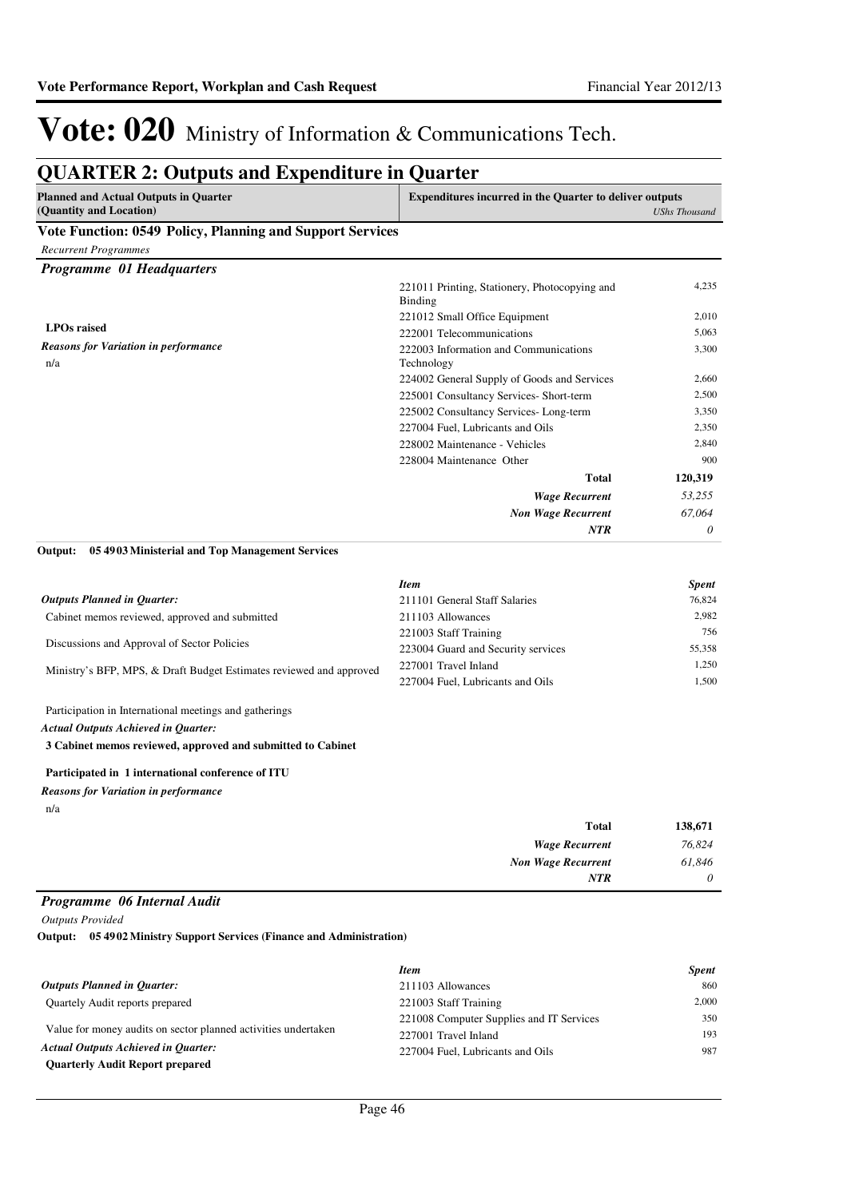# Vote: 020 Ministry of Information & Communications Tech.

## QUARTER 2: Outputs and Expenditure in Quarter

| Planned and Actual Outputs in Quarter (Quantity and Location) | Expenditures incurred in the Quarter to deliver outputs | *UShs Thousand* |
|---|---|---|

### Vote Function: 0549 Policy, Planning and Support Services

*Recurrent Programmes*

#### *Programme 01 Headquarters*

**LPOs raised**

***Reasons for Variation in performance***

n/a

| Item | Spent |
|---|---|
| 221011 Printing, Stationery, Photocopying and Binding | 4,235 |
| 221012 Small Office Equipment | 2,010 |
| 222001 Telecommunications | 5,063 |
| 222003 Information and Communications Technology | 3,300 |
| 224002 General Supply of Goods and Services | 2,660 |
| 225001 Consultancy Services- Short-term | 2,500 |
| 225002 Consultancy Services- Long-term | 3,350 |
| 227004 Fuel, Lubricants and Oils | 2,350 |
| 228002 Maintenance - Vehicles | 2,840 |
| 228004 Maintenance Other | 900 |
| **Total** | **120,319** |
| ***Wage Recurrent*** | *53,255* |
| ***Non Wage Recurrent*** | *67,064* |
| ***NTR*** | *0* |

**Output: 05 4903 Ministerial and Top Management Services**

***Outputs Planned in Quarter:***

Cabinet memos reviewed, approved and submitted

Discussions and Approval of Sector Policies

Ministry's BFP, MPS, & Draft Budget Estimates reviewed and approved

Participation in International meetings and gatherings

***Actual Outputs Achieved in Quarter:***

**3 Cabinet memos reviewed, approved and submitted to Cabinet**

**Participated in 1 international conference of ITU**

***Reasons for Variation in performance***

n/a

| *Item* | *Spent* |
|---|---|
| 211101 General Staff Salaries | 76,824 |
| 211103 Allowances | 2,982 |
| 221003 Staff Training | 756 |
| 223004 Guard and Security services | 55,358 |
| 227001 Travel Inland | 1,250 |
| 227004 Fuel, Lubricants and Oils | 1,500 |
| **Total** | **138,671** |
| ***Wage Recurrent*** | *76,824* |
| ***Non Wage Recurrent*** | *61,846* |
| ***NTR*** | *0* |

#### *Programme 06 Internal Audit*

*Outputs Provided*

**Output: 05 4902 Ministry Support Services (Finance and Administration)**

***Outputs Planned in Quarter:***

Quartely Audit reports prepared

Value for money audits on sector planned activities undertaken

***Actual Outputs Achieved in Quarter:***

**Quarterly Audit Report prepared**

| *Item* | *Spent* |
|---|---|
| 211103 Allowances | 860 |
| 221003 Staff Training | 2,000 |
| 221008 Computer Supplies and IT Services | 350 |
| 227001 Travel Inland | 193 |
| 227004 Fuel, Lubricants and Oils | 987 |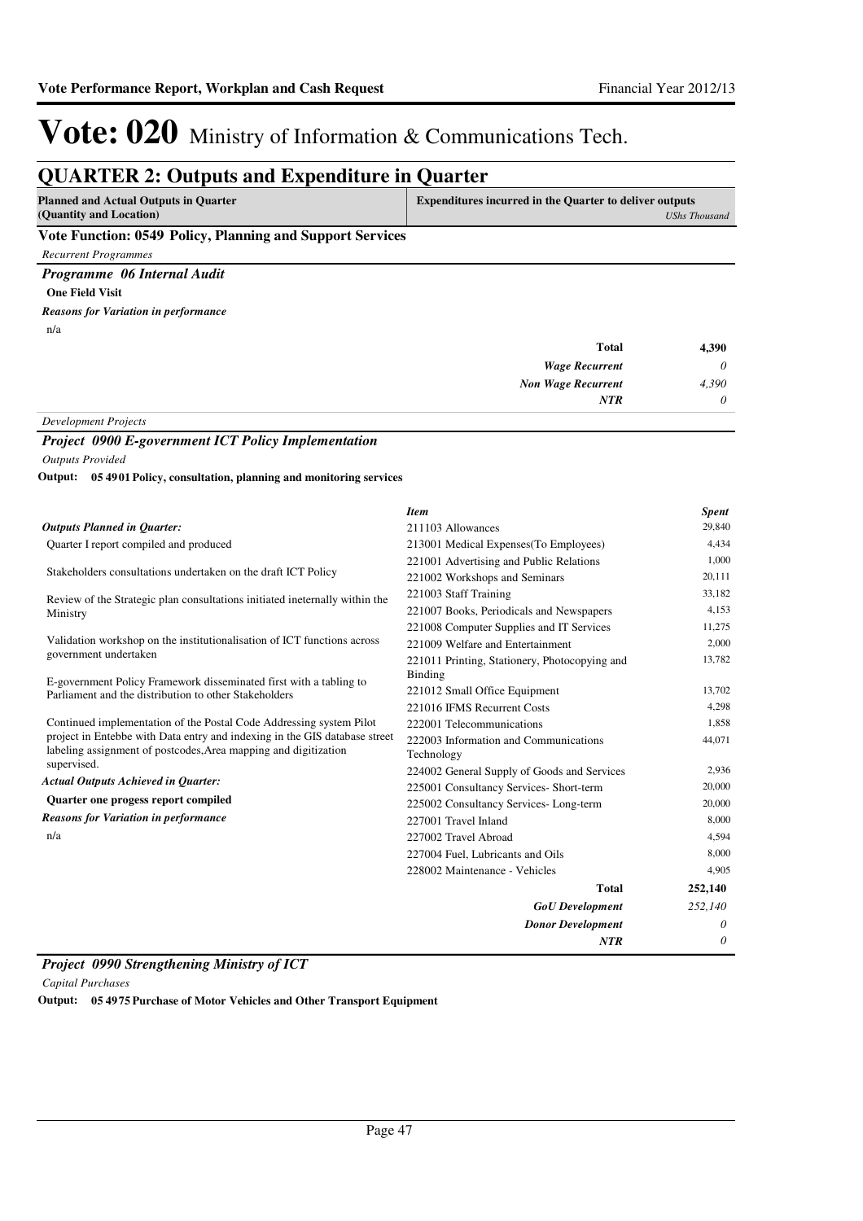# Vote: 020 Ministry of Information & Communications Tech.

## QUARTER 2: Outputs and Expenditure in Quarter

| Planned and Actual Outputs in Quarter (Quantity and Location) | Expenditures incurred in the Quarter to deliver outputs *UShs Thousand* |
|---|---|

### Vote Function: 0549 Policy, Planning and Support Services

*Recurrent Programmes*

#### *Programme 06 Internal Audit*

**One Field Visit**

***Reasons for Variation in performance***

n/a

| | |
|---|---|
| **Total** | **4,390** |
| *Wage Recurrent* | *0* |
| *Non Wage Recurrent* | *4,390* |
| *NTR* | *0* |

*Development Projects*

#### *Project 0900 E-government ICT Policy Implementation*

*Outputs Provided*

**Output: 05 4901 Policy, consultation, planning and monitoring services**

***Outputs Planned in Quarter:***

Quarter I report compiled and produced

Stakeholders consultations undertaken on the draft ICT Policy

Review of the Strategic plan consultations initiated ineternally within the Ministry

Validation workshop on the institutionalisation of ICT functions across government undertaken

E-government Policy Framework disseminated first with a tabling to Parliament and the distribution to other Stakeholders

Continued implementation of the Postal Code Addressing system Pilot project in Entebbe with Data entry and indexing in the GIS database street labeling assignment of postcodes,Area mapping and digitization supervised.

***Actual Outputs Achieved in Quarter:***

**Quarter one progess report compiled**

***Reasons for Variation in performance***

n/a

| *Item* | *Spent* |
|---|---|
| 211103 Allowances | 29,840 |
| 213001 Medical Expenses(To Employees) | 4,434 |
| 221001 Advertising and Public Relations | 1,000 |
| 221002 Workshops and Seminars | 20,111 |
| 221003 Staff Training | 33,182 |
| 221007 Books, Periodicals and Newspapers | 4,153 |
| 221008 Computer Supplies and IT Services | 11,275 |
| 221009 Welfare and Entertainment | 2,000 |
| 221011 Printing, Stationery, Photocopying and Binding | 13,782 |
| 221012 Small Office Equipment | 13,702 |
| 221016 IFMS Recurrent Costs | 4,298 |
| 222001 Telecommunications | 1,858 |
| 222003 Information and Communications Technology | 44,071 |
| 224002 General Supply of Goods and Services | 2,936 |
| 225001 Consultancy Services- Short-term | 20,000 |
| 225002 Consultancy Services- Long-term | 20,000 |
| 227001 Travel Inland | 8,000 |
| 227002 Travel Abroad | 4,594 |
| 227004 Fuel, Lubricants and Oils | 8,000 |
| 228002 Maintenance - Vehicles | 4,905 |
| **Total** | **252,140** |
| *GoU Development* | *252,140* |
| *Donor Development* | *0* |
| *NTR* | *0* |

#### *Project 0990 Strengthening Ministry of ICT*

*Capital Purchases*

**Output: 05 4975 Purchase of Motor Vehicles and Other Transport Equipment**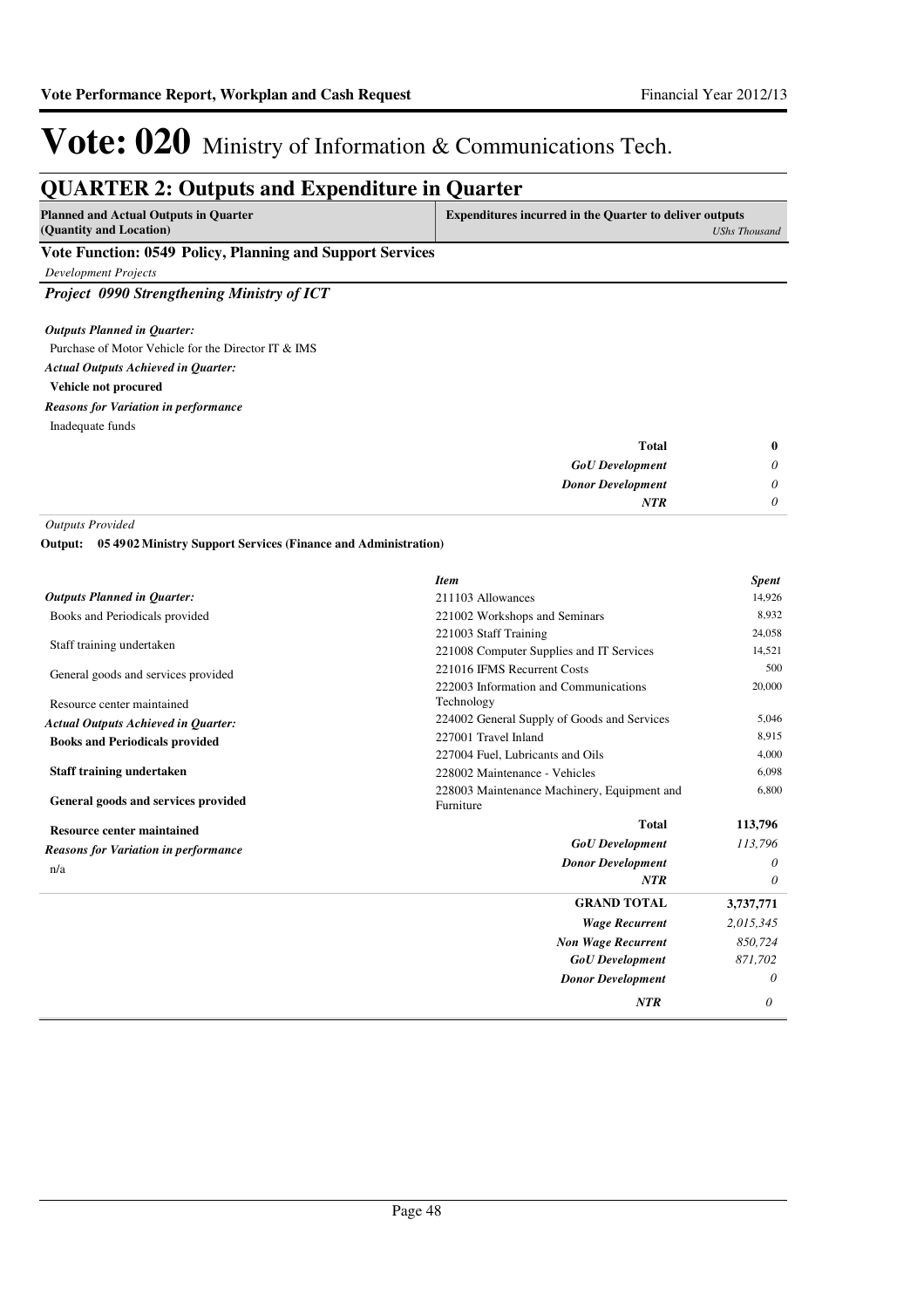# Vote: 020 Ministry of Information & Communications Tech.

## QUARTER 2: Outputs and Expenditure in Quarter

| Planned and Actual Outputs in Quarter (Quantity and Location) | Expenditures incurred in the Quarter to deliver outputs *UShs Thousand* |
|---|---|

### Vote Function: 0549 Policy, Planning and Support Services

*Development Projects*

#### *Project 0990 Strengthening Ministry of ICT*

***Outputs Planned in Quarter:***

Purchase of Motor Vehicle for the Director IT & IMS

***Actual Outputs Achieved in Quarter:***

**Vehicle not procured**

***Reasons for Variation in performance***

Inadequate funds

| | |
|---|---|
| **Total** | **0** |
| *GoU Development* | *0* |
| *Donor Development* | *0* |
| *NTR* | *0* |

*Outputs Provided*

**Output: 05 4902 Ministry Support Services (Finance and Administration)**

***Outputs Planned in Quarter:***

Books and Periodicals provided

Staff training undertaken

General goods and services provided

Resource center maintained

***Actual Outputs Achieved in Quarter:***

**Books and Periodicals provided**

**Staff training undertaken**

**General goods and services provided**

**Resource center maintained**

***Reasons for Variation in performance***

n/a

| *Item* | *Spent* |
|---|---|
| 211103 Allowances | 14,926 |
| 221002 Workshops and Seminars | 8,932 |
| 221003 Staff Training | 24,058 |
| 221008 Computer Supplies and IT Services | 14,521 |
| 221016 IFMS Recurrent Costs | 500 |
| 222003 Information and Communications Technology | 20,000 |
| 224002 General Supply of Goods and Services | 5,046 |
| 227001 Travel Inland | 8,915 |
| 227004 Fuel, Lubricants and Oils | 4,000 |
| 228002 Maintenance - Vehicles | 6,098 |
| 228003 Maintenance Machinery, Equipment and Furniture | 6,800 |
| **Total** | **113,796** |
| *GoU Development* | *113,796* |
| *Donor Development* | *0* |
| *NTR* | *0* |

| | |
|---|---|
| **GRAND TOTAL** | **3,737,771** |
| *Wage Recurrent* | *2,015,345* |
| *Non Wage Recurrent* | *850,724* |
| *GoU Development* | *871,702* |
| *Donor Development* | *0* |
| *NTR* | *0* |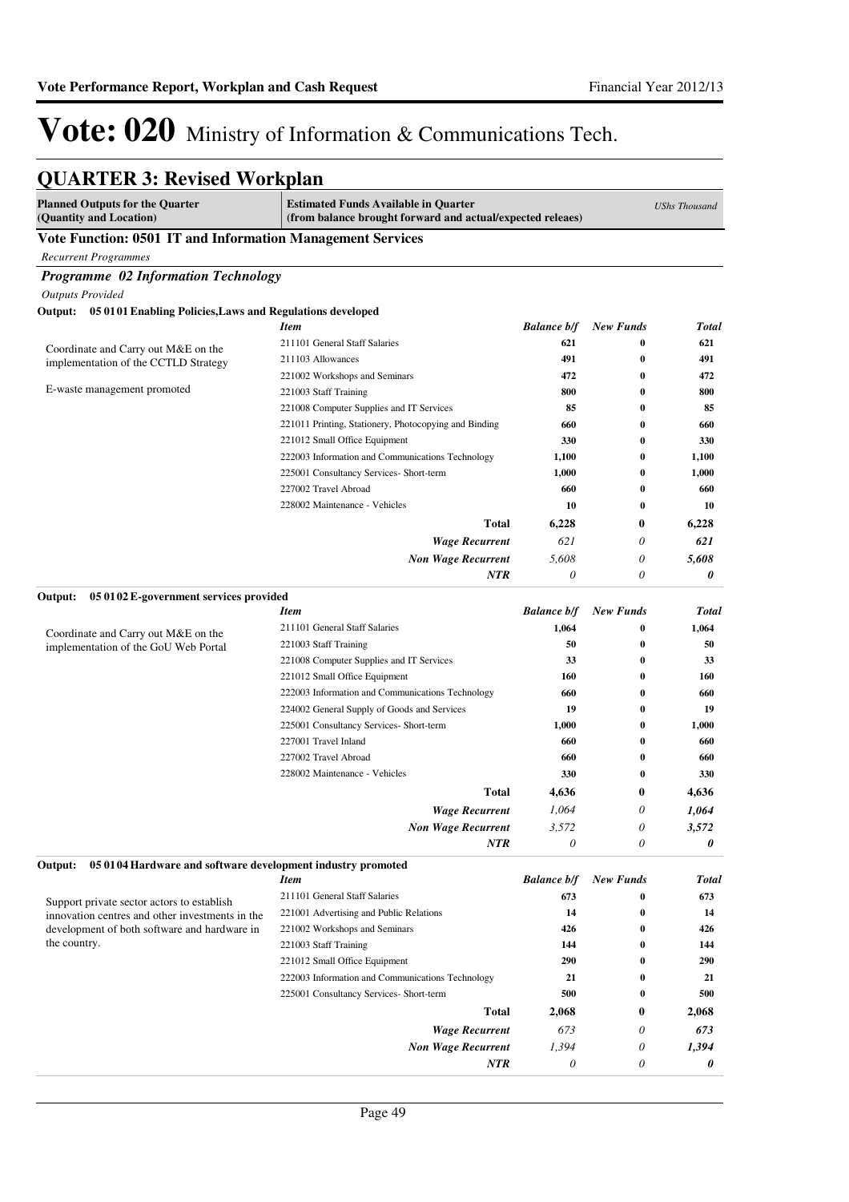# Vote: 020 Ministry of Information & Communications Tech.

## QUARTER 3: Revised Workplan

| Planned Outputs for the Quarter (Quantity and Location) | Estimated Funds Available in Quarter (from balance brought forward and actual/expected releaes) | | | *UShs Thousand* |
|---|---|---|---|---|

### Vote Function: 0501 IT and Information Management Services

*Recurrent Programmes*

#### *Programme 02 Information Technology*

*Outputs Provided*

**Output: 05 01 01 Enabling Policies,Laws and Regulations developed**

| | *Item* | *Balance b/f* | *New Funds* | *Total* |
|---|---|---|---|---|
| Coordinate and Carry out M&E on the implementation of the CCTLD Strategy | 211101 General Staff Salaries | **621** | **0** | **621** |
| | 211103 Allowances | **491** | **0** | **491** |
| | 221002 Workshops and Seminars | **472** | **0** | **472** |
| E-waste management promoted | 221003 Staff Training | **800** | **0** | **800** |
| | 221008 Computer Supplies and IT Services | **85** | **0** | **85** |
| | 221011 Printing, Stationery, Photocopying and Binding | **660** | **0** | **660** |
| | 221012 Small Office Equipment | **330** | **0** | **330** |
| | 222003 Information and Communications Technology | **1,100** | **0** | **1,100** |
| | 225001 Consultancy Services- Short-term | **1,000** | **0** | **1,000** |
| | 227002 Travel Abroad | **660** | **0** | **660** |
| | 228002 Maintenance - Vehicles | **10** | **0** | **10** |
| | **Total** | **6,228** | **0** | **6,228** |
| | ***Wage Recurrent*** | *621* | *0* | ***621*** |
| | ***Non Wage Recurrent*** | *5,608* | *0* | ***5,608*** |
| | ***NTR*** | *0* | *0* | ***0*** |

**Output: 05 01 02 E-government services provided**

| | *Item* | *Balance b/f* | *New Funds* | *Total* |
|---|---|---|---|---|
| Coordinate and Carry out M&E on the implementation of the GoU Web Portal | 211101 General Staff Salaries | **1,064** | **0** | **1,064** |
| | 221003 Staff Training | **50** | **0** | **50** |
| | 221008 Computer Supplies and IT Services | **33** | **0** | **33** |
| | 221012 Small Office Equipment | **160** | **0** | **160** |
| | 222003 Information and Communications Technology | **660** | **0** | **660** |
| | 224002 General Supply of Goods and Services | **19** | **0** | **19** |
| | 225001 Consultancy Services- Short-term | **1,000** | **0** | **1,000** |
| | 227001 Travel Inland | **660** | **0** | **660** |
| | 227002 Travel Abroad | **660** | **0** | **660** |
| | 228002 Maintenance - Vehicles | **330** | **0** | **330** |
| | **Total** | **4,636** | **0** | **4,636** |
| | ***Wage Recurrent*** | *1,064* | *0* | ***1,064*** |
| | ***Non Wage Recurrent*** | *3,572* | *0* | ***3,572*** |
| | ***NTR*** | *0* | *0* | ***0*** |

**Output: 05 01 04 Hardware and software development industry promoted**

| | *Item* | *Balance b/f* | *New Funds* | *Total* |
|---|---|---|---|---|
| Support private sector actors to establish innovation centres and other investments in the development of both software and hardware in the country. | 211101 General Staff Salaries | **673** | **0** | **673** |
| | 221001 Advertising and Public Relations | **14** | **0** | **14** |
| | 221002 Workshops and Seminars | **426** | **0** | **426** |
| | 221003 Staff Training | **144** | **0** | **144** |
| | 221012 Small Office Equipment | **290** | **0** | **290** |
| | 222003 Information and Communications Technology | **21** | **0** | **21** |
| | 225001 Consultancy Services- Short-term | **500** | **0** | **500** |
| | **Total** | **2,068** | **0** | **2,068** |
| | ***Wage Recurrent*** | *673* | *0* | ***673*** |
| | ***Non Wage Recurrent*** | *1,394* | *0* | ***1,394*** |
| | ***NTR*** | *0* | *0* | ***0*** |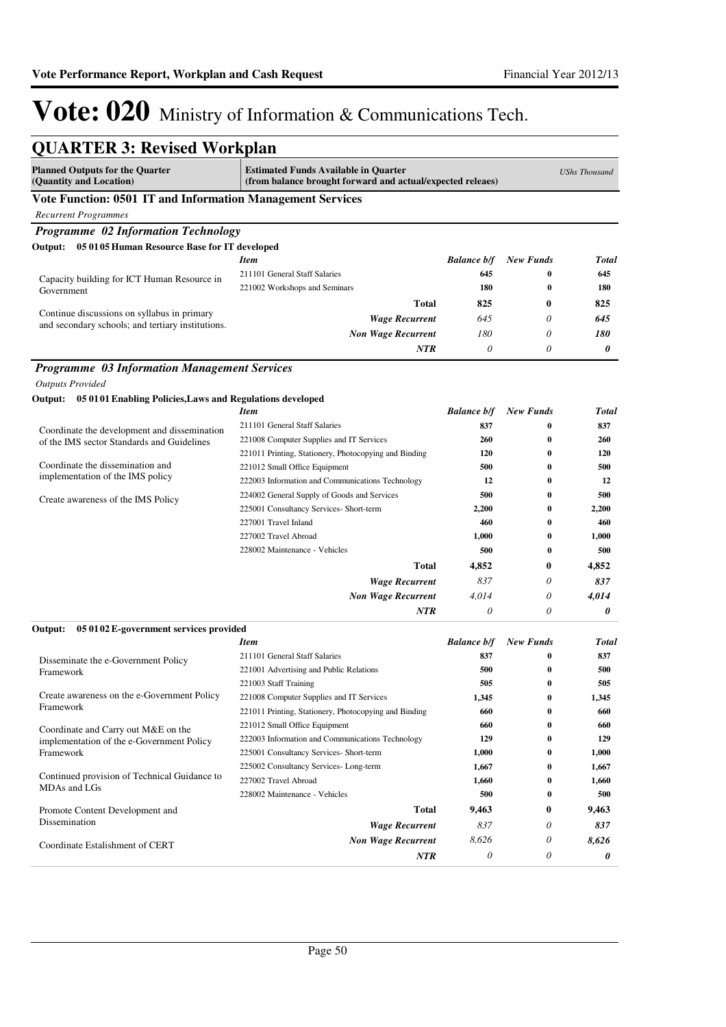# Vote: 020 Ministry of Information & Communications Tech.

## QUARTER 3: Revised Workplan

| Planned Outputs for the Quarter (Quantity and Location) | Estimated Funds Available in Quarter (from balance brought forward and actual/expected releaes) | | | UShs Thousand |
|---|---|---|---|---|

### Vote Function: 0501 IT and Information Management Services

*Recurrent Programmes*

#### *Programme 02 Information Technology*

**Output: 05 01 05 Human Resource Base for IT developed**

| Planned Outputs | Item | Balance b/f | New Funds | Total |
|---|---|---|---|---|
| Capacity building for ICT Human Resource in Government | 211101 General Staff Salaries | 645 | 0 | 645 |
| | 221002 Workshops and Seminars | 180 | 0 | 180 |
| Continue discussions on syllabus in primary and secondary schools; and tertiary institutions. | **Total** | **825** | **0** | **825** |
| | *Wage Recurrent* | *645* | *0* | *645* |
| | *Non Wage Recurrent* | *180* | *0* | *180* |
| | *NTR* | *0* | *0* | *0* |

#### *Programme 03 Information Management Services*

*Outputs Provided*

**Output: 05 01 01 Enabling Policies,Laws and Regulations developed**

| Planned Outputs | Item | Balance b/f | New Funds | Total |
|---|---|---|---|---|
| Coordinate the development and dissemination of the IMS sector Standards and Guidelines | 211101 General Staff Salaries | 837 | 0 | 837 |
| | 221008 Computer Supplies and IT Services | 260 | 0 | 260 |
| | 221011 Printing, Stationery, Photocopying and Binding | 120 | 0 | 120 |
| Coordinate the dissemination and implementation of the IMS policy | 221012 Small Office Equipment | 500 | 0 | 500 |
| | 222003 Information and Communications Technology | 12 | 0 | 12 |
| Create awareness of the IMS Policy | 224002 General Supply of Goods and Services | 500 | 0 | 500 |
| | 225001 Consultancy Services- Short-term | 2,200 | 0 | 2,200 |
| | 227001 Travel Inland | 460 | 0 | 460 |
| | 227002 Travel Abroad | 1,000 | 0 | 1,000 |
| | 228002 Maintenance - Vehicles | 500 | 0 | 500 |
| | **Total** | **4,852** | **0** | **4,852** |
| | *Wage Recurrent* | *837* | *0* | *837* |
| | *Non Wage Recurrent* | *4,014* | *0* | *4,014* |
| | *NTR* | *0* | *0* | *0* |

**Output: 05 01 02 E-government services provided**

| Planned Outputs | Item | Balance b/f | New Funds | Total |
|---|---|---|---|---|
| Disseminate the e-Government Policy Framework | 211101 General Staff Salaries | 837 | 0 | 837 |
| | 221001 Advertising and Public Relations | 500 | 0 | 500 |
| | 221003 Staff Training | 505 | 0 | 505 |
| Create awareness on the e-Government Policy Framework | 221008 Computer Supplies and IT Services | 1,345 | 0 | 1,345 |
| | 221011 Printing, Stationery, Photocopying and Binding | 660 | 0 | 660 |
| Coordinate and Carry out M&E on the implementation of the e-Government Policy Framework | 221012 Small Office Equipment | 660 | 0 | 660 |
| | 222003 Information and Communications Technology | 129 | 0 | 129 |
| | 225001 Consultancy Services- Short-term | 1,000 | 0 | 1,000 |
| Continued provision of Technical Guidance to MDAs and LGs | 225002 Consultancy Services- Long-term | 1,667 | 0 | 1,667 |
| | 227002 Travel Abroad | 1,660 | 0 | 1,660 |
| | 228002 Maintenance - Vehicles | 500 | 0 | 500 |
| Promote Content Development and Dissemination | **Total** | **9,463** | **0** | **9,463** |
| | *Wage Recurrent* | *837* | *0* | *837* |
| Coordinate Estalishment of CERT | *Non Wage Recurrent* | *8,626* | *0* | *8,626* |
| | *NTR* | *0* | *0* | *0* |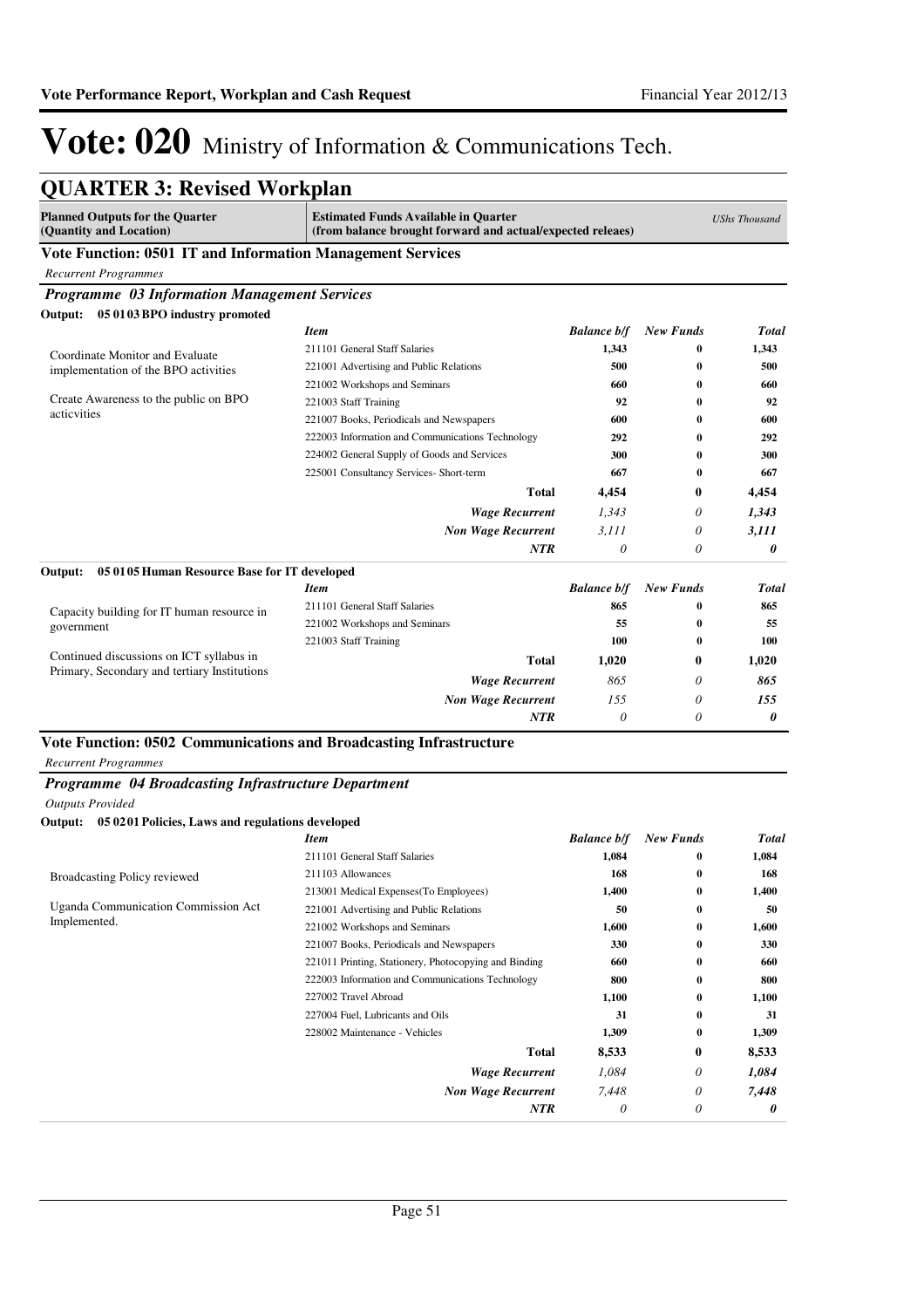# Vote: 020 Ministry of Information & Communications Tech.

## QUARTER 3: Revised Workplan

| Planned Outputs for the Quarter (Quantity and Location) | Estimated Funds Available in Quarter (from balance brought forward and actual/expected releaes) | | | UShs Thousand |
|---|---|---|---|---|

### Vote Function: 0501 IT and Information Management Services

*Recurrent Programmes*

#### *Programme 03 Information Management Services*

**Output: 05 01 03 BPO industry promoted**

| | *Item* | *Balance b/f* | *New Funds* | *Total* |
|---|---|---|---|---|
| Coordinate Monitor and Evaluate implementation of the BPO activities | 211101 General Staff Salaries | 1,343 | 0 | 1,343 |
| | 221001 Advertising and Public Relations | 500 | 0 | 500 |
| Create Awareness to the public on BPO acticvities | 221002 Workshops and Seminars | 660 | 0 | 660 |
| | 221003 Staff Training | 92 | 0 | 92 |
| | 221007 Books, Periodicals and Newspapers | 600 | 0 | 600 |
| | 222003 Information and Communications Technology | 292 | 0 | 292 |
| | 224002 General Supply of Goods and Services | 300 | 0 | 300 |
| | 225001 Consultancy Services- Short-term | 667 | 0 | 667 |
| | **Total** | **4,454** | **0** | **4,454** |
| | ***Wage Recurrent*** | *1,343* | *0* | ***1,343*** |
| | ***Non Wage Recurrent*** | *3,111* | *0* | ***3,111*** |
| | ***NTR*** | *0* | *0* | ***0*** |

**Output: 05 01 05 Human Resource Base for IT developed**

| | *Item* | *Balance b/f* | *New Funds* | *Total* |
|---|---|---|---|---|
| Capacity building for IT human resource in government | 211101 General Staff Salaries | 865 | 0 | 865 |
| | 221002 Workshops and Seminars | 55 | 0 | 55 |
| Continued discussions on ICT syllabus in Primary, Secondary and tertiary Institutions | 221003 Staff Training | 100 | 0 | 100 |
| | **Total** | **1,020** | **0** | **1,020** |
| | ***Wage Recurrent*** | *865* | *0* | ***865*** |
| | ***Non Wage Recurrent*** | *155* | *0* | ***155*** |
| | ***NTR*** | *0* | *0* | ***0*** |

### Vote Function: 0502 Communications and Broadcasting Infrastructure

*Recurrent Programmes*

#### *Programme 04 Broadcasting Infrastructure Department*

*Outputs Provided*

**Output: 05 02 01 Policies, Laws and regulations developed**

| | *Item* | *Balance b/f* | *New Funds* | *Total* |
|---|---|---|---|---|
| Broadcasting Policy reviewed | 211101 General Staff Salaries | 1,084 | 0 | 1,084 |
| | 211103 Allowances | 168 | 0 | 168 |
| Uganda Communication Commission Act Implemented. | 213001 Medical Expenses(To Employees) | 1,400 | 0 | 1,400 |
| | 221001 Advertising and Public Relations | 50 | 0 | 50 |
| | 221002 Workshops and Seminars | 1,600 | 0 | 1,600 |
| | 221007 Books, Periodicals and Newspapers | 330 | 0 | 330 |
| | 221011 Printing, Stationery, Photocopying and Binding | 660 | 0 | 660 |
| | 222003 Information and Communications Technology | 800 | 0 | 800 |
| | 227002 Travel Abroad | 1,100 | 0 | 1,100 |
| | 227004 Fuel, Lubricants and Oils | 31 | 0 | 31 |
| | 228002 Maintenance - Vehicles | 1,309 | 0 | 1,309 |
| | **Total** | **8,533** | **0** | **8,533** |
| | ***Wage Recurrent*** | *1,084* | *0* | ***1,084*** |
| | ***Non Wage Recurrent*** | *7,448* | *0* | ***7,448*** |
| | ***NTR*** | *0* | *0* | ***0*** |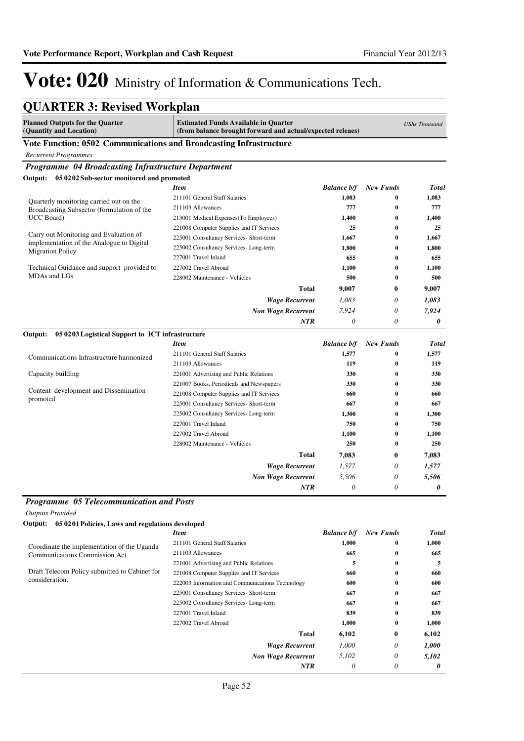# Vote: 020 Ministry of Information & Communications Tech.

## QUARTER 3: Revised Workplan

| Planned Outputs for the Quarter (Quantity and Location) | Estimated Funds Available in Quarter (from balance brought forward and actual/expected releaes) | | | USh​s Thousand |
|---|---|---|---|---|

### Vote Function: 0502 Communications and Broadcasting Infrastructure

*Recurrent Programmes*

### *Programme 04 Broadcasting Infrastructure Department*

**Output: 05 0202 Sub-sector monitored and promoted**

| Planned Outputs | *Item* | *Balance b/f* | *New Funds* | *Total* |
|---|---|---|---|---|
| Quarterly monitoring carried out on the Broadcasting Subsector (formulation of the UCC Board)<br><br>Carry out Monitoring and Evaluation of implementation of the Analogue to Digital Migration Policy<br><br>Technical Guidance and support provided to MDAs and LGs | 211101 General Staff Salaries | 1,083 | 0 | 1,083 |
| | 211103 Allowances | 777 | 0 | 777 |
| | 213001 Medical Expenses(To Employees) | 1,400 | 0 | 1,400 |
| | 221008 Computer Supplies and IT Services | 25 | 0 | 25 |
| | 225001 Consultancy Services- Short-term | 1,667 | 0 | 1,667 |
| | 225002 Consultancy Services- Long-term | 1,800 | 0 | 1,800 |
| | 227001 Travel Inland | 655 | 0 | 655 |
| | 227002 Travel Abroad | 1,100 | 0 | 1,100 |
| | 228002 Maintenance - Vehicles | 500 | 0 | 500 |
| | **Total** | **9,007** | **0** | **9,007** |
| | ***Wage Recurrent*** | *1,083* | *0* | ***1,083*** |
| | ***Non Wage Recurrent*** | *7,924* | *0* | ***7,924*** |
| | ***NTR*** | *0* | *0* | ***0*** |

**Output: 05 0203 Logistical Support to ICT infrastructure**

| Planned Outputs | *Item* | *Balance b/f* | *New Funds* | *Total* |
|---|---|---|---|---|
| Communications Infrastructure harmonized<br><br>Capacity building<br><br>Content development and Dissemination promoted | 211101 General Staff Salaries | 1,577 | 0 | 1,577 |
| | 211103 Allowances | 119 | 0 | 119 |
| | 221001 Advertising and Public Relations | 330 | 0 | 330 |
| | 221007 Books, Periodicals and Newspapers | 330 | 0 | 330 |
| | 221008 Computer Supplies and IT Services | 660 | 0 | 660 |
| | 225001 Consultancy Services- Short-term | 667 | 0 | 667 |
| | 225002 Consultancy Services- Long-term | 1,300 | 0 | 1,300 |
| | 227001 Travel Inland | 750 | 0 | 750 |
| | 227002 Travel Abroad | 1,100 | 0 | 1,100 |
| | 228002 Maintenance - Vehicles | 250 | 0 | 250 |
| | **Total** | **7,083** | **0** | **7,083** |
| | ***Wage Recurrent*** | *1,577* | *0* | ***1,577*** |
| | ***Non Wage Recurrent*** | *5,506* | *0* | ***5,506*** |
| | ***NTR*** | *0* | *0* | ***0*** |

### *Programme 05 Telecommunication and Posts*

*Outputs Provided*

**Output: 05 0201 Policies, Laws and regulations developed**

| Planned Outputs | *Item* | *Balance b/f* | *New Funds* | *Total* |
|---|---|---|---|---|
| Coordinate the implementation of the Uganda Communications Commission Act<br><br>Draft Telecom Policy submitted to Cabinet for consideration. | 211101 General Staff Salaries | 1,000 | 0 | 1,000 |
| | 211103 Allowances | 665 | 0 | 665 |
| | 221001 Advertising and Public Relations | 5 | 0 | 5 |
| | 221008 Computer Supplies and IT Services | 660 | 0 | 660 |
| | 222003 Information and Communications Technology | 600 | 0 | 600 |
| | 225001 Consultancy Services- Short-term | 667 | 0 | 667 |
| | 225002 Consultancy Services- Long-term | 667 | 0 | 667 |
| | 227001 Travel Inland | 839 | 0 | 839 |
| | 227002 Travel Abroad | 1,000 | 0 | 1,000 |
| | **Total** | **6,102** | **0** | **6,102** |
| | ***Wage Recurrent*** | *1,000* | *0* | ***1,000*** |
| | ***Non Wage Recurrent*** | *5,102* | *0* | ***5,102*** |
| | ***NTR*** | *0* | *0* | ***0*** |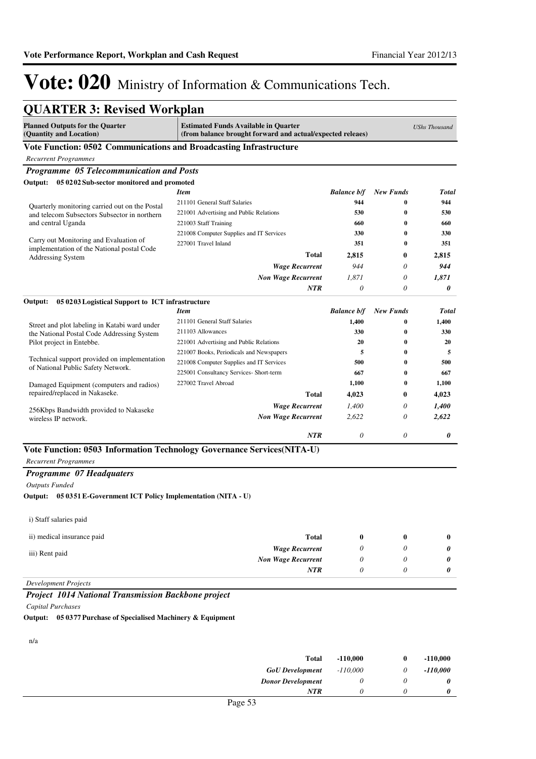# Vote: 020 Ministry of Information & Communications Tech.

## QUARTER 3: Revised Workplan

| Planned Outputs for the Quarter (Quantity and Location) | Estimated Funds Available in Quarter (from balance brought forward and actual/expected releaes) | | | UShs Thousand |
|---|---|---|---|---|

### Vote Function: 0502 Communications and Broadcasting Infrastructure

*Recurrent Programmes*

#### *Programme 05 Telecommunication and Posts*

**Output: 05 0202 Sub-sector monitored and promoted**

| Planned Outputs | *Item* | *Balance b/f* | *New Funds* | *Total* |
|---|---|---|---|---|
| Quarterly monitoring carried out on the Postal and telecom Subsectors Subsector in northern and central Uganda<br><br>Carry out Monitoring and Evaluation of implementation of the National postal Code Addressing System | 211101 General Staff Salaries | 944 | 0 | 944 |
| | 221001 Advertising and Public Relations | 530 | 0 | 530 |
| | 221003 Staff Training | 660 | 0 | 660 |
| | 221008 Computer Supplies and IT Services | 330 | 0 | 330 |
| | 227001 Travel Inland | 351 | 0 | 351 |
| | **Total** | **2,815** | **0** | **2,815** |
| | ***Wage Recurrent*** | *944* | *0* | ***944*** |
| | ***Non Wage Recurrent*** | *1,871* | *0* | ***1,871*** |
| | ***NTR*** | *0* | *0* | ***0*** |

**Output: 05 0203 Logistical Support to ICT infrastructure**

| Planned Outputs | *Item* | *Balance b/f* | *New Funds* | *Total* |
|---|---|---|---|---|
| Street and plot labeling in Katabi ward under the National Postal Code Addressing System Pilot project in Entebbe.<br><br>Technical support provided on implementation of National Public Safety Network.<br><br>Damaged Equipment (computers and radios) repaired/replaced in Nakaseke.<br><br>256Kbps Bandwidth provided to Nakaseke wireless IP network. | 211101 General Staff Salaries | 1,400 | 0 | 1,400 |
| | 211103 Allowances | 330 | 0 | 330 |
| | 221001 Advertising and Public Relations | 20 | 0 | 20 |
| | 221007 Books, Periodicals and Newspapers | 5 | 0 | 5 |
| | 221008 Computer Supplies and IT Services | 500 | 0 | 500 |
| | 225001 Consultancy Services- Short-term | 667 | 0 | 667 |
| | 227002 Travel Abroad | 1,100 | 0 | 1,100 |
| | **Total** | **4,023** | **0** | **4,023** |
| | ***Wage Recurrent*** | *1,400* | *0* | ***1,400*** |
| | ***Non Wage Recurrent*** | *2,622* | *0* | ***2,622*** |
| | ***NTR*** | *0* | *0* | ***0*** |

### Vote Function: 0503 Information Technology Governance Services(NITA-U)

*Recurrent Programmes*

#### *Programme 07 Headquaters*

*Outputs Funded*

**Output: 05 0351 E-Government ICT Policy Implementation (NITA - U)**

| Planned Outputs | | Balance b/f | New Funds | Total |
|---|---|---|---|---|
| i) Staff salaries paid<br><br>ii) medical insurance paid<br><br>iii) Rent paid | **Total** | **0** | **0** | **0** |
| | ***Wage Recurrent*** | *0* | *0* | ***0*** |
| | ***Non Wage Recurrent*** | *0* | *0* | ***0*** |
| | ***NTR*** | *0* | *0* | ***0*** |

*Development Projects*

#### *Project 1014 National Transmission Backbone project*

*Capital Purchases*

**Output: 05 0377 Purchase of Specialised Machinery & Equipment**

| Planned Outputs | | Balance b/f | New Funds | Total |
|---|---|---|---|---|
| n/a | **Total** | **-110,000** | **0** | **-110,000** |
| | ***GoU Development*** | *-110,000* | *0* | ***-110,000*** |
| | ***Donor Development*** | *0* | *0* | ***0*** |
| | ***NTR*** | *0* | *0* | ***0*** |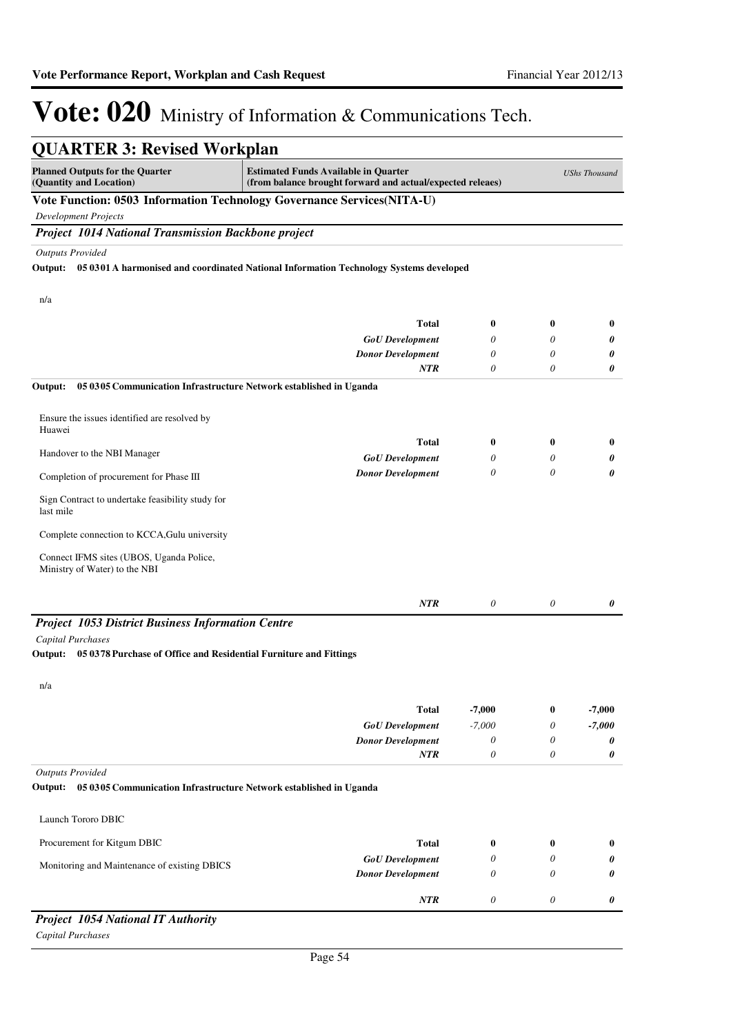# Vote: 020 Ministry of Information & Communications Tech.

## QUARTER 3: Revised Workplan

| Planned Outputs for the Quarter (Quantity and Location) | Estimated Funds Available in Quarter (from balance brought forward and actual/expected releaes) | | | *UShs Thousand* |
|---|---|---|---|---|

**Vote Function: 0503 Information Technology Governance Services(NITA-U)**

*Development Projects*

***Project 1014 National Transmission Backbone project***

*Outputs Provided*

**Output: 05 0301 A harmonised and coordinated National Information Technology Systems developed**

| | | | | |
|---|---|---|---|---|
| n/a | **Total** | **0** | **0** | **0** |
| | ***GoU Development*** | *0* | *0* | ***0*** |
| | ***Donor Development*** | *0* | *0* | ***0*** |
| | ***NTR*** | *0* | *0* | ***0*** |

**Output: 05 0305 Communication Infrastructure Network established in Uganda**

| | | | | |
|---|---|---|---|---|
| Ensure the issues identified are resolved by Huawei<br><br>Handover to the NBI Manager<br><br>Completion of procurement for Phase III<br><br>Sign Contract to undertake feasibility study for last mile<br><br>Complete connection to KCCA,Gulu university<br><br>Connect IFMS sites (UBOS, Uganda Police, Ministry of Water) to the NBI | **Total** | **0** | **0** | **0** |
| | ***GoU Development*** | *0* | *0* | ***0*** |
| | ***Donor Development*** | *0* | *0* | ***0*** |
| | ***NTR*** | *0* | *0* | ***0*** |

***Project 1053 District Business Information Centre***

*Capital Purchases*

**Output: 05 0378 Purchase of Office and Residential Furniture and Fittings**

| | | | | |
|---|---|---|---|---|
| n/a | **Total** | **-7,000** | **0** | **-7,000** |
| | ***GoU Development*** | *-7,000* | *0* | ***-7,000*** |
| | ***Donor Development*** | *0* | *0* | ***0*** |
| | ***NTR*** | *0* | *0* | ***0*** |

*Outputs Provided*

**Output: 05 0305 Communication Infrastructure Network established in Uganda**

| | | | | |
|---|---|---|---|---|
| Launch Tororo DBIC<br><br>Procurement for Kitgum DBIC<br><br>Monitoring and Maintenance of existing DBICS | **Total** | **0** | **0** | **0** |
| | ***GoU Development*** | *0* | *0* | ***0*** |
| | ***Donor Development*** | *0* | *0* | ***0*** |
| | ***NTR*** | *0* | *0* | ***0*** |

***Project 1054 National IT Authority***

*Capital Purchases*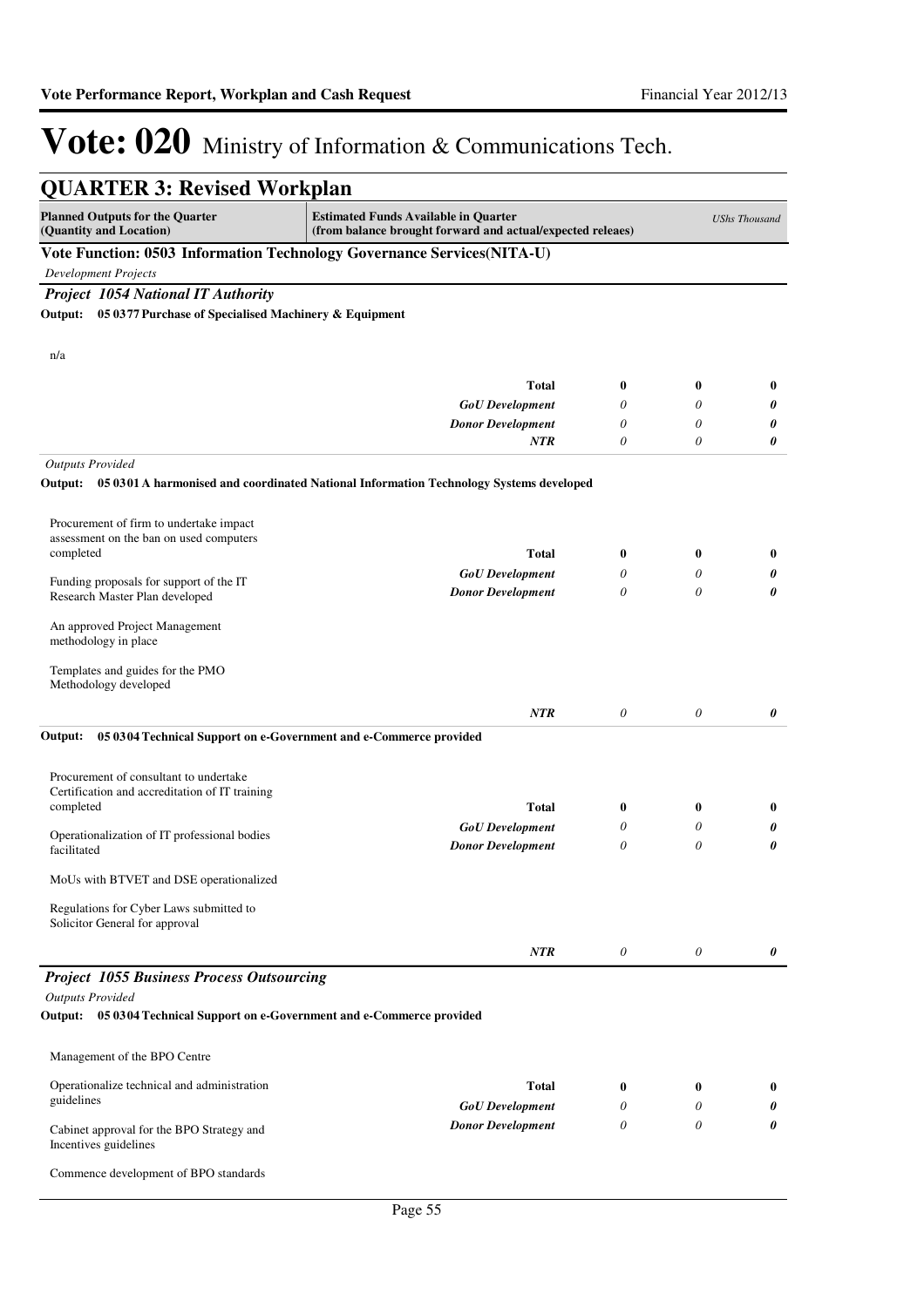# Vote: 020 Ministry of Information & Communications Tech.

## QUARTER 3: Revised Workplan

| Planned Outputs for the Quarter (Quantity and Location) | Estimated Funds Available in Quarter (from balance brought forward and actual/expected releaes) | | | *UShs Thousand* |
|---|---|---|---|---|

**Vote Function: 0503 Information Technology Governance Services(NITA-U)**

*Development Projects*

### *Project 1054 National IT Authority*

**Output: 05 0377 Purchase of Specialised Machinery & Equipment**

| | | | | |
|---|---|---|---|---|
| n/a | **Total** | **0** | **0** | **0** |
| | *GoU Development* | *0* | *0* | ***0*** |
| | *Donor Development* | *0* | *0* | ***0*** |
| | ***NTR*** | *0* | *0* | ***0*** |

*Outputs Provided*

**Output: 05 0301 A harmonised and coordinated National Information Technology Systems developed**

| | | | | |
|---|---|---|---|---|
| Procurement of firm to undertake impact assessment on the ban on used computers completed<br><br>Funding proposals for support of the IT Research Master Plan developed<br><br>An approved Project Management methodology in place<br><br>Templates and guides for the PMO Methodology developed | **Total** | **0** | **0** | **0** |
| | *GoU Development* | *0* | *0* | ***0*** |
| | *Donor Development* | *0* | *0* | ***0*** |
| | ***NTR*** | *0* | *0* | ***0*** |

**Output: 05 0304 Technical Support on e-Government and e-Commerce provided**

| | | | | |
|---|---|---|---|---|
| Procurement of consultant to undertake Certification and accreditation of IT training completed<br><br>Operationalization of IT professional bodies facilitated<br><br>MoUs with BTVET and DSE operationalized<br><br>Regulations for Cyber Laws submitted to Solicitor General for approval | **Total** | **0** | **0** | **0** |
| | *GoU Development* | *0* | *0* | ***0*** |
| | *Donor Development* | *0* | *0* | ***0*** |
| | ***NTR*** | *0* | *0* | ***0*** |

### *Project 1055 Business Process Outsourcing*

*Outputs Provided*

**Output: 05 0304 Technical Support on e-Government and e-Commerce provided**

| | | | | |
|---|---|---|---|---|
| Management of the BPO Centre<br><br>Operationalize technical and administration guidelines<br><br>Cabinet approval for the BPO Strategy and Incentives guidelines<br><br>Commence development of BPO standards | **Total** | **0** | **0** | **0** |
| | *GoU Development* | *0* | *0* | ***0*** |
| | *Donor Development* | *0* | *0* | ***0*** |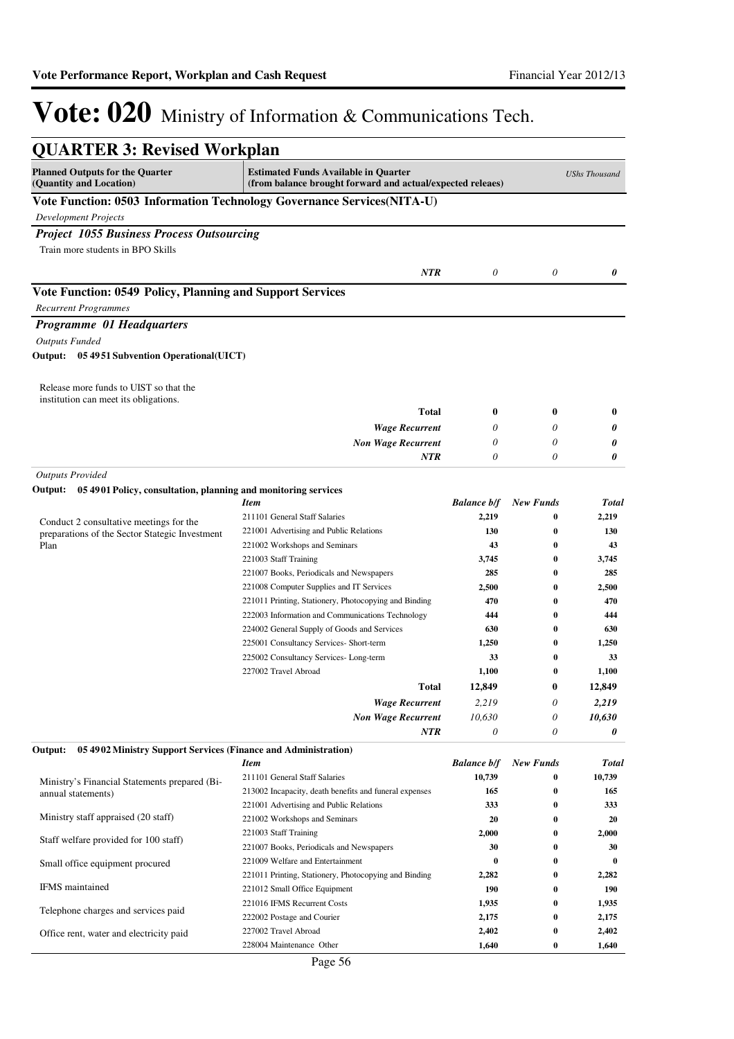# Vote: 020 Ministry of Information & Communications Tech.

## QUARTER 3: Revised Workplan

| Planned Outputs for the Quarter (Quantity and Location) | Estimated Funds Available in Quarter (from balance brought forward and actual/expected releaes) | | | UShs Thousand |
|---|---|---|---|---|

### Vote Function: 0503 Information Technology Governance Services(NITA-U)

*Development Projects*

***Project 1055 Business Process Outsourcing***

| | | | | |
|---|---|---|---|---|
| Train more students in BPO Skills | | | | |
| | ***NTR*** | *0* | *0* | ***0*** |

### Vote Function: 0549 Policy, Planning and Support Services

*Recurrent Programmes*

***Programme 01 Headquarters***

*Outputs Funded*

**Output: 05 4951 Subvention Operational(UICT)**

| | | | | |
|---|---|---|---|---|
| Release more funds to UIST so that the institution can meet its obligations. | | | | |
| | **Total** | **0** | **0** | **0** |
| | ***Wage Recurrent*** | *0* | *0* | ***0*** |
| | ***Non Wage Recurrent*** | *0* | *0* | ***0*** |
| | ***NTR*** | *0* | *0* | ***0*** |

*Outputs Provided*

**Output: 05 4901 Policy, consultation, planning and monitoring services**

| | *Item* | *Balance b/f* | *New Funds* | *Total* |
|---|---|---|---|---|
| Conduct 2 consultative meetings for the preparations of the Sector Stategic Investment Plan | 211101 General Staff Salaries | 2,219 | 0 | 2,219 |
| | 221001 Advertising and Public Relations | 130 | 0 | 130 |
| | 221002 Workshops and Seminars | 43 | 0 | 43 |
| | 221003 Staff Training | 3,745 | 0 | 3,745 |
| | 221007 Books, Periodicals and Newspapers | 285 | 0 | 285 |
| | 221008 Computer Supplies and IT Services | 2,500 | 0 | 2,500 |
| | 221011 Printing, Stationery, Photocopying and Binding | 470 | 0 | 470 |
| | 222003 Information and Communications Technology | 444 | 0 | 444 |
| | 224002 General Supply of Goods and Services | 630 | 0 | 630 |
| | 225001 Consultancy Services- Short-term | 1,250 | 0 | 1,250 |
| | 225002 Consultancy Services- Long-term | 33 | 0 | 33 |
| | 227002 Travel Abroad | 1,100 | 0 | 1,100 |
| | **Total** | **12,849** | **0** | **12,849** |
| | ***Wage Recurrent*** | *2,219* | *0* | ***2,219*** |
| | ***Non Wage Recurrent*** | *10,630* | *0* | ***10,630*** |
| | ***NTR*** | *0* | *0* | ***0*** |

**Output: 05 4902 Ministry Support Services (Finance and Administration)**

| | *Item* | *Balance b/f* | *New Funds* | *Total* |
|---|---|---|---|---|
| Ministry's Financial Statements prepared (Bi-annual statements) | 211101 General Staff Salaries | 10,739 | 0 | 10,739 |
| | 213002 Incapacity, death benefits and funeral expenses | 165 | 0 | 165 |
| Ministry staff appraised (20 staff) | 221001 Advertising and Public Relations | 333 | 0 | 333 |
| | 221002 Workshops and Seminars | 20 | 0 | 20 |
| Staff welfare provided for 100 staff) | 221003 Staff Training | 2,000 | 0 | 2,000 |
| | 221007 Books, Periodicals and Newspapers | 30 | 0 | 30 |
| Small office equipment procured | 221009 Welfare and Entertainment | 0 | 0 | 0 |
| | 221011 Printing, Stationery, Photocopying and Binding | 2,282 | 0 | 2,282 |
| IFMS maintained | 221012 Small Office Equipment | 190 | 0 | 190 |
| | 221016 IFMS Recurrent Costs | 1,935 | 0 | 1,935 |
| Telephone charges and services paid | 222002 Postage and Courier | 2,175 | 0 | 2,175 |
| | 227002 Travel Abroad | 2,402 | 0 | 2,402 |
| Office rent, water and electricity paid | 228004 Maintenance Other | 1,640 | 0 | 1,640 |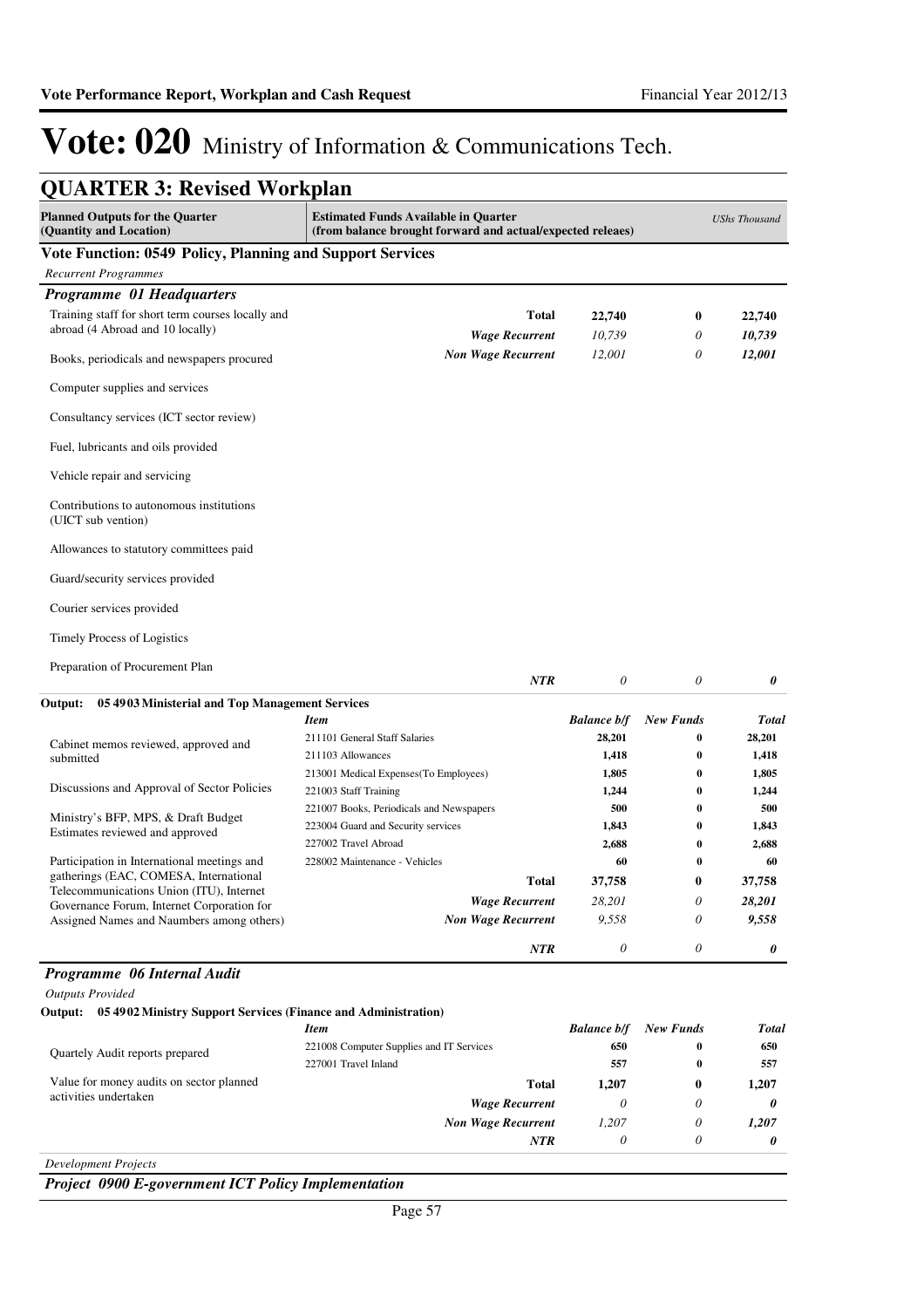# Vote: 020 Ministry of Information & Communications Tech.

## QUARTER 3: Revised Workplan

| Planned Outputs for the Quarter (Quantity and Location) | Estimated Funds Available in Quarter (from balance brought forward and actual/expected releaes) | | | USHs Thousand |
|---|---|---|---|---|

### Vote Function: 0549 Policy, Planning and Support Services

*Recurrent Programmes*

#### *Programme 01 Headquarters*

| Planned Outputs | | | | |
|---|---|---|---|---|
| Training staff for short term courses locally and abroad (4 Abroad and 10 locally)<br><br>Books, periodicals and newspapers procured<br><br>Computer supplies and services<br><br>Consultancy services (ICT sector review)<br><br>Fuel, lubricants and oils provided<br><br>Vehicle repair and servicing<br><br>Contributions to autonomous institutions (UICT sub vention)<br><br>Allowances to statutory committees paid<br><br>Guard/security services provided<br><br>Courier services provided<br><br>Timely Process of Logistics<br><br>Preparation of Procurement Plan | **Total** | **22,740** | **0** | **22,740** |
| | ***Wage Recurrent*** | *10,739* | *0* | ***10,739*** |
| | ***Non Wage Recurrent*** | *12,001* | *0* | ***12,001*** |
| | ***NTR*** | *0* | *0* | ***0*** |

**Output: 05 4903 Ministerial and Top Management Services**

| Planned Outputs | *Item* | *Balance b/f* | *New Funds* | *Total* |
|---|---|---|---|---|
| Cabinet memos reviewed, approved and submitted<br><br>Discussions and Approval of Sector Policies<br><br>Ministry's BFP, MPS, & Draft Budget Estimates reviewed and approved<br><br>Participation in International meetings and gatherings (EAC, COMESA, International Telecommunications Union (ITU), Internet Governance Forum, Internet Corporation for Assigned Names and Naumbers among others) | 211101 General Staff Salaries | **28,201** | **0** | **28,201** |
| | 211103 Allowances | **1,418** | **0** | **1,418** |
| | 213001 Medical Expenses(To Employees) | **1,805** | **0** | **1,805** |
| | 221003 Staff Training | **1,244** | **0** | **1,244** |
| | 221007 Books, Periodicals and Newspapers | **500** | **0** | **500** |
| | 223004 Guard and Security services | **1,843** | **0** | **1,843** |
| | 227002 Travel Abroad | **2,688** | **0** | **2,688** |
| | 228002 Maintenance - Vehicles | **60** | **0** | **60** |
| | **Total** | **37,758** | **0** | **37,758** |
| | ***Wage Recurrent*** | *28,201* | *0* | ***28,201*** |
| | ***Non Wage Recurrent*** | *9,558* | *0* | ***9,558*** |
| | ***NTR*** | *0* | *0* | ***0*** |

#### *Programme 06 Internal Audit*

*Outputs Provided*

**Output: 05 4902 Ministry Support Services (Finance and Administration)**

| Planned Outputs | *Item* | *Balance b/f* | *New Funds* | *Total* |
|---|---|---|---|---|
| Quartely Audit reports prepared<br><br>Value for money audits on sector planned activities undertaken | 221008 Computer Supplies and IT Services | **650** | **0** | **650** |
| | 227001 Travel Inland | **557** | **0** | **557** |
| | **Total** | **1,207** | **0** | **1,207** |
| | ***Wage Recurrent*** | *0* | *0* | ***0*** |
| | ***Non Wage Recurrent*** | *1,207* | *0* | ***1,207*** |
| | ***NTR*** | *0* | *0* | ***0*** |

*Development Projects*

#### *Project 0900 E-government ICT Policy Implementation*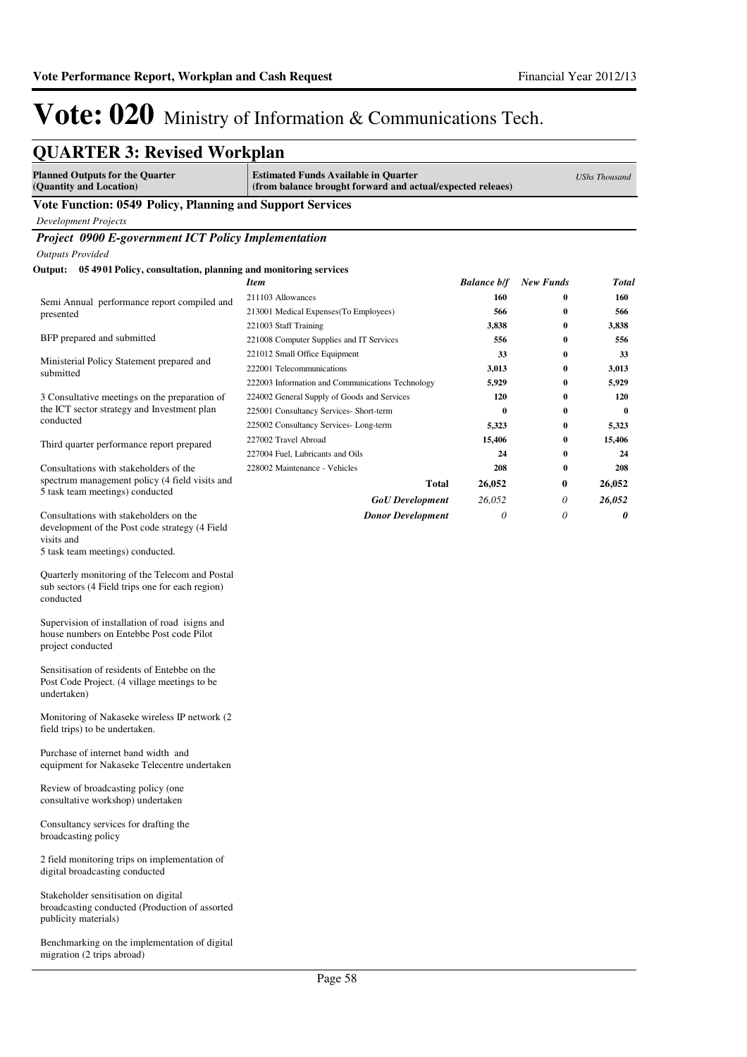# Vote: 020 Ministry of Information & Communications Tech.

## QUARTER 3: Revised Workplan

| Planned Outputs for the Quarter (Quantity and Location) | Estimated Funds Available in Quarter (from balance brought forward and actual/expected releaes) | | | UShs Thousand |
|---|---|---|---|---|

**Vote Function: 0549 Policy, Planning and Support Services**

*Development Projects*

***Project 0900 E-government ICT Policy Implementation***

*Outputs Provided*

**Output: 05 4901 Policy, consultation, planning and monitoring services**

Semi Annual performance report compiled and presented

BFP prepared and submitted

Ministerial Policy Statement prepared and submitted

3 Consultative meetings on the preparation of the ICT sector strategy and Investment plan conducted

Third quarter performance report prepared

Consultations with stakeholders of the spectrum management policy (4 field visits and 5 task team meetings) conducted

Consultations with stakeholders on the development of the Post code strategy (4 Field visits and 5 task team meetings) conducted.

Quarterly monitoring of the Telecom and Postal sub sectors (4 Field trips one for each region) conducted

Supervision of installation of road isigns and house numbers on Entebbe Post code Pilot project conducted

Sensitisation of residents of Entebbe on the Post Code Project. (4 village meetings to be undertaken)

Monitoring of Nakaseke wireless IP network (2 field trips) to be undertaken.

Purchase of internet band width and equipment for Nakaseke Telecentre undertaken

Review of broadcasting policy (one consultative workshop) undertaken

Consultancy services for drafting the broadcasting policy

2 field monitoring trips on implementation of digital broadcasting conducted

Stakeholder sensitisation on digital broadcasting conducted (Production of assorted publicity materials)

Benchmarking on the implementation of digital migration (2 trips abroad)

| *Item* | *Balance b/f* | *New Funds* | *Total* |
|---|---|---|---|
| 211103 Allowances | 160 | 0 | 160 |
| 213001 Medical Expenses(To Employees) | 566 | 0 | 566 |
| 221003 Staff Training | 3,838 | 0 | 3,838 |
| 221008 Computer Supplies and IT Services | 556 | 0 | 556 |
| 221012 Small Office Equipment | 33 | 0 | 33 |
| 222001 Telecommunications | 3,013 | 0 | 3,013 |
| 222003 Information and Communications Technology | 5,929 | 0 | 5,929 |
| 224002 General Supply of Goods and Services | 120 | 0 | 120 |
| 225001 Consultancy Services- Short-term | 0 | 0 | 0 |
| 225002 Consultancy Services- Long-term | 5,323 | 0 | 5,323 |
| 227002 Travel Abroad | 15,406 | 0 | 15,406 |
| 227004 Fuel, Lubricants and Oils | 24 | 0 | 24 |
| 228002 Maintenance - Vehicles | 208 | 0 | 208 |
| **Total** | **26,052** | **0** | **26,052** |
| ***GoU Development*** | *26,052* | *0* | ***26,052*** |
| ***Donor Development*** | *0* | *0* | ***0*** |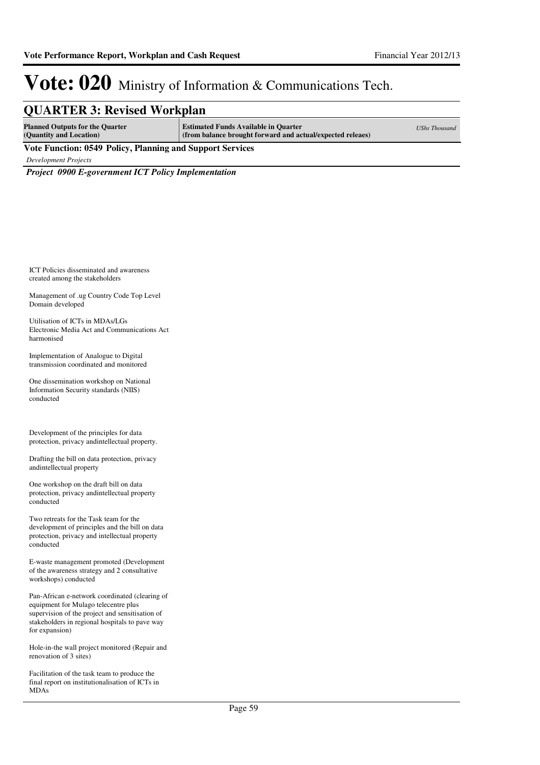# Vote: 020 Ministry of Information & Communications Tech.

## QUARTER 3: Revised Workplan

| Planned Outputs for the Quarter (Quantity and Location) | Estimated Funds Available in Quarter (from balance brought forward and actual/expected releaes) | UShs Thousand |
|---|---|---|

**Vote Function: 0549 Policy, Planning and Support Services**

*Development Projects*

***Project 0900 E-government ICT Policy Implementation***

ICT Policies disseminated and awareness created among the stakeholders

Management of .ug Country Code Top Level Domain developed

Utilisation of ICTs in MDAs/LGs
Electronic Media Act and Communications Act harmonised

Implementation of Analogue to Digital transmission coordinated and monitored

One dissemination workshop on National Information Security standards (NIIS) conducted

Development of the principles for data protection, privacy andintellectual property.

Drafting the bill on data protection, privacy andintellectual property

One workshop on the draft bill on data protection, privacy andintellectual property conducted

Two retreats for the Task team for the development of principles and the bill on data protection, privacy and intellectual property conducted

E-waste management promoted (Development of the awareness strategy and 2 consultative workshops) conducted

Pan-African e-network coordinated (clearing of equipment for Mulago telecentre plus supervision of the project and sensitisation of stakeholders in regional hospitals to pave way for expansion)

Hole-in-the wall project monitored (Repair and renovation of 3 sites)

Facilitation of the task team to produce the final report on institutionalisation of ICTs in MDAs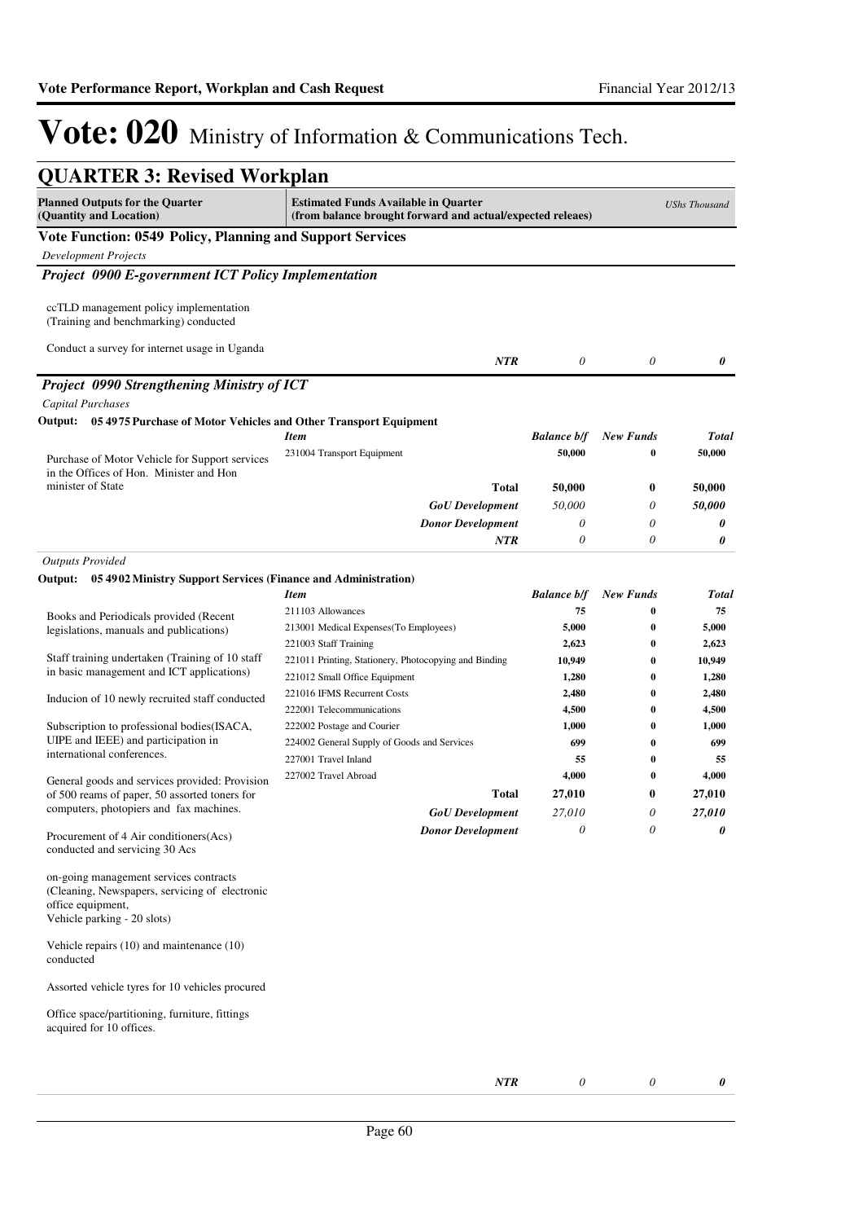# Vote: 020 Ministry of Information & Communications Tech.

## QUARTER 3: Revised Workplan

| Planned Outputs for the Quarter (Quantity and Location) | Estimated Funds Available in Quarter (from balance brought forward and actual/expected releaes) | | | *UShs Thousand* |
|---|---|---|---|---|

### Vote Function: 0549 Policy, Planning and Support Services

*Development Projects*

### *Project 0900 E-government ICT Policy Implementation*

| Planned Outputs | Item | Balance b/f | New Funds | Total |
|---|---|---|---|---|
| ccTLD management policy implementation (Training and benchmarking) conducted<br><br>Conduct a survey for internet usage in Uganda | | | | |
| | ***NTR*** | *0* | *0* | ***0*** |

### *Project 0990 Strengthening Ministry of ICT*

*Capital Purchases*

**Output: 05 4975 Purchase of Motor Vehicles and Other Transport Equipment**

| Planned Outputs | *Item* | *Balance b/f* | *New Funds* | *Total* |
|---|---|---|---|---|
| Purchase of Motor Vehicle for Support services in the Offices of Hon. Minister and Hon minister of State | 231004 Transport Equipment | **50,000** | **0** | **50,000** |
| | **Total** | **50,000** | **0** | **50,000** |
| | ***GoU Development*** | *50,000* | *0* | ***50,000*** |
| | ***Donor Development*** | *0* | *0* | ***0*** |
| | ***NTR*** | *0* | *0* | ***0*** |

*Outputs Provided*

**Output: 05 4902 Ministry Support Services (Finance and Administration)**

| Planned Outputs | *Item* | *Balance b/f* | *New Funds* | *Total* |
|---|---|---|---|---|
| Books and Periodicals provided (Recent legislations, manuals and publications)<br><br>Staff training undertaken (Training of 10 staff in basic management and ICT applications)<br><br>Inducion of 10 newly recruited staff conducted<br><br>Subscription to professional bodies(ISACA, UIPE and IEEE) and participation in international conferences.<br><br>General goods and services provided: Provision of 500 reams of paper, 50 assorted toners for computers, photopiers and fax machines.<br><br>Procurement of 4 Air conditioners(Acs) conducted and servicing 30 Acs<br><br>on-going management services contracts (Cleaning, Newspapers, servicing of electronic office equipment, Vehicle parking - 20 slots)<br><br>Vehicle repairs (10) and maintenance (10) conducted<br><br>Assorted vehicle tyres for 10 vehicles procured<br><br>Office space/partitioning, furniture, fittings acquired for 10 offices. | 211103 Allowances | **75** | **0** | **75** |
| | 213001 Medical Expenses(To Employees) | **5,000** | **0** | **5,000** |
| | 221003 Staff Training | **2,623** | **0** | **2,623** |
| | 221011 Printing, Stationery, Photocopying and Binding | **10,949** | **0** | **10,949** |
| | 221012 Small Office Equipment | **1,280** | **0** | **1,280** |
| | 221016 IFMS Recurrent Costs | **2,480** | **0** | **2,480** |
| | 222001 Telecommunications | **4,500** | **0** | **4,500** |
| | 222002 Postage and Courier | **1,000** | **0** | **1,000** |
| | 224002 General Supply of Goods and Services | **699** | **0** | **699** |
| | 227001 Travel Inland | **55** | **0** | **55** |
| | 227002 Travel Abroad | **4,000** | **0** | **4,000** |
| | **Total** | **27,010** | **0** | **27,010** |
| | ***GoU Development*** | *27,010* | *0* | ***27,010*** |
| | ***Donor Development*** | *0* | *0* | ***0*** |
| | ***NTR*** | *0* | *0* | ***0*** |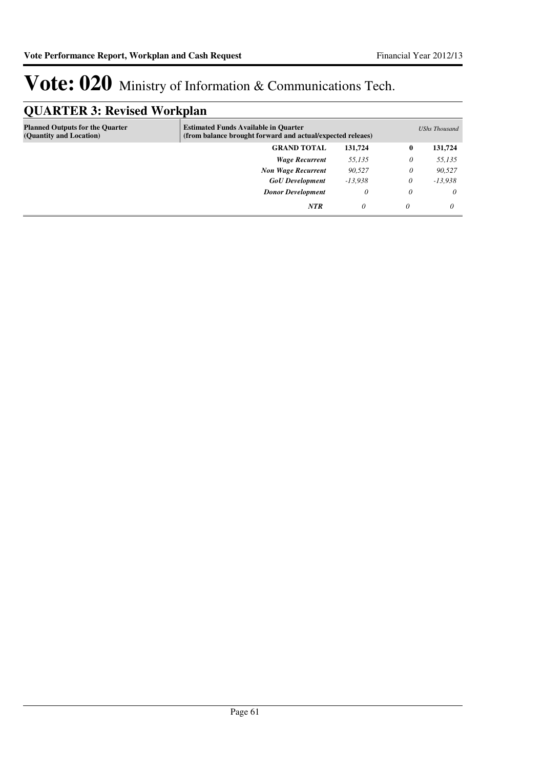# Vote: 020 Ministry of Information & Communications Tech.

## QUARTER 3: Revised Workplan

| Planned Outputs for the Quarter (Quantity and Location) | Estimated Funds Available in Quarter (from balance brought forward and actual/expected releaes) | | | *UShs Thousand* |
|---|---|---|---|---|
| | **GRAND TOTAL** | **131,724** | **0** | **131,724** |
| | ***Wage Recurrent*** | *55,135* | *0* | *55,135* |
| | ***Non Wage Recurrent*** | *90,527* | *0* | *90,527* |
| | ***GoU Development*** | *-13,938* | *0* | *-13,938* |
| | ***Donor Development*** | *0* | *0* | *0* |
| | ***NTR*** | *0* | *0* | *0* |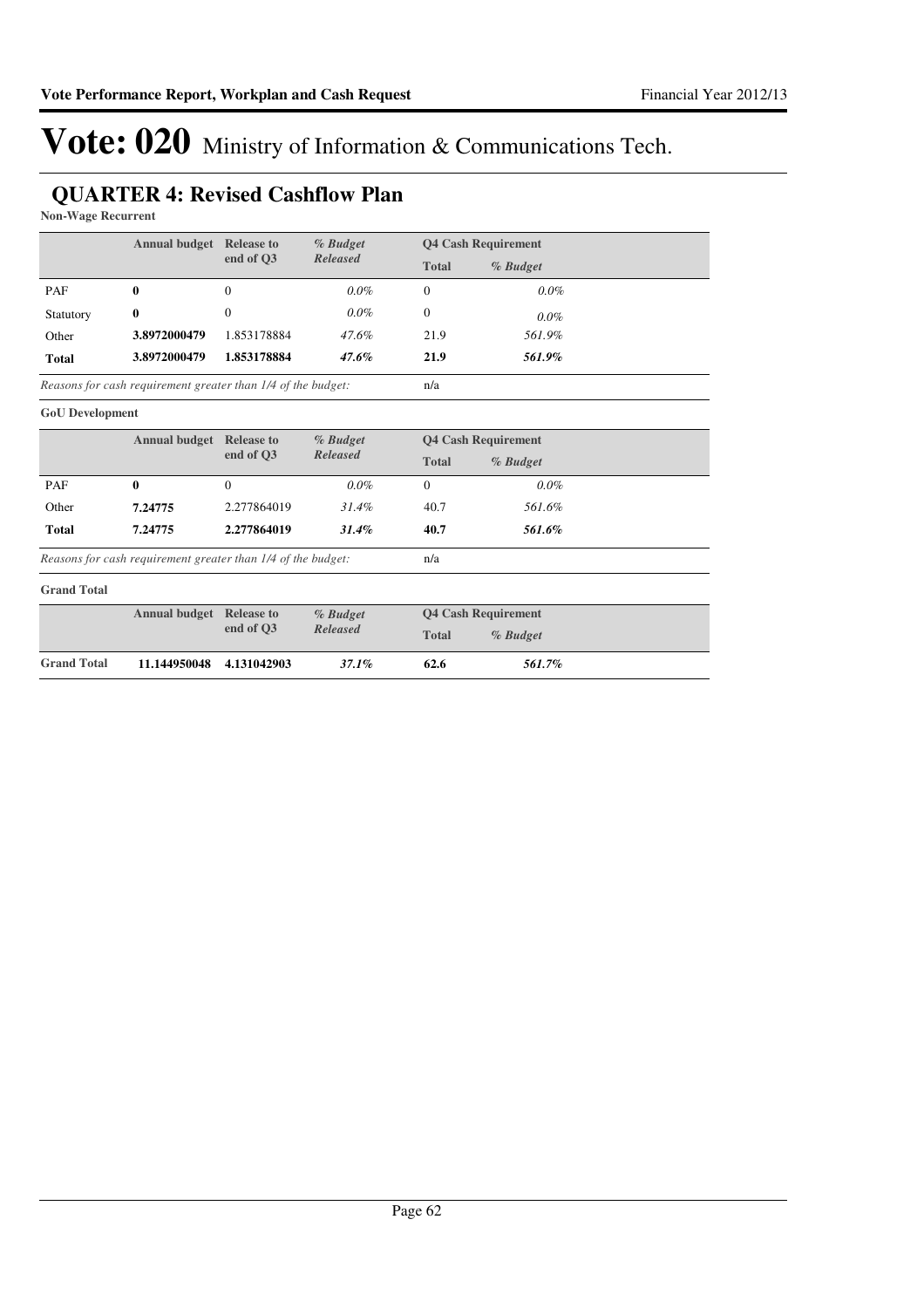# Vote: 020 Ministry of Information & Communications Tech.

## QUARTER 4: Revised Cashflow Plan

**Non-Wage Recurrent**

| | Annual budget | Release to end of Q3 | *% Budget Released* | Q4 Cash Requirement | |
|---|---|---|---|---|---|
| | | | | Total | *% Budget* |
| PAF | **0** | 0 | *0.0%* | 0 | *0.0%* |
| Statutory | **0** | 0 | *0.0%* | 0 | *0.0%* |
| Other | **3.8972000479** | 1.853178884 | *47.6%* | 21.9 | *561.9%* |
| **Total** | **3.8972000479** | **1.853178884** | ***47.6%*** | **21.9** | ***561.9%*** |

*Reasons for cash requirement greater than 1/4 of the budget:* n/a

**GoU Development**

| | Annual budget | Release to end of Q3 | *% Budget Released* | Q4 Cash Requirement | |
|---|---|---|---|---|---|
| | | | | Total | *% Budget* |
| PAF | **0** | 0 | *0.0%* | 0 | *0.0%* |
| Other | **7.24775** | 2.277864019 | *31.4%* | 40.7 | *561.6%* |
| **Total** | **7.24775** | **2.277864019** | ***31.4%*** | **40.7** | ***561.6%*** |

*Reasons for cash requirement greater than 1/4 of the budget:* n/a

**Grand Total**

| | Annual budget | Release to end of Q3 | *% Budget Released* | Q4 Cash Requirement | |
|---|---|---|---|---|---|
| | | | | Total | *% Budget* |
| **Grand Total** | **11.144950048** | **4.131042903** | ***37.1%*** | **62.6** | ***561.7%*** |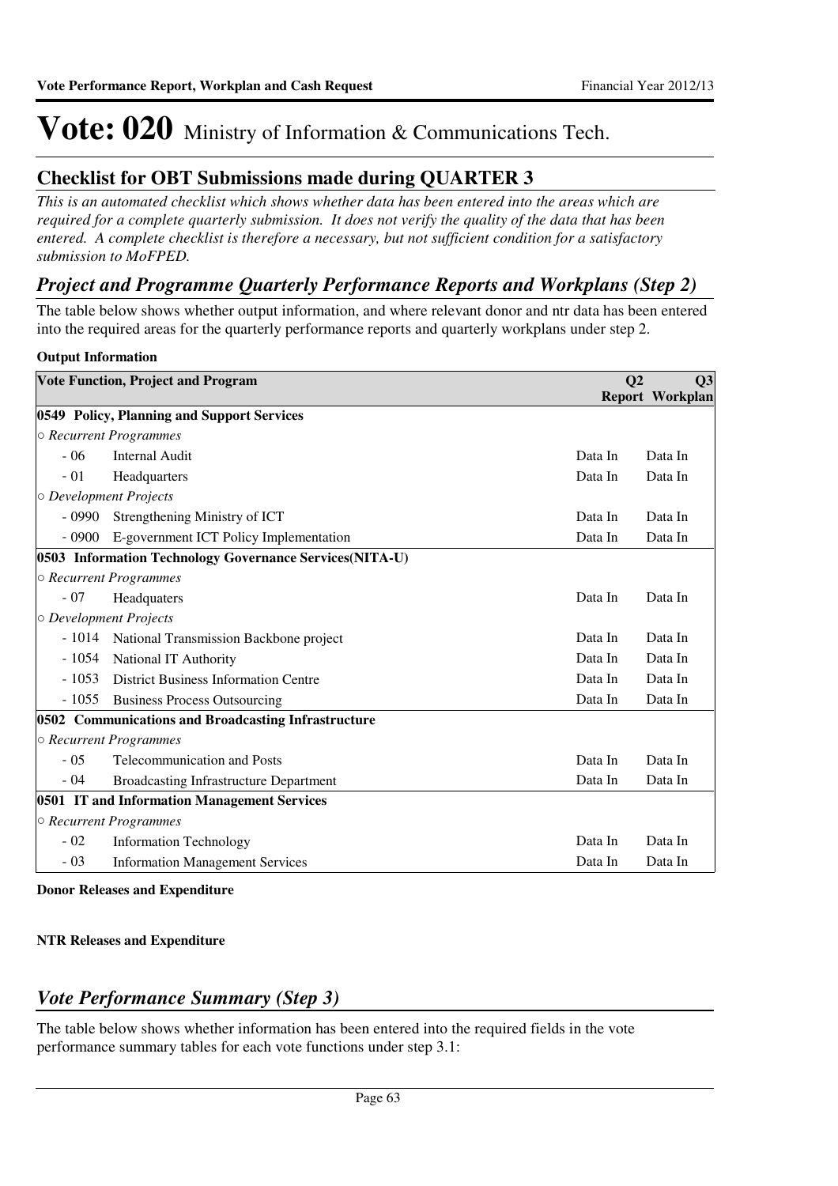# Vote: 020 Ministry of Information & Communications Tech.

## Checklist for OBT Submissions made during QUARTER 3

*This is an automated checklist which shows whether data has been entered into the areas which are required for a complete quarterly submission. It does not verify the quality of the data that has been entered. A complete checklist is therefore a necessary, but not sufficient condition for a satisfactory submission to MoFPED.*

## *Project and Programme Quarterly Performance Reports and Workplans (Step 2)*

The table below shows whether output information, and where relevant donor and ntr data has been entered into the required areas for the quarterly performance reports and quarterly workplans under step 2.

**Output Information**

| Vote Function, Project and Program | | Q2 Report | Q3 Workplan |
|---|---|---|---|
| **0549 Policy, Planning and Support Services** | | | |
| *○ Recurrent Programmes* | | | |
| - 06 | Internal Audit | Data In | Data In |
| - 01 | Headquarters | Data In | Data In |
| *○ Development Projects* | | | |
| - 0990 | Strengthening Ministry of ICT | Data In | Data In |
| - 0900 | E-government ICT Policy Implementation | Data In | Data In |
| **0503 Information Technology Governance Services(NITA-U)** | | | |
| *○ Recurrent Programmes* | | | |
| - 07 | Headquaters | Data In | Data In |
| *○ Development Projects* | | | |
| - 1014 | National Transmission Backbone project | Data In | Data In |
| - 1054 | National IT Authority | Data In | Data In |
| - 1053 | District Business Information Centre | Data In | Data In |
| - 1055 | Business Process Outsourcing | Data In | Data In |
| **0502 Communications and Broadcasting Infrastructure** | | | |
| *○ Recurrent Programmes* | | | |
| - 05 | Telecommunication and Posts | Data In | Data In |
| - 04 | Broadcasting Infrastructure Department | Data In | Data In |
| **0501 IT and Information Management Services** | | | |
| *○ Recurrent Programmes* | | | |
| - 02 | Information Technology | Data In | Data In |
| - 03 | Information Management Services | Data In | Data In |

**Donor Releases and Expenditure**

**NTR Releases and Expenditure**

## *Vote Performance Summary (Step 3)*

The table below shows whether information has been entered into the required fields in the vote performance summary tables for each vote functions under step 3.1: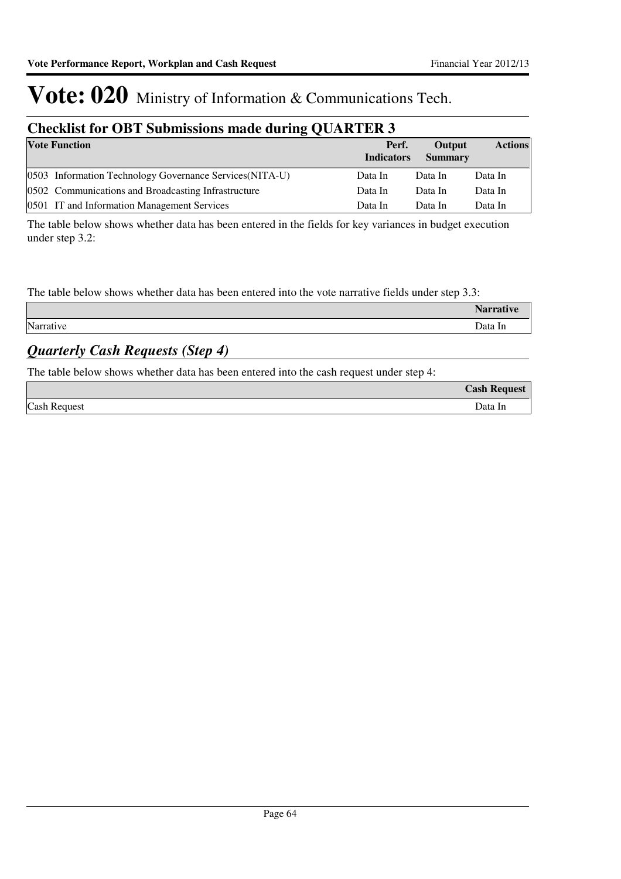# Vote: 020 Ministry of Information & Communications Tech.

## Checklist for OBT Submissions made during QUARTER 3

| Vote Function | Perf. Indicators | Output Summary | Actions |
| --- | --- | --- | --- |
| 0503 Information Technology Governance Services(NITA-U) | Data In | Data In | Data In |
| 0502 Communications and Broadcasting Infrastructure | Data In | Data In | Data In |
| 0501 IT and Information Management Services | Data In | Data In | Data In |

The table below shows whether data has been entered in the fields for key variances in budget execution under step 3.2:

The table below shows whether data has been entered into the vote narrative fields under step 3.3:

| | Narrative |
| --- | --- |
| Narrative | Data In |

## *Quarterly Cash Requests (Step 4)*

The table below shows whether data has been entered into the cash request under step 4:

| | Cash Request |
| --- | --- |
| Cash Request | Data In |